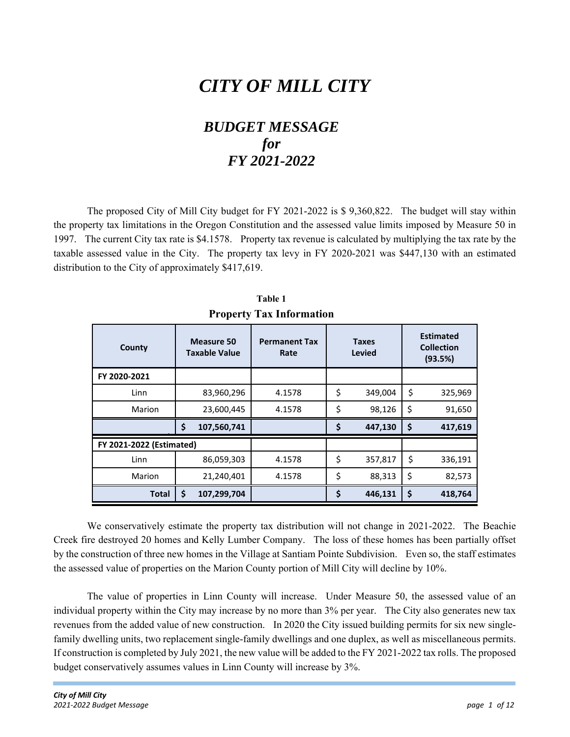# *CITY OF MILL CITY*

## *BUDGET MESSAGE for FY 2021-2022*

The proposed City of Mill City budget for FY 2021-2022 is $ 9,360,822. The budget will stay within the property tax limitations in the Oregon Constitution and the assessed value limits imposed by Measure 50 in 1997. The current City tax rate is $4.1578. Property tax revenue is calculated by multiplying the tax rate by the taxable assessed value in the City. The property tax levy in FY 2020-2021 was $447,130 with an estimated distribution to the City of approximately $417,619.

**Table 1**
**Property Tax Information**

| County | Measure 50 Taxable Value | Permanent Tax Rate | Taxes Levied | Estimated Collection (93.5%) |
|---|---|---|---|---|
| **FY 2020-2021** | | | | |
| Linn | 83,960,296 | 4.1578 | $ 349,004 | $ 325,969 |
| Marion | 23,600,445 | 4.1578 | $ 98,126 | $ 91,650 |
| | **$ 107,560,741** | | **$ 447,130** | **$ 417,619** |
| **FY 2021-2022 (Estimated)** | | | | |
| Linn | 86,059,303 | 4.1578 | $ 357,817 | $ 336,191 |
| Marion | 21,240,401 | 4.1578 | $ 88,313 | $ 82,573 |
| **Total** | **$ 107,299,704** | | **$ 446,131** | **$ 418,764** |

We conservatively estimate the property tax distribution will not change in 2021-2022. The Beachie Creek fire destroyed 20 homes and Kelly Lumber Company. The loss of these homes has been partially offset by the construction of three new homes in the Village at Santiam Pointe Subdivision. Even so, the staff estimates the assessed value of properties on the Marion County portion of Mill City will decline by 10%.

The value of properties in Linn County will increase. Under Measure 50, the assessed value of an individual property within the City may increase by no more than 3% per year. The City also generates new tax revenues from the added value of new construction. In 2020 the City issued building permits for six new single-family dwelling units, two replacement single-family dwellings and one duplex, as well as miscellaneous permits. If construction is completed by July 2021, the new value will be added to the FY 2021-2022 tax rolls. The proposed budget conservatively assumes values in Linn County will increase by 3%.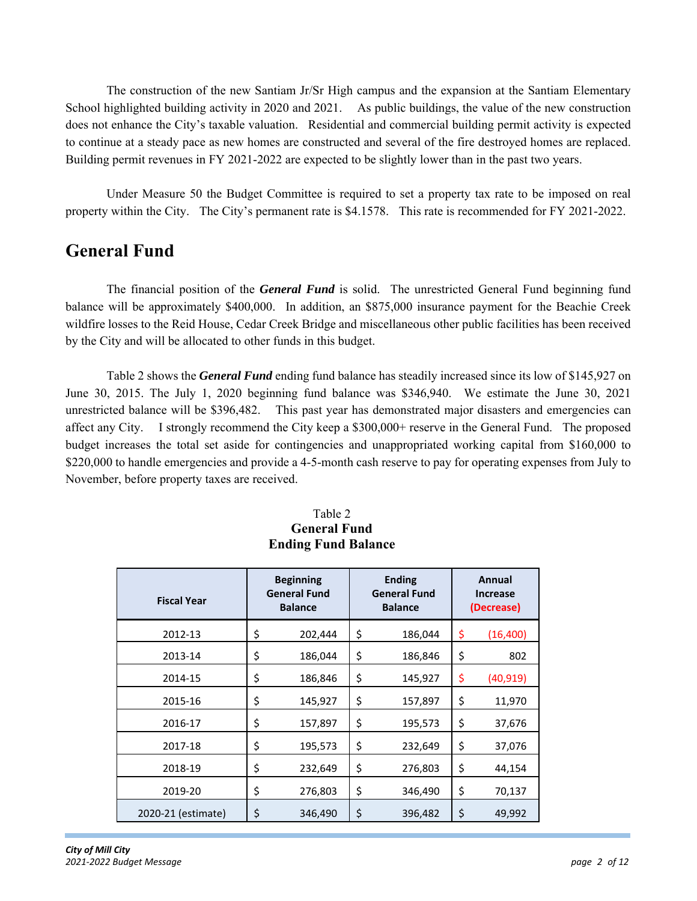The construction of the new Santiam Jr/Sr High campus and the expansion at the Santiam Elementary School highlighted building activity in 2020 and 2021. As public buildings, the value of the new construction does not enhance the City's taxable valuation. Residential and commercial building permit activity is expected to continue at a steady pace as new homes are constructed and several of the fire destroyed homes are replaced. Building permit revenues in FY 2021-2022 are expected to be slightly lower than in the past two years.

Under Measure 50 the Budget Committee is required to set a property tax rate to be imposed on real property within the City. The City's permanent rate is $4.1578. This rate is recommended for FY 2021-2022.

# General Fund

The financial position of the ***General Fund*** is solid. The unrestricted General Fund beginning fund balance will be approximately $400,000. In addition, an $875,000 insurance payment for the Beachie Creek wildfire losses to the Reid House, Cedar Creek Bridge and miscellaneous other public facilities has been received by the City and will be allocated to other funds in this budget.

Table 2 shows the ***General Fund*** ending fund balance has steadily increased since its low of $145,927 on June 30, 2015. The July 1, 2020 beginning fund balance was $346,940. We estimate the June 30, 2021 unrestricted balance will be $396,482. This past year has demonstrated major disasters and emergencies can affect any City. I strongly recommend the City keep a $300,000+ reserve in the General Fund. The proposed budget increases the total set aside for contingencies and unappropriated working capital from $160,000 to $220,000 to handle emergencies and provide a 4-5-month cash reserve to pay for operating expenses from July to November, before property taxes are received.

Table 2
**General Fund**
**Ending Fund Balance**

| Fiscal Year | Beginning General Fund Balance | Ending General Fund Balance | Annual Increase (Decrease) |
|---|---|---|---|
| 2012-13 | $ 202,444 | $ 186,044 | $ (16,400) |
| 2013-14 | $ 186,044 | $ 186,846 | $ 802 |
| 2014-15 | $ 186,846 | $ 145,927 | $ (40,919) |
| 2015-16 | $ 145,927 | $ 157,897 | $ 11,970 |
| 2016-17 | $ 157,897 | $ 195,573 | $ 37,676 |
| 2017-18 | $ 195,573 | $ 232,649 | $ 37,076 |
| 2018-19 | $ 232,649 | $ 276,803 | $ 44,154 |
| 2019-20 | $ 276,803 | $ 346,490 | $ 70,137 |
| 2020-21 (estimate) | $ 346,490 | $ 396,482 | $ 49,992 |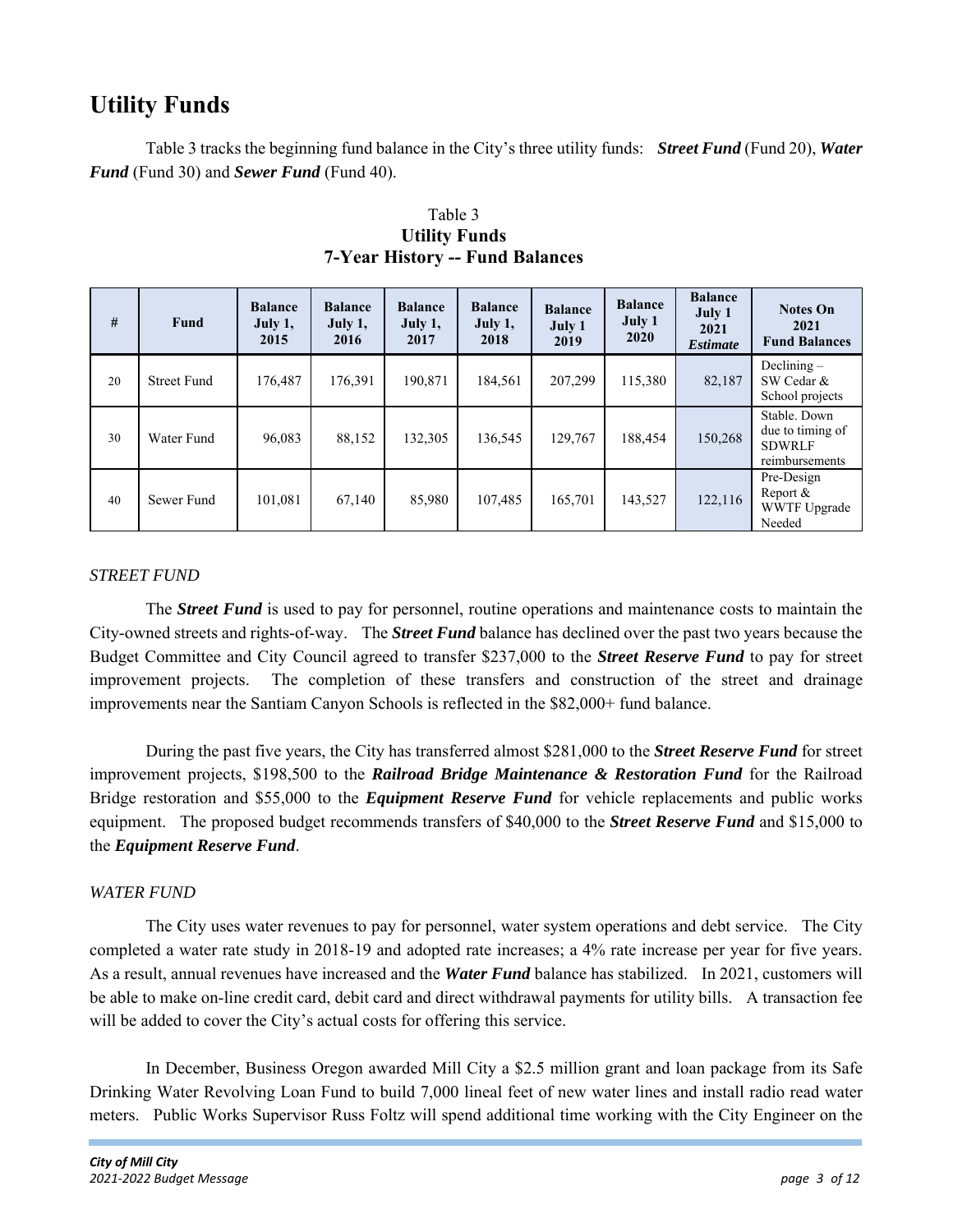## Utility Funds

Table 3 tracks the beginning fund balance in the City's three utility funds: ***Street Fund*** (Fund 20), ***Water Fund*** (Fund 30) and ***Sewer Fund*** (Fund 40).

Table 3
**Utility Funds**
**7-Year History -- Fund Balances**

| # | Fund | Balance July 1, 2015 | Balance July 1, 2016 | Balance July 1, 2017 | Balance July 1, 2018 | Balance July 1 2019 | Balance July 1 2020 | Balance July 1 2021 *Estimate* | Notes On 2021 Fund Balances |
|---|---|---|---|---|---|---|---|---|---|
| 20 | Street Fund | 176,487 | 176,391 | 190,871 | 184,561 | 207,299 | 115,380 | 82,187 | Declining – SW Cedar & School projects |
| 30 | Water Fund | 96,083 | 88,152 | 132,305 | 136,545 | 129,767 | 188,454 | 150,268 | Stable. Down due to timing of SDWRLF reimbursements |
| 40 | Sewer Fund | 101,081 | 67,140 | 85,980 | 107,485 | 165,701 | 143,527 | 122,116 | Pre-Design Report & WWTF Upgrade Needed |

*STREET FUND*

The ***Street Fund*** is used to pay for personnel, routine operations and maintenance costs to maintain the City-owned streets and rights-of-way. The ***Street Fund*** balance has declined over the past two years because the Budget Committee and City Council agreed to transfer $237,000 to the ***Street Reserve Fund*** to pay for street improvement projects. The completion of these transfers and construction of the street and drainage improvements near the Santiam Canyon Schools is reflected in the $82,000+ fund balance.

During the past five years, the City has transferred almost $281,000 to the ***Street Reserve Fund*** for street improvement projects, $198,500 to the ***Railroad Bridge Maintenance & Restoration Fund*** for the Railroad Bridge restoration and $55,000 to the ***Equipment Reserve Fund*** for vehicle replacements and public works equipment. The proposed budget recommends transfers of $40,000 to the ***Street Reserve Fund*** and $15,000 to the ***Equipment Reserve Fund***.

*WATER FUND*

The City uses water revenues to pay for personnel, water system operations and debt service. The City completed a water rate study in 2018-19 and adopted rate increases; a 4% rate increase per year for five years. As a result, annual revenues have increased and the ***Water Fund*** balance has stabilized. In 2021, customers will be able to make on-line credit card, debit card and direct withdrawal payments for utility bills. A transaction fee will be added to cover the City's actual costs for offering this service.

In December, Business Oregon awarded Mill City a $2.5 million grant and loan package from its Safe Drinking Water Revolving Loan Fund to build 7,000 lineal feet of new water lines and install radio read water meters. Public Works Supervisor Russ Foltz will spend additional time working with the City Engineer on the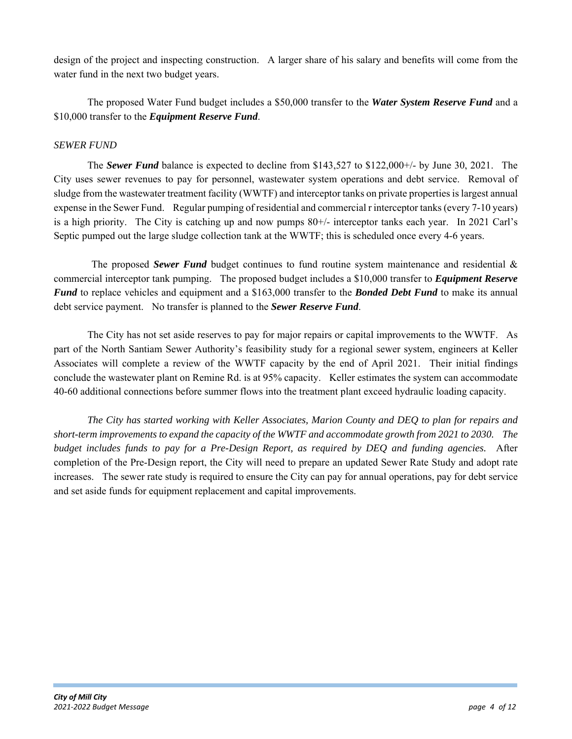design of the project and inspecting construction. A larger share of his salary and benefits will come from the water fund in the next two budget years.

The proposed Water Fund budget includes a $50,000 transfer to the ***Water System Reserve Fund*** and a $10,000 transfer to the ***Equipment Reserve Fund***.

*SEWER FUND*

The ***Sewer Fund*** balance is expected to decline from $143,527 to $122,000+/- by June 30, 2021. The City uses sewer revenues to pay for personnel, wastewater system operations and debt service. Removal of sludge from the wastewater treatment facility (WWTF) and interceptor tanks on private properties is largest annual expense in the Sewer Fund. Regular pumping of residential and commercial r interceptor tanks (every 7-10 years) is a high priority. The City is catching up and now pumps 80+/- interceptor tanks each year. In 2021 Carl's Septic pumped out the large sludge collection tank at the WWTF; this is scheduled once every 4-6 years.

The proposed ***Sewer Fund*** budget continues to fund routine system maintenance and residential & commercial interceptor tank pumping. The proposed budget includes a $10,000 transfer to ***Equipment Reserve Fund*** to replace vehicles and equipment and a $163,000 transfer to the ***Bonded Debt Fund*** to make its annual debt service payment. No transfer is planned to the ***Sewer Reserve Fund***.

The City has not set aside reserves to pay for major repairs or capital improvements to the WWTF. As part of the North Santiam Sewer Authority's feasibility study for a regional sewer system, engineers at Keller Associates will complete a review of the WWTF capacity by the end of April 2021. Their initial findings conclude the wastewater plant on Remine Rd. is at 95% capacity. Keller estimates the system can accommodate 40-60 additional connections before summer flows into the treatment plant exceed hydraulic loading capacity.

*The City has started working with Keller Associates, Marion County and DEQ to plan for repairs and short-term improvements to expand the capacity of the WWTF and accommodate growth from 2021 to 2030. The budget includes funds to pay for a Pre-Design Report, as required by DEQ and funding agencies.* After completion of the Pre-Design report, the City will need to prepare an updated Sewer Rate Study and adopt rate increases. The sewer rate study is required to ensure the City can pay for annual operations, pay for debt service and set aside funds for equipment replacement and capital improvements.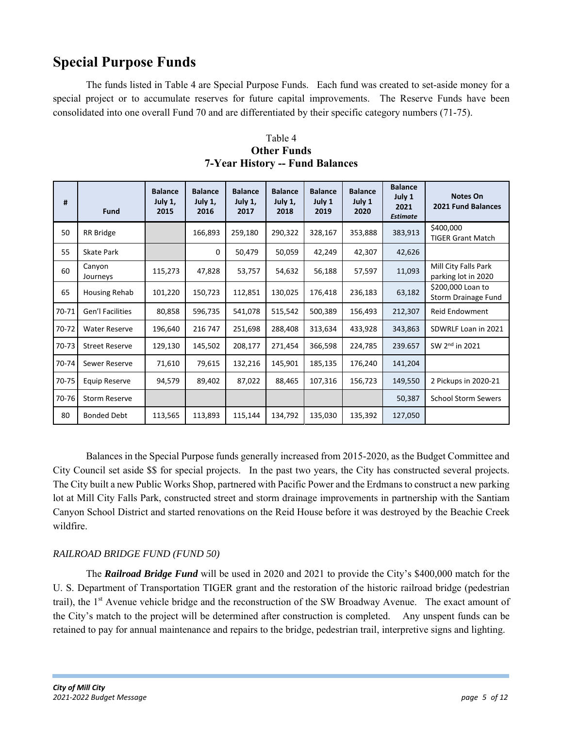## Special Purpose Funds

The funds listed in Table 4 are Special Purpose Funds. Each fund was created to set-aside money for a special project or to accumulate reserves for future capital improvements. The Reserve Funds have been consolidated into one overall Fund 70 and are differentiated by their specific category numbers (71-75).

Table 4
**Other Funds**
**7-Year History -- Fund Balances**

| # | Fund | Balance July 1, 2015 | Balance July 1, 2016 | Balance July 1, 2017 | Balance July 1, 2018 | Balance July 1 2019 | Balance July 1 2020 | Balance July 1 2021 *Estimate* | Notes On 2021 Fund Balances |
|---|---|---|---|---|---|---|---|---|---|
| 50 | RR Bridge | | 166,893 | 259,180 | 290,322 | 328,167 | 353,888 | 383,913 | $400,000 TIGER Grant Match |
| 55 | Skate Park | | 0 | 50,479 | 50,059 | 42,249 | 42,307 | 42,626 | |
| 60 | Canyon Journeys | 115,273 | 47,828 | 53,757 | 54,632 | 56,188 | 57,597 | 11,093 | Mill City Falls Park parking lot in 2020 |
| 65 | Housing Rehab | 101,220 | 150,723 | 112,851 | 130,025 | 176,418 | 236,183 | 63,182 | $200,000 Loan to Storm Drainage Fund |
| 70-71 | Gen'l Facilities | 80,858 | 596,735 | 541,078 | 515,542 | 500,389 | 156,493 | 212,307 | Reid Endowment |
| 70-72 | Water Reserve | 196,640 | 216 747 | 251,698 | 288,408 | 313,634 | 433,928 | 343,863 | SDWRLF Loan in 2021 |
| 70-73 | Street Reserve | 129,130 | 145,502 | 208,177 | 271,454 | 366,598 | 224,785 | 239.657 | SW 2nd in 2021 |
| 70-74 | Sewer Reserve | 71,610 | 79,615 | 132,216 | 145,901 | 185,135 | 176,240 | 141,204 | |
| 70-75 | Equip Reserve | 94,579 | 89,402 | 87,022 | 88,465 | 107,316 | 156,723 | 149,550 | 2 Pickups in 2020-21 |
| 70-76 | Storm Reserve | | | | | | | 50,387 | School Storm Sewers |
| 80 | Bonded Debt | 113,565 | 113,893 | 115,144 | 134,792 | 135,030 | 135,392 | 127,050 | |

Balances in the Special Purpose funds generally increased from 2015-2020, as the Budget Committee and City Council set aside $$ for special projects. In the past two years, the City has constructed several projects. The City built a new Public Works Shop, partnered with Pacific Power and the Erdmans to construct a new parking lot at Mill City Falls Park, constructed street and storm drainage improvements in partnership with the Santiam Canyon School District and started renovations on the Reid House before it was destroyed by the Beachie Creek wildfire.

### *RAILROAD BRIDGE FUND (FUND 50)*

The ***Railroad Bridge Fund*** will be used in 2020 and 2021 to provide the City's $400,000 match for the U. S. Department of Transportation TIGER grant and the restoration of the historic railroad bridge (pedestrian trail), the 1st Avenue vehicle bridge and the reconstruction of the SW Broadway Avenue. The exact amount of the City's match to the project will be determined after construction is completed. Any unspent funds can be retained to pay for annual maintenance and repairs to the bridge, pedestrian trail, interpretive signs and lighting.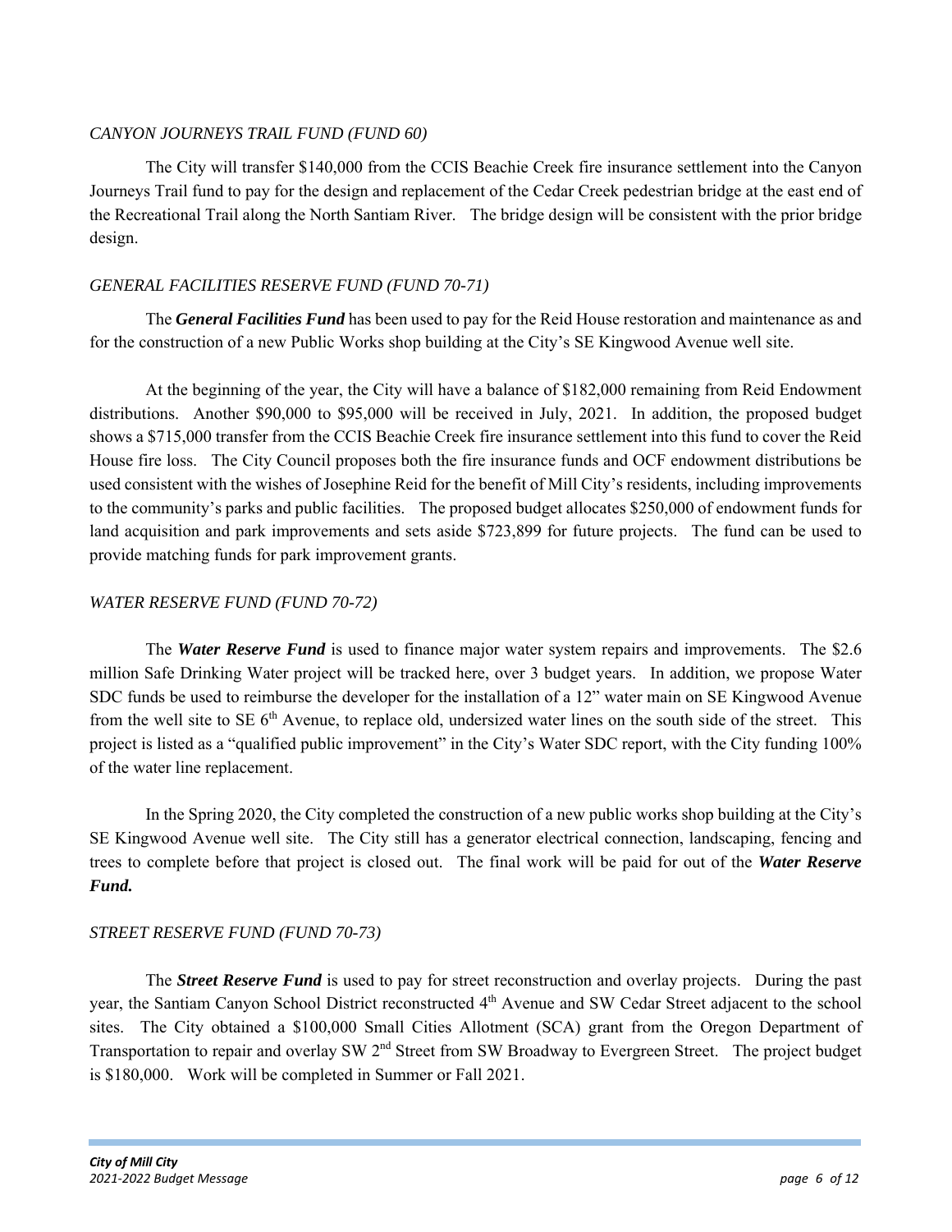*CANYON JOURNEYS TRAIL FUND (FUND 60)*

The City will transfer $140,000 from the CCIS Beachie Creek fire insurance settlement into the Canyon Journeys Trail fund to pay for the design and replacement of the Cedar Creek pedestrian bridge at the east end of the Recreational Trail along the North Santiam River. The bridge design will be consistent with the prior bridge design.

*GENERAL FACILITIES RESERVE FUND (FUND 70-71)*

The ***General Facilities Fund*** has been used to pay for the Reid House restoration and maintenance as and for the construction of a new Public Works shop building at the City's SE Kingwood Avenue well site.

At the beginning of the year, the City will have a balance of $182,000 remaining from Reid Endowment distributions. Another $90,000 to $95,000 will be received in July, 2021. In addition, the proposed budget shows a $715,000 transfer from the CCIS Beachie Creek fire insurance settlement into this fund to cover the Reid House fire loss. The City Council proposes both the fire insurance funds and OCF endowment distributions be used consistent with the wishes of Josephine Reid for the benefit of Mill City's residents, including improvements to the community's parks and public facilities. The proposed budget allocates $250,000 of endowment funds for land acquisition and park improvements and sets aside $723,899 for future projects. The fund can be used to provide matching funds for park improvement grants.

*WATER RESERVE FUND (FUND 70-72)*

The ***Water Reserve Fund*** is used to finance major water system repairs and improvements. The $2.6 million Safe Drinking Water project will be tracked here, over 3 budget years. In addition, we propose Water SDC funds be used to reimburse the developer for the installation of a 12" water main on SE Kingwood Avenue from the well site to SE 6th Avenue, to replace old, undersized water lines on the south side of the street. This project is listed as a "qualified public improvement" in the City's Water SDC report, with the City funding 100% of the water line replacement.

In the Spring 2020, the City completed the construction of a new public works shop building at the City's SE Kingwood Avenue well site. The City still has a generator electrical connection, landscaping, fencing and trees to complete before that project is closed out. The final work will be paid for out of the ***Water Reserve Fund.***

*STREET RESERVE FUND (FUND 70-73)*

The ***Street Reserve Fund*** is used to pay for street reconstruction and overlay projects. During the past year, the Santiam Canyon School District reconstructed 4th Avenue and SW Cedar Street adjacent to the school sites. The City obtained a $100,000 Small Cities Allotment (SCA) grant from the Oregon Department of Transportation to repair and overlay SW 2nd Street from SW Broadway to Evergreen Street. The project budget is $180,000. Work will be completed in Summer or Fall 2021.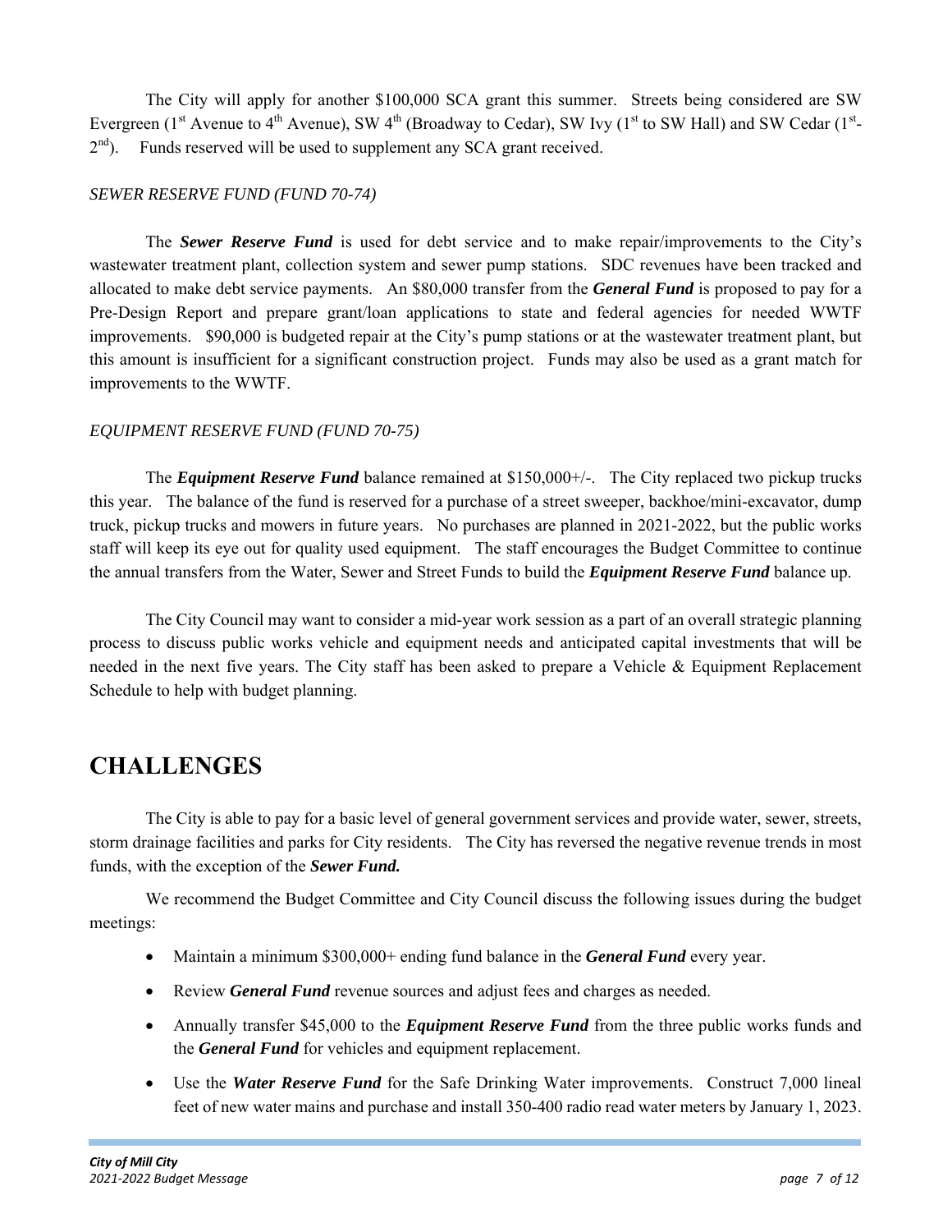The City will apply for another $100,000 SCA grant this summer. Streets being considered are SW Evergreen (1st Avenue to 4th Avenue), SW 4th (Broadway to Cedar), SW Ivy (1st to SW Hall) and SW Cedar (1st-2nd). Funds reserved will be used to supplement any SCA grant received.

*SEWER RESERVE FUND (FUND 70-74)*

The ***Sewer Reserve Fund*** is used for debt service and to make repair/improvements to the City's wastewater treatment plant, collection system and sewer pump stations. SDC revenues have been tracked and allocated to make debt service payments. An $80,000 transfer from the ***General Fund*** is proposed to pay for a Pre-Design Report and prepare grant/loan applications to state and federal agencies for needed WWTF improvements. $90,000 is budgeted repair at the City's pump stations or at the wastewater treatment plant, but this amount is insufficient for a significant construction project. Funds may also be used as a grant match for improvements to the WWTF.

*EQUIPMENT RESERVE FUND (FUND 70-75)*

The ***Equipment Reserve Fund*** balance remained at $150,000+/-. The City replaced two pickup trucks this year. The balance of the fund is reserved for a purchase of a street sweeper, backhoe/mini-excavator, dump truck, pickup trucks and mowers in future years. No purchases are planned in 2021-2022, but the public works staff will keep its eye out for quality used equipment. The staff encourages the Budget Committee to continue the annual transfers from the Water, Sewer and Street Funds to build the ***Equipment Reserve Fund*** balance up.

The City Council may want to consider a mid-year work session as a part of an overall strategic planning process to discuss public works vehicle and equipment needs and anticipated capital investments that will be needed in the next five years. The City staff has been asked to prepare a Vehicle & Equipment Replacement Schedule to help with budget planning.

# CHALLENGES

The City is able to pay for a basic level of general government services and provide water, sewer, streets, storm drainage facilities and parks for City residents. The City has reversed the negative revenue trends in most funds, with the exception of the ***Sewer Fund.***

We recommend the Budget Committee and City Council discuss the following issues during the budget meetings:

- Maintain a minimum $300,000+ ending fund balance in the ***General Fund*** every year.
- Review ***General Fund*** revenue sources and adjust fees and charges as needed.
- Annually transfer $45,000 to the ***Equipment Reserve Fund*** from the three public works funds and the ***General Fund*** for vehicles and equipment replacement.
- Use the ***Water Reserve Fund*** for the Safe Drinking Water improvements. Construct 7,000 lineal feet of new water mains and purchase and install 350-400 radio read water meters by January 1, 2023.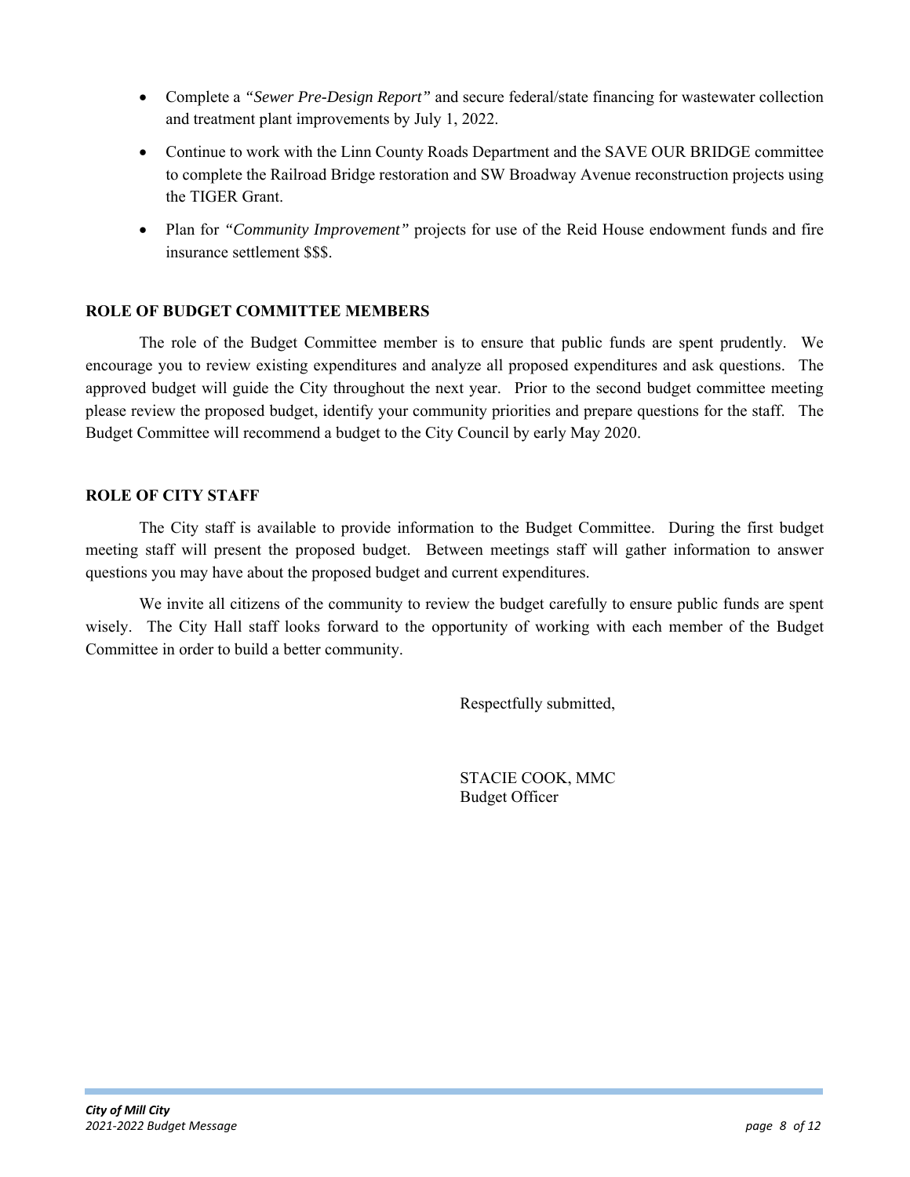- Complete a *"Sewer Pre-Design Report"* and secure federal/state financing for wastewater collection and treatment plant improvements by July 1, 2022.
- Continue to work with the Linn County Roads Department and the SAVE OUR BRIDGE committee to complete the Railroad Bridge restoration and SW Broadway Avenue reconstruction projects using the TIGER Grant.
- Plan for *"Community Improvement"* projects for use of the Reid House endowment funds and fire insurance settlement $$$.

**ROLE OF BUDGET COMMITTEE MEMBERS**

The role of the Budget Committee member is to ensure that public funds are spent prudently. We encourage you to review existing expenditures and analyze all proposed expenditures and ask questions. The approved budget will guide the City throughout the next year. Prior to the second budget committee meeting please review the proposed budget, identify your community priorities and prepare questions for the staff. The Budget Committee will recommend a budget to the City Council by early May 2020.

**ROLE OF CITY STAFF**

The City staff is available to provide information to the Budget Committee. During the first budget meeting staff will present the proposed budget. Between meetings staff will gather information to answer questions you may have about the proposed budget and current expenditures.

We invite all citizens of the community to review the budget carefully to ensure public funds are spent wisely. The City Hall staff looks forward to the opportunity of working with each member of the Budget Committee in order to build a better community.

Respectfully submitted,

STACIE COOK, MMC
Budget Officer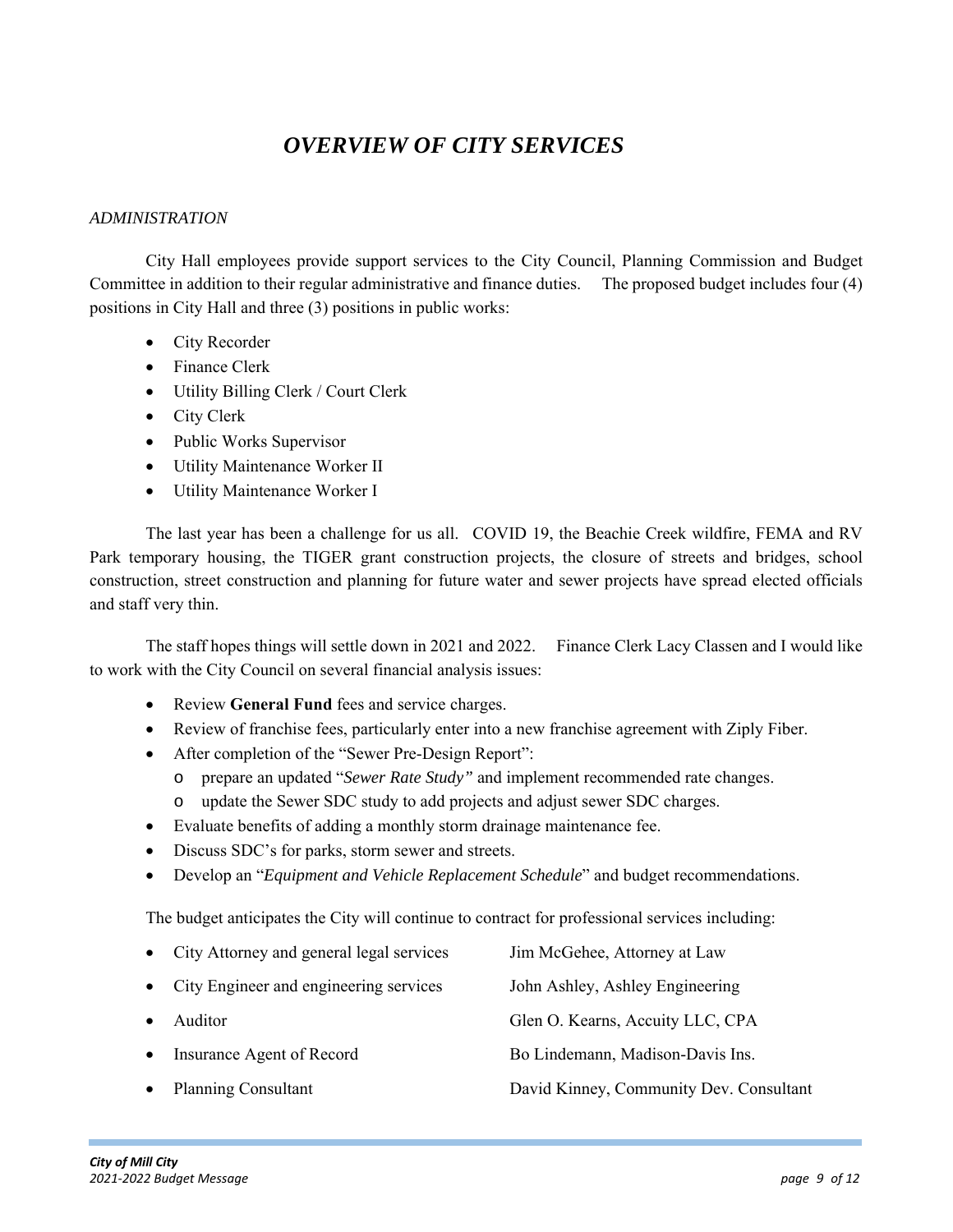# *OVERVIEW OF CITY SERVICES*

*ADMINISTRATION*

City Hall employees provide support services to the City Council, Planning Commission and Budget Committee in addition to their regular administrative and finance duties. The proposed budget includes four (4) positions in City Hall and three (3) positions in public works:

- City Recorder
- Finance Clerk
- Utility Billing Clerk / Court Clerk
- City Clerk
- Public Works Supervisor
- Utility Maintenance Worker II
- Utility Maintenance Worker I

The last year has been a challenge for us all. COVID 19, the Beachie Creek wildfire, FEMA and RV Park temporary housing, the TIGER grant construction projects, the closure of streets and bridges, school construction, street construction and planning for future water and sewer projects have spread elected officials and staff very thin.

The staff hopes things will settle down in 2021 and 2022. Finance Clerk Lacy Classen and I would like to work with the City Council on several financial analysis issues:

- Review **General Fund** fees and service charges.
- Review of franchise fees, particularly enter into a new franchise agreement with Ziply Fiber.
- After completion of the "Sewer Pre-Design Report":
  - prepare an updated "*Sewer Rate Study"* and implement recommended rate changes.
  - update the Sewer SDC study to add projects and adjust sewer SDC charges.
- Evaluate benefits of adding a monthly storm drainage maintenance fee.
- Discuss SDC's for parks, storm sewer and streets.
- Develop an "*Equipment and Vehicle Replacement Schedule*" and budget recommendations.

The budget anticipates the City will continue to contract for professional services including:

| | |
|---|---|
| City Attorney and general legal services | Jim McGehee, Attorney at Law |
| City Engineer and engineering services | John Ashley, Ashley Engineering |
| Auditor | Glen O. Kearns, Accuity LLC, CPA |
| Insurance Agent of Record | Bo Lindemann, Madison-Davis Ins. |
| Planning Consultant | David Kinney, Community Dev. Consultant |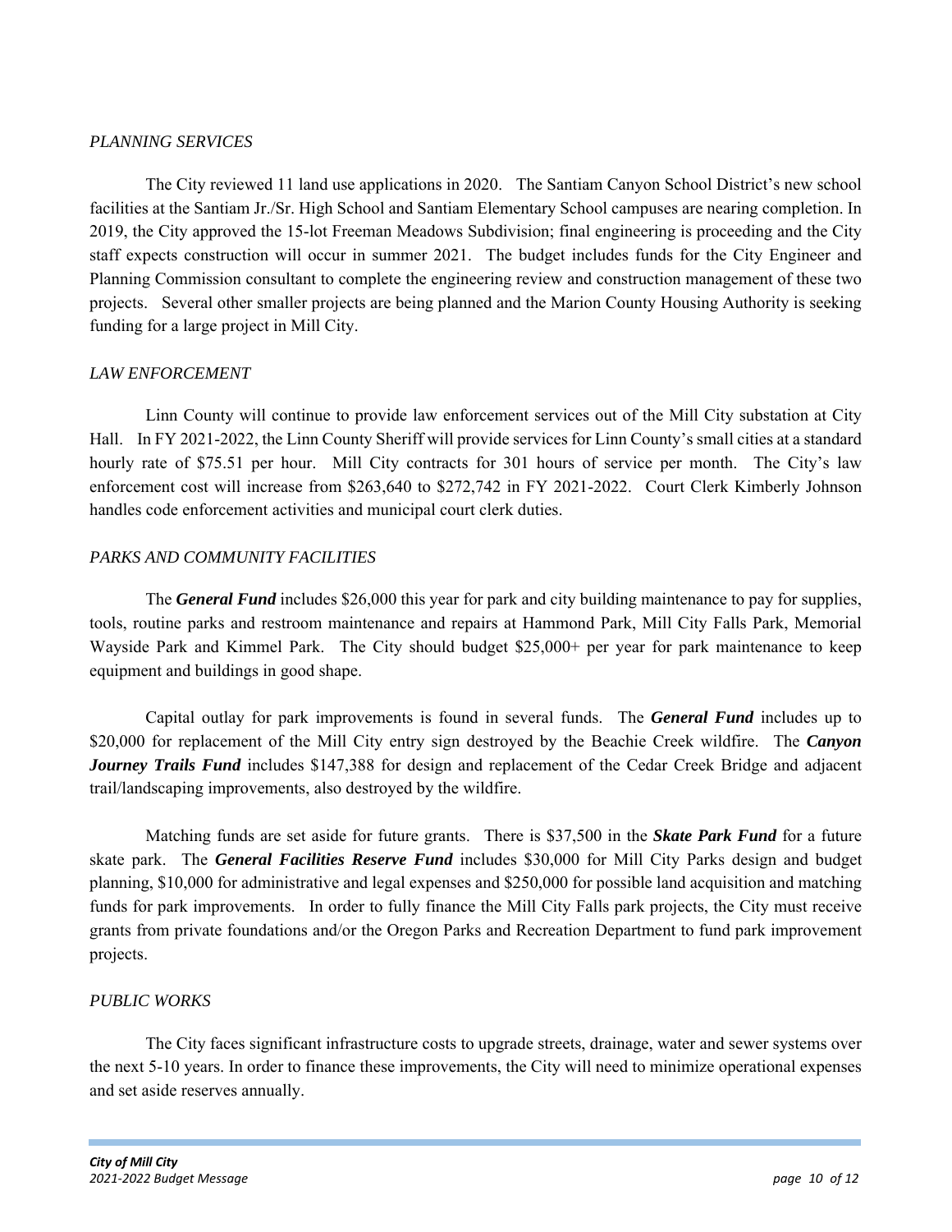*PLANNING SERVICES*

The City reviewed 11 land use applications in 2020. The Santiam Canyon School District's new school facilities at the Santiam Jr./Sr. High School and Santiam Elementary School campuses are nearing completion. In 2019, the City approved the 15-lot Freeman Meadows Subdivision; final engineering is proceeding and the City staff expects construction will occur in summer 2021. The budget includes funds for the City Engineer and Planning Commission consultant to complete the engineering review and construction management of these two projects. Several other smaller projects are being planned and the Marion County Housing Authority is seeking funding for a large project in Mill City.

*LAW ENFORCEMENT*

Linn County will continue to provide law enforcement services out of the Mill City substation at City Hall. In FY 2021-2022, the Linn County Sheriff will provide services for Linn County's small cities at a standard hourly rate of $75.51 per hour. Mill City contracts for 301 hours of service per month. The City's law enforcement cost will increase from $263,640 to $272,742 in FY 2021-2022. Court Clerk Kimberly Johnson handles code enforcement activities and municipal court clerk duties.

*PARKS AND COMMUNITY FACILITIES*

The ***General Fund*** includes $26,000 this year for park and city building maintenance to pay for supplies, tools, routine parks and restroom maintenance and repairs at Hammond Park, Mill City Falls Park, Memorial Wayside Park and Kimmel Park. The City should budget $25,000+ per year for park maintenance to keep equipment and buildings in good shape.

Capital outlay for park improvements is found in several funds. The ***General Fund*** includes up to $20,000 for replacement of the Mill City entry sign destroyed by the Beachie Creek wildfire. The ***Canyon Journey Trails Fund*** includes $147,388 for design and replacement of the Cedar Creek Bridge and adjacent trail/landscaping improvements, also destroyed by the wildfire.

Matching funds are set aside for future grants. There is $37,500 in the ***Skate Park Fund*** for a future skate park. The ***General Facilities Reserve Fund*** includes $30,000 for Mill City Parks design and budget planning, $10,000 for administrative and legal expenses and $250,000 for possible land acquisition and matching funds for park improvements. In order to fully finance the Mill City Falls park projects, the City must receive grants from private foundations and/or the Oregon Parks and Recreation Department to fund park improvement projects.

*PUBLIC WORKS*

The City faces significant infrastructure costs to upgrade streets, drainage, water and sewer systems over the next 5-10 years. In order to finance these improvements, the City will need to minimize operational expenses and set aside reserves annually.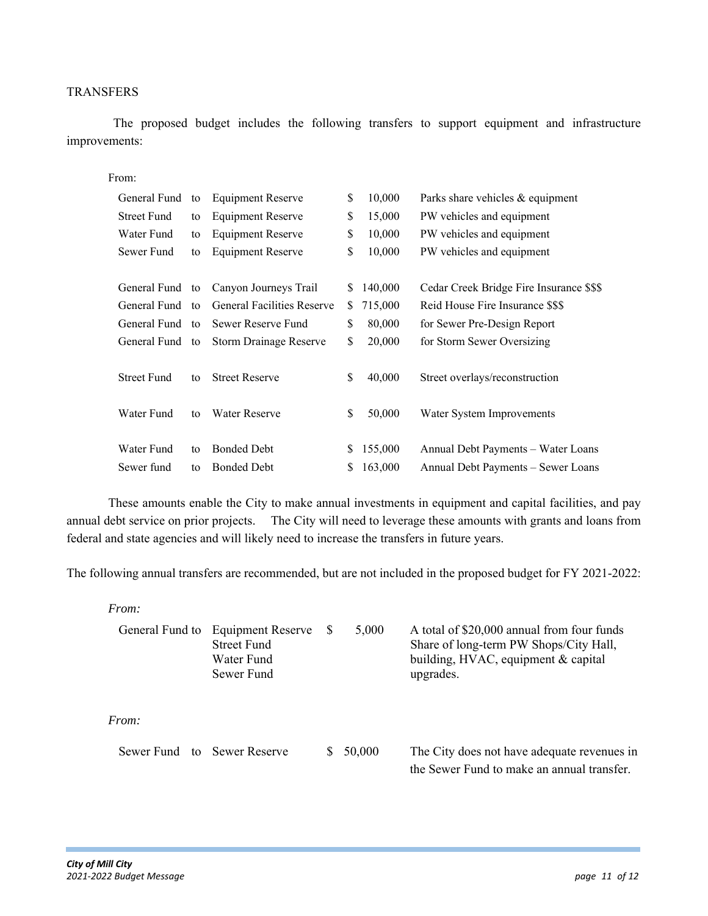TRANSFERS

The proposed budget includes the following transfers to support equipment and infrastructure improvements:

From:

| From | | To | Amount | Purpose |
|---|---|---|---|---|
| General Fund | to | Equipment Reserve | $ 10,000 | Parks share vehicles & equipment |
| Street Fund | to | Equipment Reserve | $ 15,000 | PW vehicles and equipment |
| Water Fund | to | Equipment Reserve | $ 10,000 | PW vehicles and equipment |
| Sewer Fund | to | Equipment Reserve | $ 10,000 | PW vehicles and equipment |
| General Fund | to | Canyon Journeys Trail | $ 140,000 | Cedar Creek Bridge Fire Insurance $$$ |
| General Fund | to | General Facilities Reserve | $ 715,000 | Reid House Fire Insurance $$$ |
| General Fund | to | Sewer Reserve Fund | $ 80,000 | for Sewer Pre-Design Report |
| General Fund | to | Storm Drainage Reserve | $ 20,000 | for Storm Sewer Oversizing |
| Street Fund | to | Street Reserve | $ 40,000 | Street overlays/reconstruction |
| Water Fund | to | Water Reserve | $ 50,000 | Water System Improvements |
| Water Fund | to | Bonded Debt | $ 155,000 | Annual Debt Payments – Water Loans |
| Sewer fund | to | Bonded Debt | $ 163,000 | Annual Debt Payments – Sewer Loans |

These amounts enable the City to make annual investments in equipment and capital facilities, and pay annual debt service on prior projects. The City will need to leverage these amounts with grants and loans from federal and state agencies and will likely need to increase the transfers in future years.

The following annual transfers are recommended, but are not included in the proposed budget for FY 2021-2022:

*From:*

| From | | To | Amount | Purpose |
|---|---|---|---|---|
| General Fund<br>Street Fund<br>Water Fund<br>Sewer Fund | to | Equipment Reserve | $ 5,000 | A total of $20,000 annual from four funds Share of long-term PW Shops/City Hall, building, HVAC, equipment & capital upgrades. |

*From:*

| From | | To | Amount | Purpose |
|---|---|---|---|---|
| Sewer Fund | to | Sewer Reserve | $ 50,000 | The City does not have adequate revenues in the Sewer Fund to make an annual transfer. |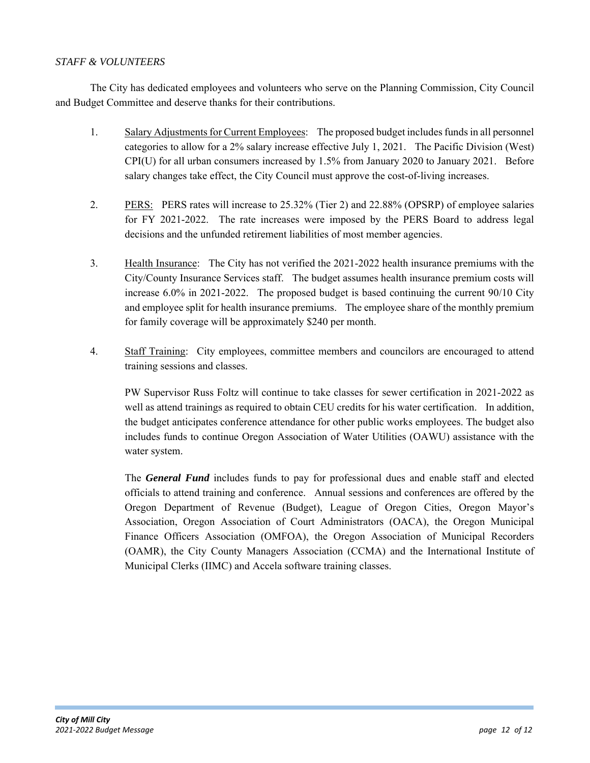*STAFF & VOLUNTEERS*

The City has dedicated employees and volunteers who serve on the Planning Commission, City Council and Budget Committee and deserve thanks for their contributions.

1. Salary Adjustments for Current Employees: The proposed budget includes funds in all personnel categories to allow for a 2% salary increase effective July 1, 2021. The Pacific Division (West) CPI(U) for all urban consumers increased by 1.5% from January 2020 to January 2021. Before salary changes take effect, the City Council must approve the cost-of-living increases.

2. PERS: PERS rates will increase to 25.32% (Tier 2) and 22.88% (OPSRP) of employee salaries for FY 2021-2022. The rate increases were imposed by the PERS Board to address legal decisions and the unfunded retirement liabilities of most member agencies.

3. Health Insurance: The City has not verified the 2021-2022 health insurance premiums with the City/County Insurance Services staff. The budget assumes health insurance premium costs will increase 6.0% in 2021-2022. The proposed budget is based continuing the current 90/10 City and employee split for health insurance premiums. The employee share of the monthly premium for family coverage will be approximately $240 per month.

4. Staff Training: City employees, committee members and councilors are encouraged to attend training sessions and classes.

   PW Supervisor Russ Foltz will continue to take classes for sewer certification in 2021-2022 as well as attend trainings as required to obtain CEU credits for his water certification. In addition, the budget anticipates conference attendance for other public works employees. The budget also includes funds to continue Oregon Association of Water Utilities (OAWU) assistance with the water system.

   The ***General Fund*** includes funds to pay for professional dues and enable staff and elected officials to attend training and conference. Annual sessions and conferences are offered by the Oregon Department of Revenue (Budget), League of Oregon Cities, Oregon Mayor's Association, Oregon Association of Court Administrators (OACA), the Oregon Municipal Finance Officers Association (OMFOA), the Oregon Association of Municipal Recorders (OAMR), the City County Managers Association (CCMA) and the International Institute of Municipal Clerks (IIMC) and Accela software training classes.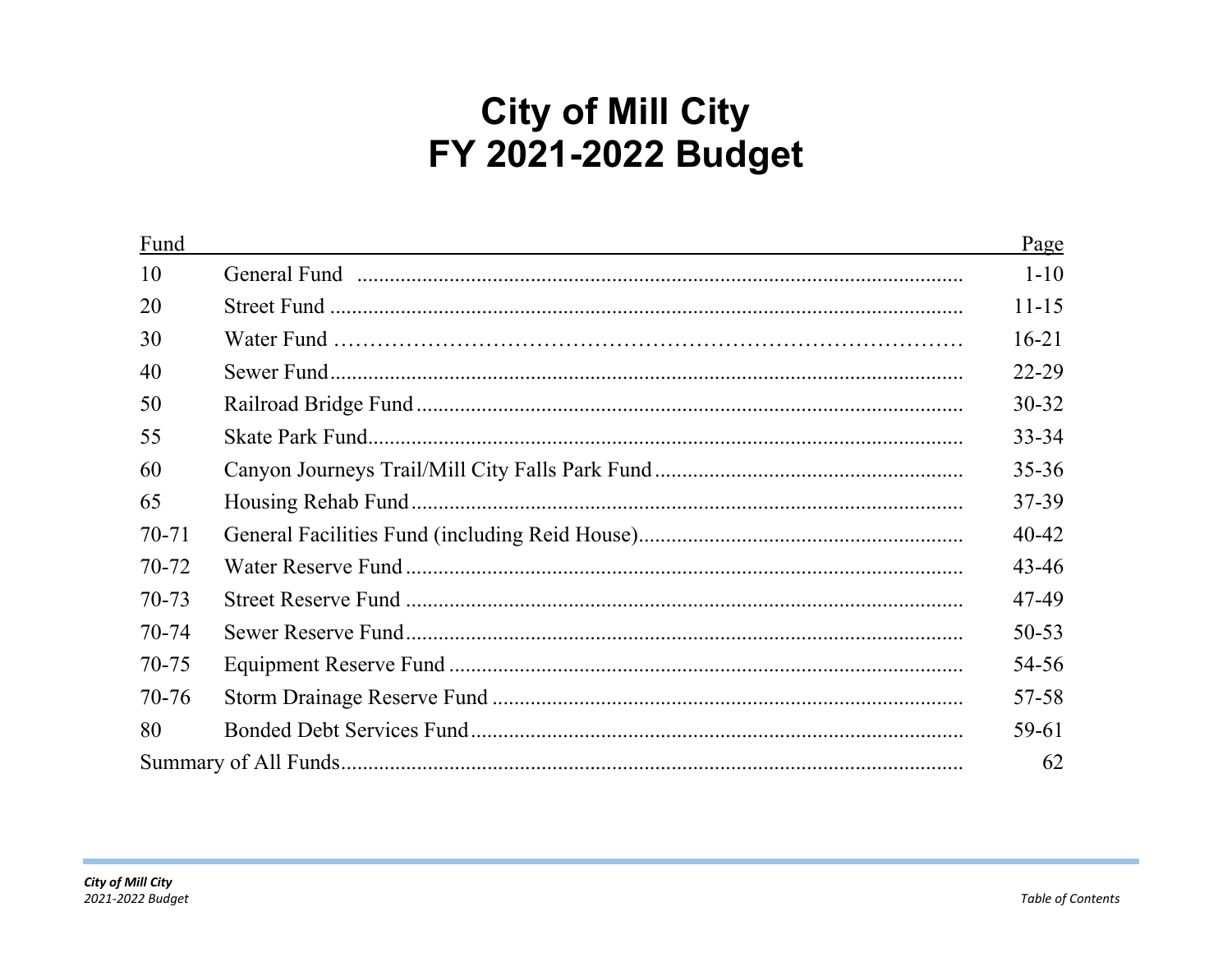# City of Mill City
# FY 2021-2022 Budget

| Fund | | Page |
|---|---|---|
| 10 | General Fund | 1-10 |
| 20 | Street Fund | 11-15 |
| 30 | Water Fund | 16-21 |
| 40 | Sewer Fund | 22-29 |
| 50 | Railroad Bridge Fund | 30-32 |
| 55 | Skate Park Fund | 33-34 |
| 60 | Canyon Journeys Trail/Mill City Falls Park Fund | 35-36 |
| 65 | Housing Rehab Fund | 37-39 |
| 70-71 | General Facilities Fund (including Reid House) | 40-42 |
| 70-72 | Water Reserve Fund | 43-46 |
| 70-73 | Street Reserve Fund | 47-49 |
| 70-74 | Sewer Reserve Fund | 50-53 |
| 70-75 | Equipment Reserve Fund | 54-56 |
| 70-76 | Storm Drainage Reserve Fund | 57-58 |
| 80 | Bonded Debt Services Fund | 59-61 |
| Summary of All Funds | | 62 |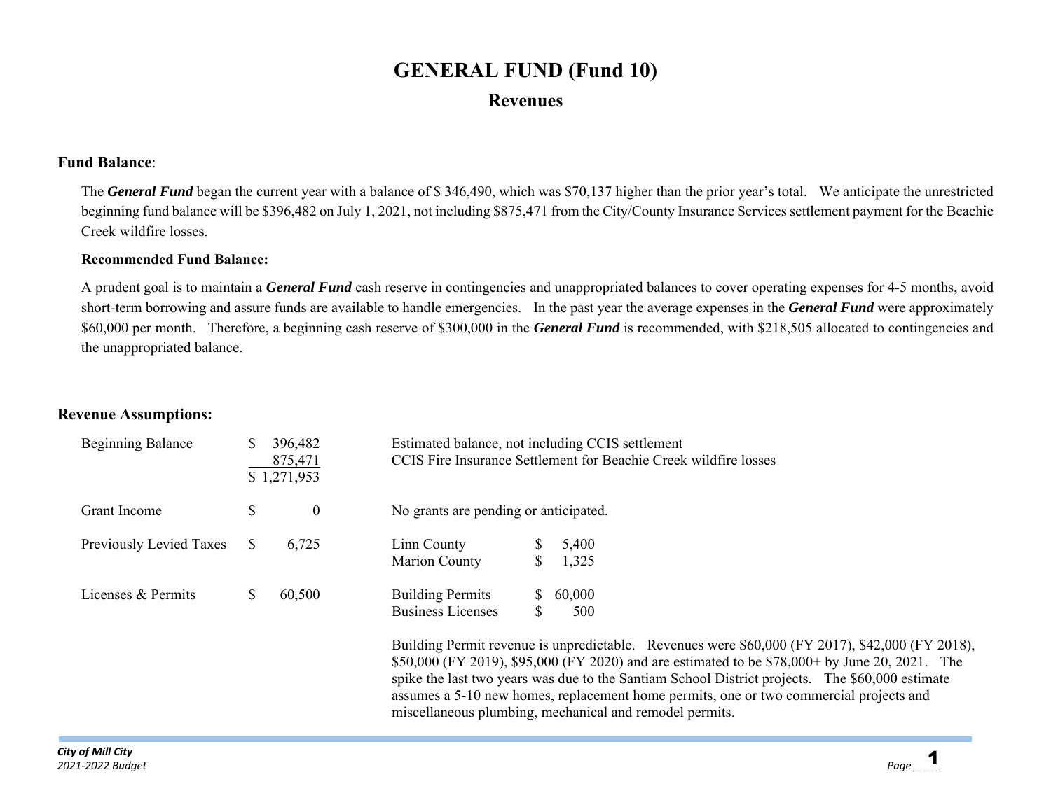# GENERAL FUND (Fund 10)

## Revenues

### Fund Balance:

The ***General Fund*** began the current year with a balance of $ 346,490, which was $70,137 higher than the prior year's total. We anticipate the unrestricted beginning fund balance will be $396,482 on July 1, 2021, not including $875,471 from the City/County Insurance Services settlement payment for the Beachie Creek wildfire losses.

**Recommended Fund Balance:**

A prudent goal is to maintain a ***General Fund*** cash reserve in contingencies and unappropriated balances to cover operating expenses for 4-5 months, avoid short-term borrowing and assure funds are available to handle emergencies. In the past year the average expenses in the ***General Fund*** were approximately $60,000 per month. Therefore, a beginning cash reserve of $300,000 in the ***General Fund*** is recommended, with $218,505 allocated to contingencies and the unappropriated balance.

### Revenue Assumptions:

| | | | | |
|---|---|---|---|---|
| Beginning Balance | $ 396,482 | Estimated balance, not including CCIS settlement | | |
| | 875,471 | CCIS Fire Insurance Settlement for Beachie Creek wildfire losses | | |
| | $ 1,271,953 | | | |
| Grant Income | $ 0 | No grants are pending or anticipated. | | |
| Previously Levied Taxes | $ 6,725 | Linn County | $ 5,400 | |
| | | Marion County | $ 1,325 | |
| Licenses & Permits | $ 60,500 | Building Permits | $ 60,000 | |
| | | Business Licenses | $ 500 | |

Building Permit revenue is unpredictable. Revenues were $60,000 (FY 2017), $42,000 (FY 2018), $50,000 (FY 2019), $95,000 (FY 2020) and are estimated to be $78,000+ by June 20, 2021. The spike the last two years was due to the Santiam School District projects. The $60,000 estimate assumes a 5-10 new homes, replacement home permits, one or two commercial projects and miscellaneous plumbing, mechanical and remodel permits.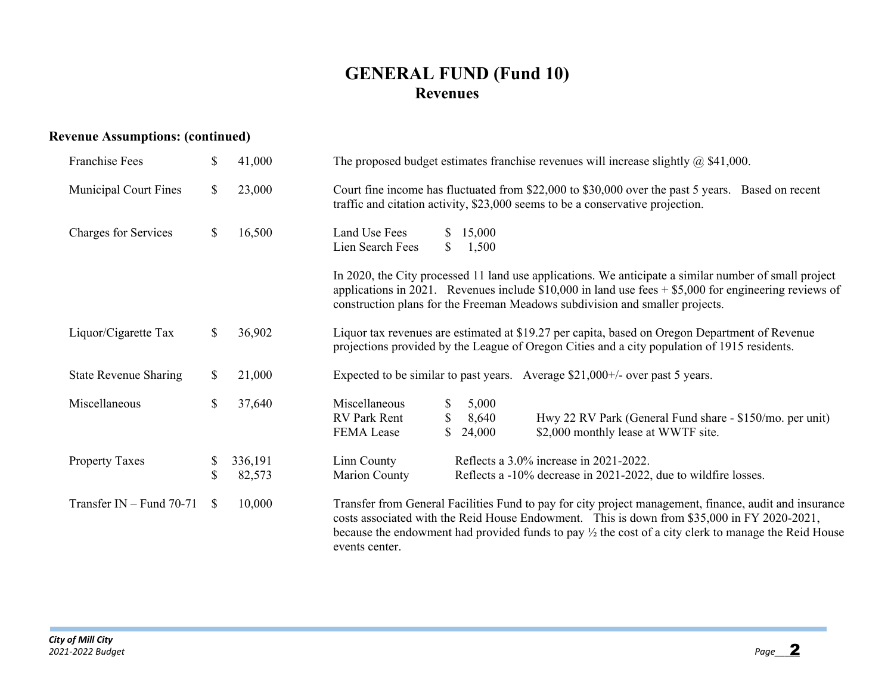# GENERAL FUND (Fund 10)

## Revenues

### Revenue Assumptions: (continued)

| Item | Amount | Assumption |
|---|---|---|
| Franchise Fees | $ 41,000 | The proposed budget estimates franchise revenues will increase slightly @ $41,000. |
| Municipal Court Fines | $ 23,000 | Court fine income has fluctuated from $22,000 to $30,000 over the past 5 years. Based on recent traffic and citation activity, $23,000 seems to be a conservative projection. |
| Charges for Services | $ 16,500 | Land Use Fees $ 15,000<br>Lien Search Fees $ 1,500<br><br>In 2020, the City processed 11 land use applications. We anticipate a similar number of small project applications in 2021. Revenues include $10,000 in land use fees + $5,000 for engineering reviews of construction plans for the Freeman Meadows subdivision and smaller projects. |
| Liquor/Cigarette Tax | $ 36,902 | Liquor tax revenues are estimated at $19.27 per capita, based on Oregon Department of Revenue projections provided by the League of Oregon Cities and a city population of 1915 residents. |
| State Revenue Sharing | $ 21,000 | Expected to be similar to past years. Average $21,000+/- over past 5 years. |
| Miscellaneous | $ 37,640 | Miscellaneous $ 5,000<br>RV Park Rent $ 8,640 — Hwy 22 RV Park (General Fund share - $150/mo. per unit)<br>FEMA Lease $ 24,000 — $2,000 monthly lease at WWTF site. |
| Property Taxes | $ 336,191<br>$ 82,573 | Linn County — Reflects a 3.0% increase in 2021-2022.<br>Marion County — Reflects a -10% decrease in 2021-2022, due to wildfire losses. |
| Transfer IN – Fund 70-71 | $ 10,000 | Transfer from General Facilities Fund to pay for city project management, finance, audit and insurance costs associated with the Reid House Endowment. This is down from $35,000 in FY 2020-2021, because the endowment had provided funds to pay ½ the cost of a city clerk to manage the Reid House events center. |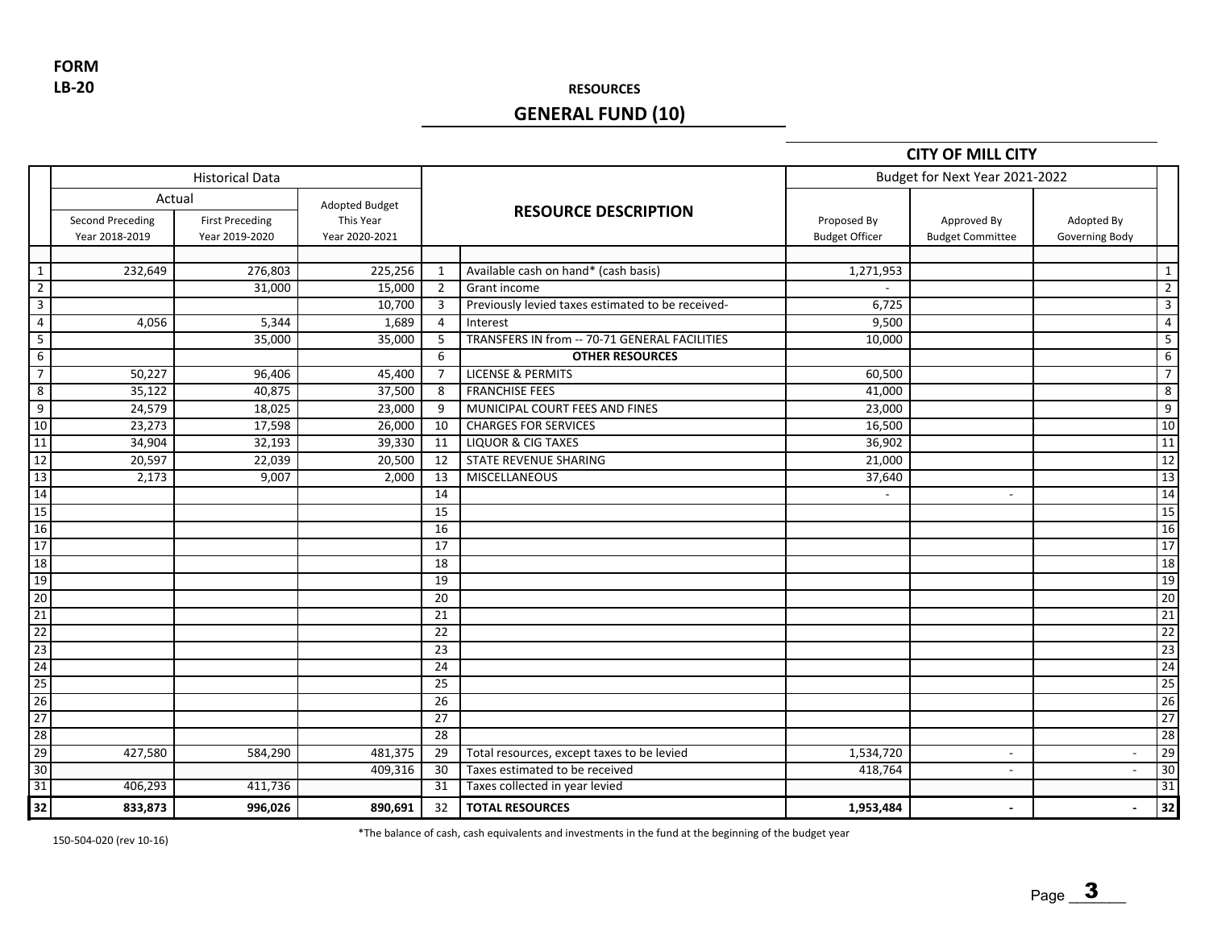**FORM LB-20**

**RESOURCES**

## GENERAL FUND (10)

**CITY OF MILL CITY**

| | Historical Data | | | | | Budget for Next Year 2021-2022 | | | |
|---|---|---|---|---|---|---|---|---|---|
| | Actual | | Adopted Budget | | RESOURCE DESCRIPTION | | | | |
| | Second Preceding Year 2018-2019 | First Preceding Year 2019-2020 | This Year Year 2020-2021 | | | Proposed By Budget Officer | Approved By Budget Committee | Adopted By Governing Body | |
| 1 | 232,649 | 276,803 | 225,256 | 1 | Available cash on hand* (cash basis) | 1,271,953 | | | 1 |
| 2 | | 31,000 | 15,000 | 2 | Grant income | - | | | 2 |
| 3 | | | 10,700 | 3 | Previously levied taxes estimated to be received- | 6,725 | | | 3 |
| 4 | 4,056 | 5,344 | 1,689 | 4 | Interest | 9,500 | | | 4 |
| 5 | | 35,000 | 35,000 | 5 | TRANSFERS IN from -- 70-71 GENERAL FACILITIES | 10,000 | | | 5 |
| 6 | | | | 6 | **OTHER RESOURCES** | | | | 6 |
| 7 | 50,227 | 96,406 | 45,400 | 7 | LICENSE & PERMITS | 60,500 | | | 7 |
| 8 | 35,122 | 40,875 | 37,500 | 8 | FRANCHISE FEES | 41,000 | | | 8 |
| 9 | 24,579 | 18,025 | 23,000 | 9 | MUNICIPAL COURT FEES AND FINES | 23,000 | | | 9 |
| 10 | 23,273 | 17,598 | 26,000 | 10 | CHARGES FOR SERVICES | 16,500 | | | 10 |
| 11 | 34,904 | 32,193 | 39,330 | 11 | LIQUOR & CIG TAXES | 36,902 | | | 11 |
| 12 | 20,597 | 22,039 | 20,500 | 12 | STATE REVENUE SHARING | 21,000 | | | 12 |
| 13 | 2,173 | 9,007 | 2,000 | 13 | MISCELLANEOUS | 37,640 | | | 13 |
| 14 | | | | 14 | | - | - | | 14 |
| 15 | | | | 15 | | | | | 15 |
| 16 | | | | 16 | | | | | 16 |
| 17 | | | | 17 | | | | | 17 |
| 18 | | | | 18 | | | | | 18 |
| 19 | | | | 19 | | | | | 19 |
| 20 | | | | 20 | | | | | 20 |
| 21 | | | | 21 | | | | | 21 |
| 22 | | | | 22 | | | | | 22 |
| 23 | | | | 23 | | | | | 23 |
| 24 | | | | 24 | | | | | 24 |
| 25 | | | | 25 | | | | | 25 |
| 26 | | | | 26 | | | | | 26 |
| 27 | | | | 27 | | | | | 27 |
| 28 | | | | 28 | | | | | 28 |
| 29 | 427,580 | 584,290 | 481,375 | 29 | Total resources, except taxes to be levied | 1,534,720 | - | - | 29 |
| 30 | | | 409,316 | 30 | Taxes estimated to be received | 418,764 | - | - | 30 |
| 31 | 406,293 | 411,736 | | 31 | Taxes collected in year levied | | | | 31 |
| **32** | **833,873** | **996,026** | **890,691** | 32 | **TOTAL RESOURCES** | **1,953,484** | **-** | **-** | **32** |

*The balance of cash, cash equivalents and investments in the fund at the beginning of the budget year

150-504-020 (rev 10-16)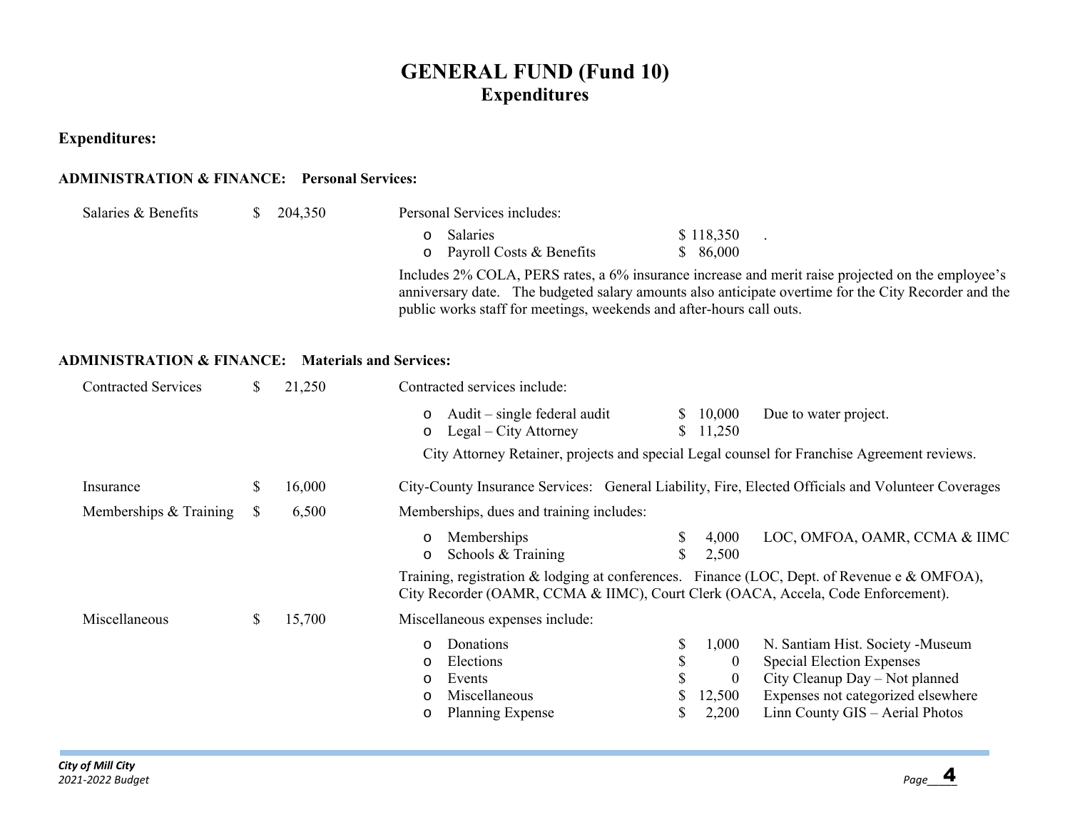# GENERAL FUND (Fund 10)
## Expenditures

**Expenditures:**

**ADMINISTRATION & FINANCE: Personal Services:**

Salaries & Benefits $ 204,350

Personal Services includes:

- Salaries $ 118,350 .
- Payroll Costs & Benefits $ 86,000

Includes 2% COLA, PERS rates, a 6% insurance increase and merit raise projected on the employee's anniversary date. The budgeted salary amounts also anticipate overtime for the City Recorder and the public works staff for meetings, weekends and after-hours call outs.

**ADMINISTRATION & FINANCE: Materials and Services:**

Contracted Services $ 21,250

Contracted services include:

- Audit – single federal audit $ 10,000 Due to water project.
- Legal – City Attorney $ 11,250

City Attorney Retainer, projects and special Legal counsel for Franchise Agreement reviews.

Insurance $ 16,000

City-County Insurance Services: General Liability, Fire, Elected Officials and Volunteer Coverages

Memberships & Training $ 6,500

Memberships, dues and training includes:

- Memberships $ 4,000 LOC, OMFOA, OAMR, CCMA & IIMC
- Schools & Training $ 2,500

Training, registration & lodging at conferences. Finance (LOC, Dept. of Revenue e & OMFOA), City Recorder (OAMR, CCMA & IIMC), Court Clerk (OACA, Accela, Code Enforcement).

Miscellaneous $ 15,700

Miscellaneous expenses include:

- Donations $ 1,000 N. Santiam Hist. Society -Museum
- Elections $ 0 Special Election Expenses
- Events $ 0 City Cleanup Day – Not planned
- Miscellaneous $ 12,500 Expenses not categorized elsewhere
- Planning Expense $ 2,200 Linn County GIS – Aerial Photos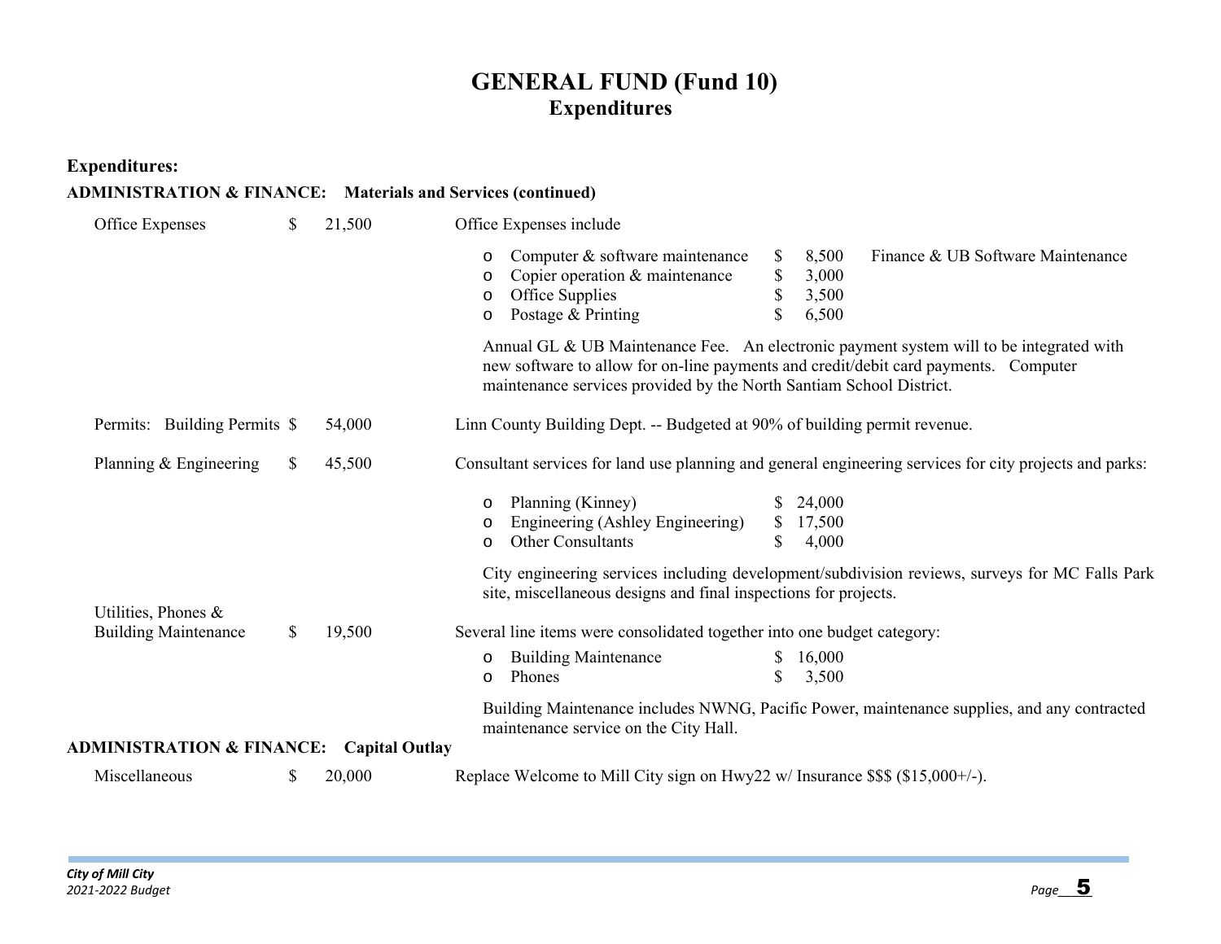# GENERAL FUND (Fund 10)
## Expenditures

**Expenditures:**

**ADMINISTRATION & FINANCE: Materials and Services (continued)**

Office Expenses $ 21,500

Office Expenses include

- Computer & software maintenance $ 8,500 Finance & UB Software Maintenance
- Copier operation & maintenance $ 3,000
- Office Supplies $ 3,500
- Postage & Printing $ 6,500

Annual GL & UB Maintenance Fee. An electronic payment system will to be integrated with new software to allow for on-line payments and credit/debit card payments. Computer maintenance services provided by the North Santiam School District.

Permits: Building Permits $ 54,000

Linn County Building Dept. -- Budgeted at 90% of building permit revenue.

Planning & Engineering $ 45,500

Consultant services for land use planning and general engineering services for city projects and parks:

- Planning (Kinney) $ 24,000
- Engineering (Ashley Engineering) $ 17,500
- Other Consultants $ 4,000

City engineering services including development/subdivision reviews, surveys for MC Falls Park site, miscellaneous designs and final inspections for projects.

Utilities, Phones & Building Maintenance $ 19,500

Several line items were consolidated together into one budget category:

- Building Maintenance $ 16,000
- Phones $ 3,500

Building Maintenance includes NWNG, Pacific Power, maintenance supplies, and any contracted maintenance service on the City Hall.

**ADMINISTRATION & FINANCE: Capital Outlay**

Miscellaneous $ 20,000

Replace Welcome to Mill City sign on Hwy22 w/ Insurance $$$ ($15,000+/-).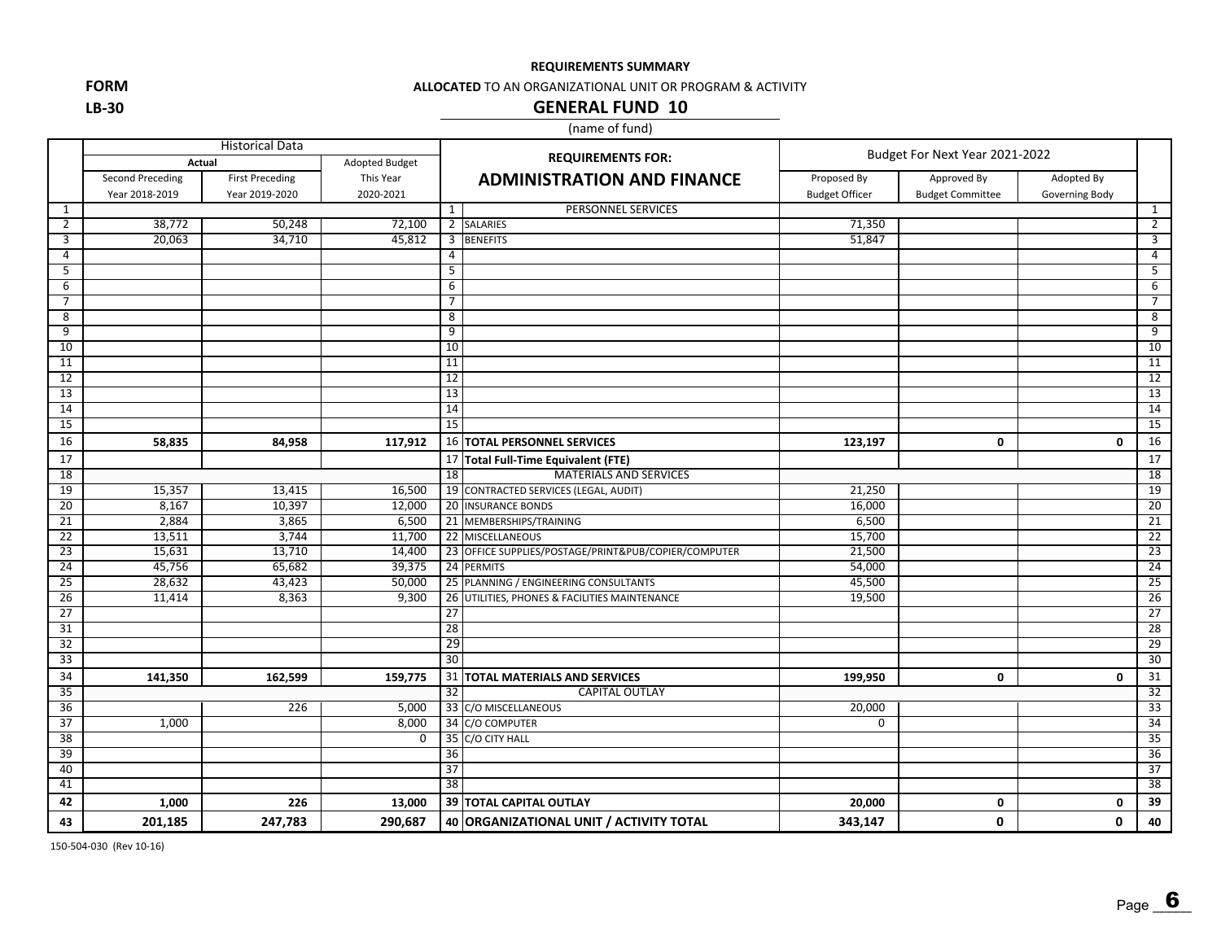**FORM**

**LB-30**

**REQUIREMENTS SUMMARY**

**ALLOCATED** TO AN ORGANIZATIONAL UNIT OR PROGRAM & ACTIVITY

## GENERAL FUND 10

(name of fund)

| | Historical Data | | | | REQUIREMENTS FOR: | Budget For Next Year 2021-2022 | | | |
|---|---|---|---|---|---|---|---|---|---|
| | Actual | | Adopted Budget | | **ADMINISTRATION AND FINANCE** | | | | |
| | Second Preceding Year 2018-2019 | First Preceding Year 2019-2020 | This Year 2020-2021 | | | Proposed By Budget Officer | Approved By Budget Committee | Adopted By Governing Body | |
| 1 | | | | 1 | PERSONNEL SERVICES | | | | 1 |
| 2 | 38,772 | 50,248 | 72,100 | 2 | SALARIES | 71,350 | | | 2 |
| 3 | 20,063 | 34,710 | 45,812 | 3 | BENEFITS | 51,847 | | | 3 |
| 4 | | | | 4 | | | | | 4 |
| 5 | | | | 5 | | | | | 5 |
| 6 | | | | 6 | | | | | 6 |
| 7 | | | | 7 | | | | | 7 |
| 8 | | | | 8 | | | | | 8 |
| 9 | | | | 9 | | | | | 9 |
| 10 | | | | 10 | | | | | 10 |
| 11 | | | | 11 | | | | | 11 |
| 12 | | | | 12 | | | | | 12 |
| 13 | | | | 13 | | | | | 13 |
| 14 | | | | 14 | | | | | 14 |
| 15 | | | | 15 | | | | | 15 |
| 16 | **58,835** | **84,958** | **117,912** | 16 | **TOTAL PERSONNEL SERVICES** | **123,197** | **0** | **0** | 16 |
| 17 | | | | 17 | **Total Full-Time Equivalent (FTE)** | | | | 17 |
| 18 | | | | 18 | MATERIALS AND SERVICES | | | | 18 |
| 19 | 15,357 | 13,415 | 16,500 | 19 | CONTRACTED SERVICES (LEGAL, AUDIT) | 21,250 | | | 19 |
| 20 | 8,167 | 10,397 | 12,000 | 20 | INSURANCE BONDS | 16,000 | | | 20 |
| 21 | 2,884 | 3,865 | 6,500 | 21 | MEMBERSHIPS/TRAINING | 6,500 | | | 21 |
| 22 | 13,511 | 3,744 | 11,700 | 22 | MISCELLANEOUS | 15,700 | | | 22 |
| 23 | 15,631 | 13,710 | 14,400 | 23 | OFFICE SUPPLIES/POSTAGE/PRINT&PUB/COPIER/COMPUTER | 21,500 | | | 23 |
| 24 | 45,756 | 65,682 | 39,375 | 24 | PERMITS | 54,000 | | | 24 |
| 25 | 28,632 | 43,423 | 50,000 | 25 | PLANNING / ENGINEERING CONSULTANTS | 45,500 | | | 25 |
| 26 | 11,414 | 8,363 | 9,300 | 26 | UTILITIES, PHONES & FACILITIES MAINTENANCE | 19,500 | | | 26 |
| 27 | | | | 27 | | | | | 27 |
| 31 | | | | 28 | | | | | 28 |
| 32 | | | | 29 | | | | | 29 |
| 33 | | | | 30 | | | | | 30 |
| 34 | **141,350** | **162,599** | **159,775** | 31 | **TOTAL MATERIALS AND SERVICES** | **199,950** | **0** | **0** | 31 |
| 35 | | | | 32 | CAPITAL OUTLAY | | | | 32 |
| 36 | | 226 | 5,000 | 33 | C/O MISCELLANEOUS | 20,000 | | | 33 |
| 37 | 1,000 | | 8,000 | 34 | C/O COMPUTER | 0 | | | 34 |
| 38 | | | 0 | 35 | C/O CITY HALL | | | | 35 |
| 39 | | | | 36 | | | | | 36 |
| 40 | | | | 37 | | | | | 37 |
| 41 | | | | 38 | | | | | 38 |
| **42** | **1,000** | **226** | **13,000** | **39** | **TOTAL CAPITAL OUTLAY** | **20,000** | **0** | **0** | **39** |
| **43** | **201,185** | **247,783** | **290,687** | **40** | **ORGANIZATIONAL UNIT / ACTIVITY TOTAL** | **343,147** | **0** | **0** | **40** |

150-504-030 (Rev 10-16)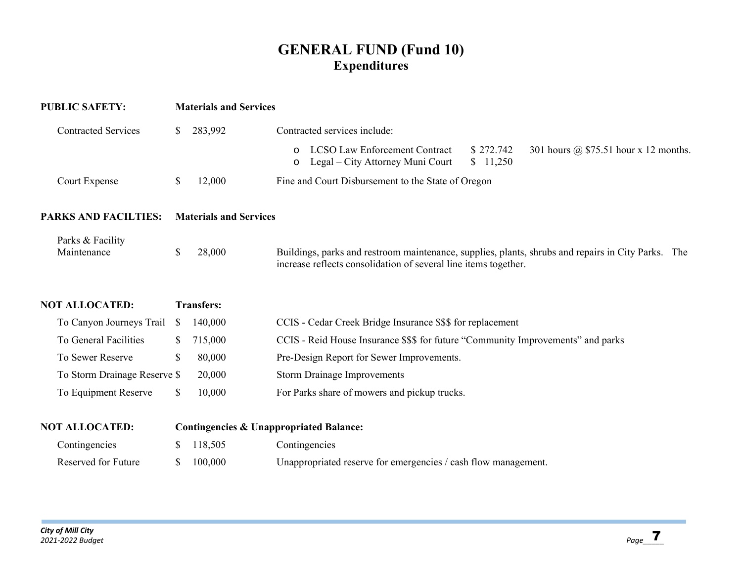# GENERAL FUND (Fund 10)
## Expenditures

| | | |
|---|---|---|
| **PUBLIC SAFETY:** | **Materials and Services** | |
| Contracted Services | $ 283,992 | Contracted services include:<br>o LCSO Law Enforcement Contract $ 272.742 301 hours @ $75.51 hour x 12 months.<br>o Legal – City Attorney Muni Court $ 11,250 |
| Court Expense | $ 12,000 | Fine and Court Disbursement to the State of Oregon |
| **PARKS AND FACILTIES:** | **Materials and Services** | |
| Parks & Facility Maintenance | $ 28,000 | Buildings, parks and restroom maintenance, supplies, plants, shrubs and repairs in City Parks. The increase reflects consolidation of several line items together. |
| **NOT ALLOCATED:** | **Transfers:** | |
| To Canyon Journeys Trail | $ 140,000 | CCIS - Cedar Creek Bridge Insurance $$$ for replacement |
| To General Facilities | $ 715,000 | CCIS - Reid House Insurance $$$ for future "Community Improvements" and parks |
| To Sewer Reserve | $ 80,000 | Pre-Design Report for Sewer Improvements. |
| To Storm Drainage Reserve | $ 20,000 | Storm Drainage Improvements |
| To Equipment Reserve | $ 10,000 | For Parks share of mowers and pickup trucks. |
| **NOT ALLOCATED:** | **Contingencies & Unappropriated Balance:** | |
| Contingencies | $ 118,505 | Contingencies |
| Reserved for Future | $ 100,000 | Unappropriated reserve for emergencies / cash flow management. |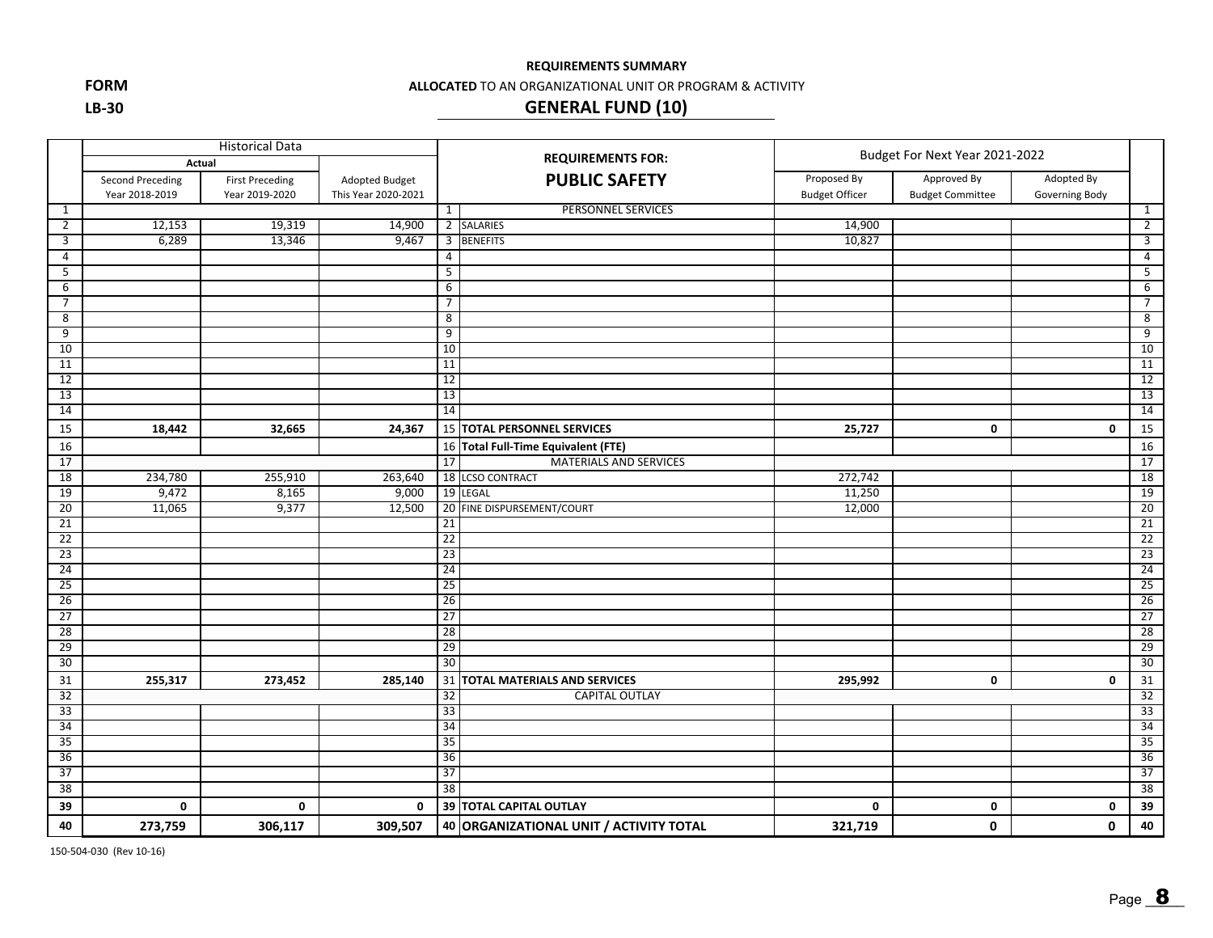**FORM**

**LB-30**

**REQUIREMENTS SUMMARY**

**ALLOCATED** TO AN ORGANIZATIONAL UNIT OR PROGRAM & ACTIVITY

## GENERAL FUND (10)

| | Historical Data | | | | REQUIREMENTS FOR: | Budget For Next Year 2021-2022 | | | |
|---|---|---|---|---|---|---|---|---|---|
| | Actual | | | | **PUBLIC SAFETY** | | | | |
| | Second Preceding Year 2018-2019 | First Preceding Year 2019-2020 | Adopted Budget This Year 2020-2021 | | | Proposed By Budget Officer | Approved By Budget Committee | Adopted By Governing Body | |
| 1 | | | | 1 | PERSONNEL SERVICES | | | | 1 |
| 2 | 12,153 | 19,319 | 14,900 | 2 | SALARIES | 14,900 | | | 2 |
| 3 | 6,289 | 13,346 | 9,467 | 3 | BENEFITS | 10,827 | | | 3 |
| 4 | | | | 4 | | | | | 4 |
| 5 | | | | 5 | | | | | 5 |
| 6 | | | | 6 | | | | | 6 |
| 7 | | | | 7 | | | | | 7 |
| 8 | | | | 8 | | | | | 8 |
| 9 | | | | 9 | | | | | 9 |
| 10 | | | | 10 | | | | | 10 |
| 11 | | | | 11 | | | | | 11 |
| 12 | | | | 12 | | | | | 12 |
| 13 | | | | 13 | | | | | 13 |
| 14 | | | | 14 | | | | | 14 |
| 15 | **18,442** | **32,665** | **24,367** | 15 | **TOTAL PERSONNEL SERVICES** | **25,727** | **0** | **0** | 15 |
| 16 | | | | 16 | **Total Full-Time Equivalent (FTE)** | | | | 16 |
| 17 | | | | 17 | MATERIALS AND SERVICES | | | | 17 |
| 18 | 234,780 | 255,910 | 263,640 | 18 | LCSO CONTRACT | 272,742 | | | 18 |
| 19 | 9,472 | 8,165 | 9,000 | 19 | LEGAL | 11,250 | | | 19 |
| 20 | 11,065 | 9,377 | 12,500 | 20 | FINE DISPURSEMENT/COURT | 12,000 | | | 20 |
| 21 | | | | 21 | | | | | 21 |
| 22 | | | | 22 | | | | | 22 |
| 23 | | | | 23 | | | | | 23 |
| 24 | | | | 24 | | | | | 24 |
| 25 | | | | 25 | | | | | 25 |
| 26 | | | | 26 | | | | | 26 |
| 27 | | | | 27 | | | | | 27 |
| 28 | | | | 28 | | | | | 28 |
| 29 | | | | 29 | | | | | 29 |
| 30 | | | | 30 | | | | | 30 |
| 31 | **255,317** | **273,452** | **285,140** | 31 | **TOTAL MATERIALS AND SERVICES** | **295,992** | **0** | **0** | 31 |
| 32 | | | | 32 | CAPITAL OUTLAY | | | | 32 |
| 33 | | | | 33 | | | | | 33 |
| 34 | | | | 34 | | | | | 34 |
| 35 | | | | 35 | | | | | 35 |
| 36 | | | | 36 | | | | | 36 |
| 37 | | | | 37 | | | | | 37 |
| 38 | | | | 38 | | | | | 38 |
| 39 | **0** | **0** | **0** | 39 | **TOTAL CAPITAL OUTLAY** | **0** | **0** | **0** | 39 |
| 40 | **273,759** | **306,117** | **309,507** | 40 | **ORGANIZATIONAL UNIT / ACTIVITY TOTAL** | **321,719** | **0** | **0** | 40 |

150-504-030 (Rev 10-16)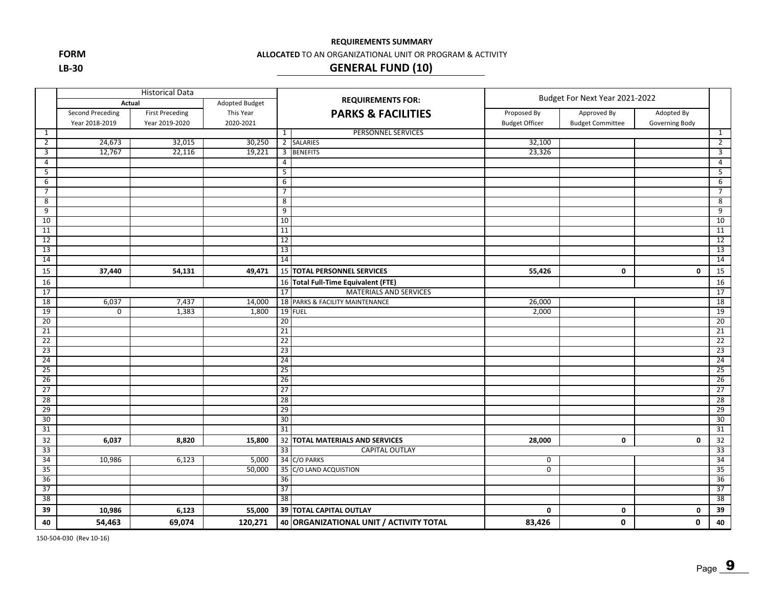**FORM**

**LB-30**

**REQUIREMENTS SUMMARY**

**ALLOCATED** TO AN ORGANIZATIONAL UNIT OR PROGRAM & ACTIVITY

## GENERAL FUND (10)

| | Historical Data | | | REQUIREMENTS FOR: | Budget For Next Year 2021-2022 | | | |
|---|---|---|---|---|---|---|---|---|
| | Actual | | Adopted Budget | **PARKS & FACILITIES** | | | | |
| | Second Preceding Year 2018-2019 | First Preceding Year 2019-2020 | This Year 2020-2021 | | Proposed By Budget Officer | Approved By Budget Committee | Adopted By Governing Body | |
| 1 | | | | 1 PERSONNEL SERVICES | | | | 1 |
| 2 | 24,673 | 32,015 | 30,250 | 2 SALARIES | 32,100 | | | 2 |
| 3 | 12,767 | 22,116 | 19,221 | 3 BENEFITS | 23,326 | | | 3 |
| 4 | | | | 4 | | | | 4 |
| 5 | | | | 5 | | | | 5 |
| 6 | | | | 6 | | | | 6 |
| 7 | | | | 7 | | | | 7 |
| 8 | | | | 8 | | | | 8 |
| 9 | | | | 9 | | | | 9 |
| 10 | | | | 10 | | | | 10 |
| 11 | | | | 11 | | | | 11 |
| 12 | | | | 12 | | | | 12 |
| 13 | | | | 13 | | | | 13 |
| 14 | | | | 14 | | | | 14 |
| 15 | **37,440** | **54,131** | **49,471** | 15 **TOTAL PERSONNEL SERVICES** | **55,426** | **0** | **0** | 15 |
| 16 | | | | 16 **Total Full-Time Equivalent (FTE)** | | | | 16 |
| 17 | | | | 17 MATERIALS AND SERVICES | | | | 17 |
| 18 | 6,037 | 7,437 | 14,000 | 18 PARKS & FACILITY MAINTENANCE | 26,000 | | | 18 |
| 19 | 0 | 1,383 | 1,800 | 19 FUEL | 2,000 | | | 19 |
| 20 | | | | 20 | | | | 20 |
| 21 | | | | 21 | | | | 21 |
| 22 | | | | 22 | | | | 22 |
| 23 | | | | 23 | | | | 23 |
| 24 | | | | 24 | | | | 24 |
| 25 | | | | 25 | | | | 25 |
| 26 | | | | 26 | | | | 26 |
| 27 | | | | 27 | | | | 27 |
| 28 | | | | 28 | | | | 28 |
| 29 | | | | 29 | | | | 29 |
| 30 | | | | 30 | | | | 30 |
| 31 | | | | 31 | | | | 31 |
| 32 | **6,037** | **8,820** | **15,800** | 32 **TOTAL MATERIALS AND SERVICES** | **28,000** | **0** | **0** | 32 |
| 33 | | | | 33 CAPITAL OUTLAY | | | | 33 |
| 34 | 10,986 | 6,123 | 5,000 | 34 C/O PARKS | 0 | | | 34 |
| 35 | | | 50,000 | 35 C/O LAND ACQUISTION | 0 | | | 35 |
| 36 | | | | 36 | | | | 36 |
| 37 | | | | 37 | | | | 37 |
| 38 | | | | 38 | | | | 38 |
| 39 | **10,986** | **6,123** | **55,000** | 39 **TOTAL CAPITAL OUTLAY** | **0** | **0** | **0** | 39 |
| 40 | **54,463** | **69,074** | **120,271** | 40 **ORGANIZATIONAL UNIT / ACTIVITY TOTAL** | **83,426** | **0** | **0** | 40 |

150-504-030 (Rev 10-16)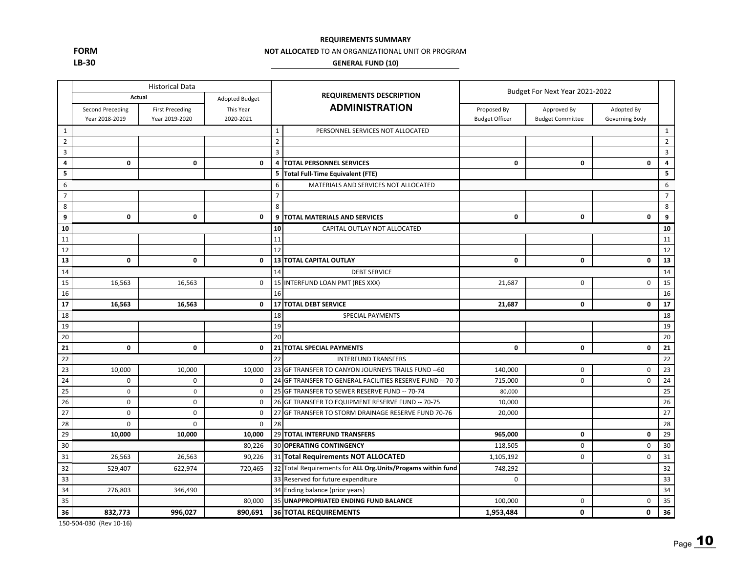**FORM**
**LB-30**

**REQUIREMENTS SUMMARY**

**NOT ALLOCATED** TO AN ORGANIZATIONAL UNIT OR PROGRAM

**GENERAL FUND (10)**

| | Historical Data | | | | REQUIREMENTS DESCRIPTION | Budget For Next Year 2021-2022 | | | |
|---|---|---|---|---|---|---|---|---|---|
| | Actual | | Adopted Budget | | **ADMINISTRATION** | | | | |
| | Second Preceding Year 2018-2019 | First Preceding Year 2019-2020 | This Year 2020-2021 | | | Proposed By Budget Officer | Approved By Budget Committee | Adopted By Governing Body | |
| 1 | | | | 1 | PERSONNEL SERVICES NOT ALLOCATED | | | | 1 |
| 2 | | | | 2 | | | | | 2 |
| 3 | | | | 3 | | | | | 3 |
| **4** | **0** | **0** | **0** | **4** | **TOTAL PERSONNEL SERVICES** | **0** | **0** | **0** | **4** |
| **5** | | | | **5** | **Total Full-Time Equivalent (FTE)** | | | | **5** |
| 6 | | | | 6 | MATERIALS AND SERVICES NOT ALLOCATED | | | | 6 |
| 7 | | | | 7 | | | | | 7 |
| 8 | | | | 8 | | | | | 8 |
| **9** | **0** | **0** | **0** | **9** | **TOTAL MATERIALS AND SERVICES** | **0** | **0** | **0** | **9** |
| **10** | | | | **10** | CAPITAL OUTLAY NOT ALLOCATED | | | | **10** |
| 11 | | | | 11 | | | | | 11 |
| 12 | | | | 12 | | | | | 12 |
| **13** | **0** | **0** | **0** | **13** | **TOTAL CAPITAL OUTLAY** | **0** | **0** | **0** | **13** |
| 14 | | | | 14 | DEBT SERVICE | | | | 14 |
| 15 | 16,563 | 16,563 | 0 | 15 | INTERFUND LOAN PMT (RES XXX) | 21,687 | 0 | 0 | 15 |
| 16 | | | | 16 | | | | | 16 |
| **17** | **16,563** | **16,563** | **0** | **17** | **TOTAL DEBT SERVICE** | **21,687** | **0** | **0** | **17** |
| 18 | | | | 18 | SPECIAL PAYMENTS | | | | 18 |
| 19 | | | | 19 | | | | | 19 |
| 20 | | | | 20 | | | | | 20 |
| **21** | **0** | **0** | **0** | **21** | **TOTAL SPECIAL PAYMENTS** | **0** | **0** | **0** | **21** |
| 22 | | | | 22 | INTERFUND TRANSFERS | | | | 22 |
| 23 | 10,000 | 10,000 | 10,000 | 23 | GF TRANSFER TO CANYON JOURNEYS TRAILS FUND --60 | 140,000 | 0 | 0 | 23 |
| 24 | 0 | 0 | 0 | 24 | GF TRANSFER TO GENERAL FACILITIES RESERVE FUND -- 70-7 | 715,000 | 0 | 0 | 24 |
| 25 | 0 | 0 | 0 | 25 | GF TRANSFER TO SEWER RESERVE FUND -- 70-74 | 80,000 | | | 25 |
| 26 | 0 | 0 | 0 | 26 | GF TRANSFER TO EQUIPMENT RESERVE FUND -- 70-75 | 10,000 | | | 26 |
| 27 | 0 | 0 | 0 | 27 | GF TRANSFER TO STORM DRAINAGE RESERVE FUND 70-76 | 20,000 | | | 27 |
| 28 | 0 | 0 | 0 | 28 | | | | | 28 |
| 29 | **10,000** | **10,000** | **10,000** | 29 | **TOTAL INTERFUND TRANSFERS** | **965,000** | **0** | **0** | 29 |
| 30 | | | 80,226 | 30 | **OPERATING CONTINGENCY** | 118,505 | 0 | 0 | 30 |
| 31 | 26,563 | 26,563 | 90,226 | 31 | **Total Requirements NOT ALLOCATED** | 1,105,192 | 0 | 0 | 31 |
| 32 | 529,407 | 622,974 | 720,465 | 32 | Total Requirements for **ALL Org.Units/Progams within fund** | 748,292 | | | 32 |
| 33 | | | | 33 | Reserved for future expenditure | 0 | | | 33 |
| 34 | 276,803 | 346,490 | | 34 | Ending balance (prior years) | | | | 34 |
| 35 | | | 80,000 | 35 | **UNAPPROPRIATED ENDING FUND BALANCE** | 100,000 | 0 | 0 | 35 |
| **36** | **832,773** | **996,027** | **890,691** | **36** | **TOTAL REQUIREMENTS** | **1,953,484** | **0** | **0** | **36** |

150-504-030 (Rev 10-16)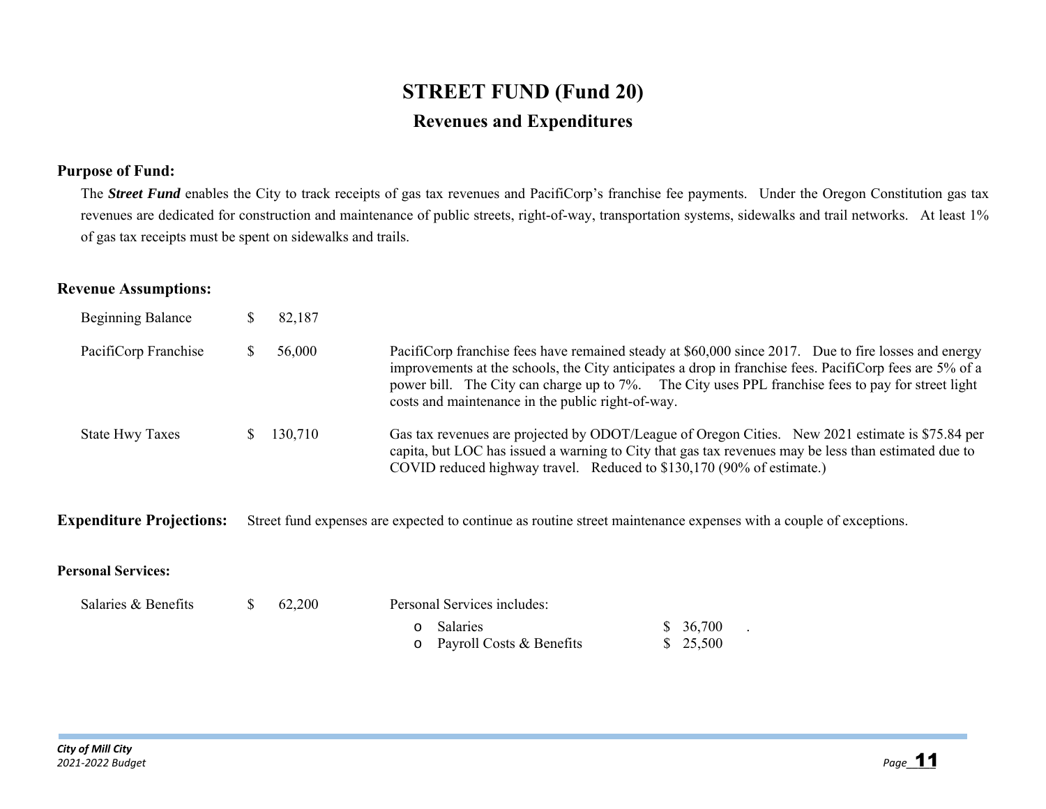# STREET FUND (Fund 20)

## Revenues and Expenditures

**Purpose of Fund:**

The ***Street Fund*** enables the City to track receipts of gas tax revenues and PacifiCorp's franchise fee payments. Under the Oregon Constitution gas tax revenues are dedicated for construction and maintenance of public streets, right-of-way, transportation systems, sidewalks and trail networks. At least 1% of gas tax receipts must be spent on sidewalks and trails.

**Revenue Assumptions:**

| | | |
|---|---|---|
| Beginning Balance | $ 82,187 | |
| PacifiCorp Franchise | $ 56,000 | PacifiCorp franchise fees have remained steady at $60,000 since 2017. Due to fire losses and energy improvements at the schools, the City anticipates a drop in franchise fees. PacifiCorp fees are 5% of a power bill. The City can charge up to 7%. The City uses PPL franchise fees to pay for street light costs and maintenance in the public right-of-way. |
| State Hwy Taxes | $ 130,710 | Gas tax revenues are projected by ODOT/League of Oregon Cities. New 2021 estimate is $75.84 per capita, but LOC has issued a warning to City that gas tax revenues may be less than estimated due to COVID reduced highway travel. Reduced to $130,170 (90% of estimate.) |

**Expenditure Projections:** Street fund expenses are expected to continue as routine street maintenance expenses with a couple of exceptions.

**Personal Services:**

Salaries & Benefits $ 62,200

Personal Services includes:

- Salaries $ 36,700 .
- Payroll Costs & Benefits $ 25,500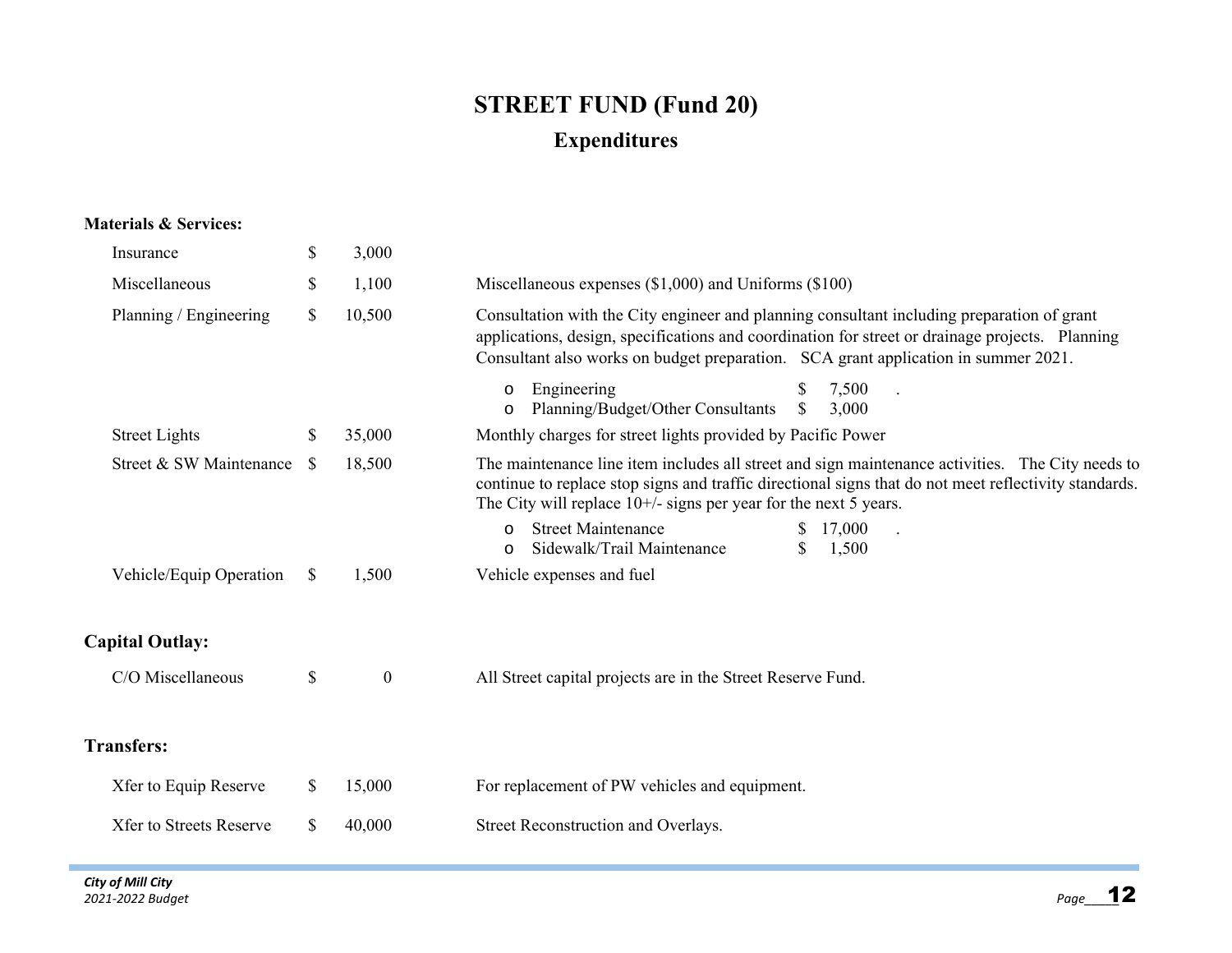# STREET FUND (Fund 20)

## Expenditures

**Materials & Services:**

| Item | Amount | Description |
|---|---|---|
| Insurance | $ 3,000 | |
| Miscellaneous | $ 1,100 | Miscellaneous expenses ($1,000) and Uniforms ($100) |
| Planning / Engineering | $ 10,500 | Consultation with the City engineer and planning consultant including preparation of grant applications, design, specifications and coordination for street or drainage projects. Planning Consultant also works on budget preparation. SCA grant application in summer 2021.<br>o Engineering $ 7,500 .<br>o Planning/Budget/Other Consultants $ 3,000 |
| Street Lights | $ 35,000 | Monthly charges for street lights provided by Pacific Power |
| Street & SW Maintenance | $ 18,500 | The maintenance line item includes all street and sign maintenance activities. The City needs to continue to replace stop signs and traffic directional signs that do not meet reflectivity standards. The City will replace 10+/- signs per year for the next 5 years.<br>o Street Maintenance $ 17,000 .<br>o Sidewalk/Trail Maintenance $ 1,500 |
| Vehicle/Equip Operation | $ 1,500 | Vehicle expenses and fuel |

**Capital Outlay:**

| Item | Amount | Description |
|---|---|---|
| C/O Miscellaneous | $ 0 | All Street capital projects are in the Street Reserve Fund. |

**Transfers:**

| Item | Amount | Description |
|---|---|---|
| Xfer to Equip Reserve | $ 15,000 | For replacement of PW vehicles and equipment. |
| Xfer to Streets Reserve | $ 40,000 | Street Reconstruction and Overlays. |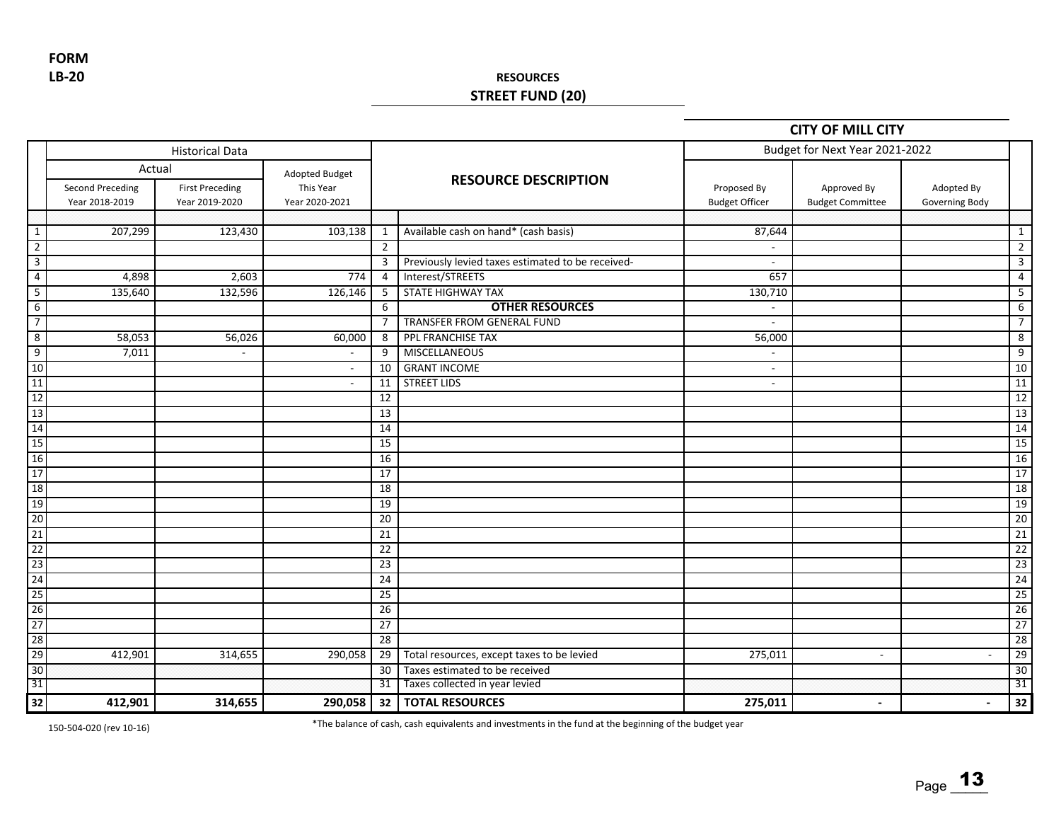**FORM**
**LB-20**

**RESOURCES**
**STREET FUND (20)**

**CITY OF MILL CITY**

| | Historical Data | | | | | Budget for Next Year 2021-2022 | | | |
|---|---|---|---|---|---|---|---|---|---|
| | Actual | | Adopted Budget | | | | | | |
| | Second Preceding Year 2018-2019 | First Preceding Year 2019-2020 | This Year Year 2020-2021 | | RESOURCE DESCRIPTION | Proposed By Budget Officer | Approved By Budget Committee | Adopted By Governing Body | |
| 1 | 207,299 | 123,430 | 103,138 | 1 | Available cash on hand* (cash basis) | 87,644 | | | 1 |
| 2 | | | | 2 | | - | | | 2 |
| 3 | | | | 3 | Previously levied taxes estimated to be received- | - | | | 3 |
| 4 | 4,898 | 2,603 | 774 | 4 | Interest/STREETS | 657 | | | 4 |
| 5 | 135,640 | 132,596 | 126,146 | 5 | STATE HIGHWAY TAX | 130,710 | | | 5 |
| 6 | | | | 6 | **OTHER RESOURCES** | - | | | 6 |
| 7 | | | | 7 | TRANSFER FROM GENERAL FUND | - | | | 7 |
| 8 | 58,053 | 56,026 | 60,000 | 8 | PPL FRANCHISE TAX | 56,000 | | | 8 |
| 9 | 7,011 | - | - | 9 | MISCELLANEOUS | - | | | 9 |
| 10 | | | - | 10 | GRANT INCOME | - | | | 10 |
| 11 | | | - | 11 | STREET LIDS | - | | | 11 |
| 12 | | | | 12 | | | | | 12 |
| 13 | | | | 13 | | | | | 13 |
| 14 | | | | 14 | | | | | 14 |
| 15 | | | | 15 | | | | | 15 |
| 16 | | | | 16 | | | | | 16 |
| 17 | | | | 17 | | | | | 17 |
| 18 | | | | 18 | | | | | 18 |
| 19 | | | | 19 | | | | | 19 |
| 20 | | | | 20 | | | | | 20 |
| 21 | | | | 21 | | | | | 21 |
| 22 | | | | 22 | | | | | 22 |
| 23 | | | | 23 | | | | | 23 |
| 24 | | | | 24 | | | | | 24 |
| 25 | | | | 25 | | | | | 25 |
| 26 | | | | 26 | | | | | 26 |
| 27 | | | | 27 | | | | | 27 |
| 28 | | | | 28 | | | | | 28 |
| 29 | 412,901 | 314,655 | 290,058 | 29 | Total resources, except taxes to be levied | 275,011 | - | - | 29 |
| 30 | | | | 30 | Taxes estimated to be received | | | | 30 |
| 31 | | | | 31 | Taxes collected in year levied | | | | 31 |
| **32** | **412,901** | **314,655** | **290,058** | **32** | **TOTAL RESOURCES** | **275,011** | **-** | **-** | **32** |

150-504-020 (rev 10-16)

*The balance of cash, cash equivalents and investments in the fund at the beginning of the budget year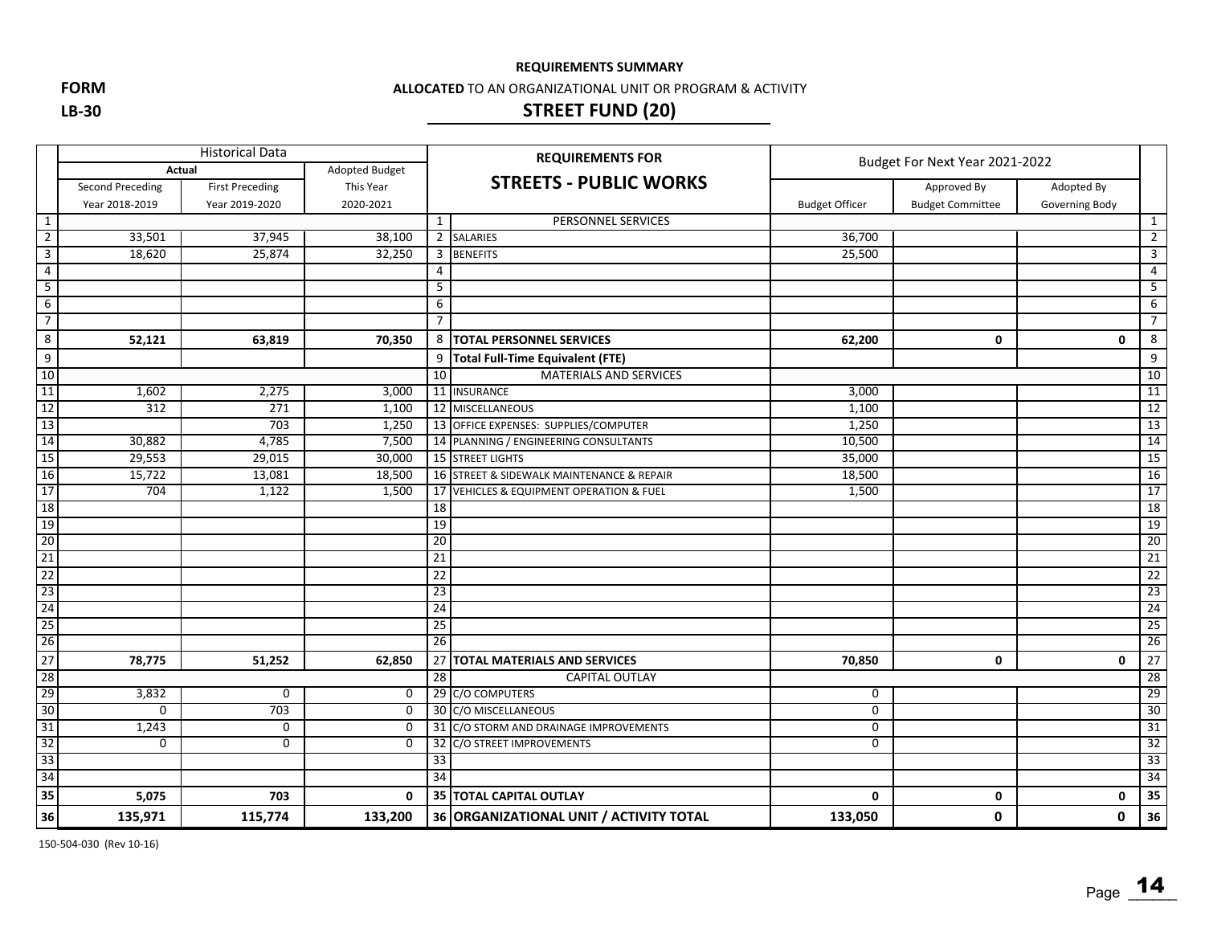**FORM**
**LB-30**

**REQUIREMENTS SUMMARY**

**ALLOCATED** TO AN ORGANIZATIONAL UNIT OR PROGRAM & ACTIVITY

## STREET FUND (20)

| | Historical Data | | | | REQUIREMENTS FOR | Budget For Next Year 2021-2022 | | | |
|---|---|---|---|---|---|---|---|---|---|
| | Actual | | Adopted Budget | | **STREETS - PUBLIC WORKS** | | | | |
| | Second Preceding Year 2018-2019 | First Preceding Year 2019-2020 | This Year 2020-2021 | | | Budget Officer | Approved By Budget Committee | Adopted By Governing Body | |
| 1 | | | | 1 | PERSONNEL SERVICES | | | | 1 |
| 2 | 33,501 | 37,945 | 38,100 | 2 | SALARIES | 36,700 | | | 2 |
| 3 | 18,620 | 25,874 | 32,250 | 3 | BENEFITS | 25,500 | | | 3 |
| 4 | | | | 4 | | | | | 4 |
| 5 | | | | 5 | | | | | 5 |
| 6 | | | | 6 | | | | | 6 |
| 7 | | | | 7 | | | | | 7 |
| 8 | **52,121** | **63,819** | **70,350** | 8 | **TOTAL PERSONNEL SERVICES** | **62,200** | **0** | **0** | 8 |
| 9 | | | | 9 | **Total Full-Time Equivalent (FTE)** | | | | 9 |
| 10 | | | | 10 | MATERIALS AND SERVICES | | | | 10 |
| 11 | 1,602 | 2,275 | 3,000 | 11 | INSURANCE | 3,000 | | | 11 |
| 12 | 312 | 271 | 1,100 | 12 | MISCELLANEOUS | 1,100 | | | 12 |
| 13 | | 703 | 1,250 | 13 | OFFICE EXPENSES: SUPPLIES/COMPUTER | 1,250 | | | 13 |
| 14 | 30,882 | 4,785 | 7,500 | 14 | PLANNING / ENGINEERING CONSULTANTS | 10,500 | | | 14 |
| 15 | 29,553 | 29,015 | 30,000 | 15 | STREET LIGHTS | 35,000 | | | 15 |
| 16 | 15,722 | 13,081 | 18,500 | 16 | STREET & SIDEWALK MAINTENANCE & REPAIR | 18,500 | | | 16 |
| 17 | 704 | 1,122 | 1,500 | 17 | VEHICLES & EQUIPMENT OPERATION & FUEL | 1,500 | | | 17 |
| 18 | | | | 18 | | | | | 18 |
| 19 | | | | 19 | | | | | 19 |
| 20 | | | | 20 | | | | | 20 |
| 21 | | | | 21 | | | | | 21 |
| 22 | | | | 22 | | | | | 22 |
| 23 | | | | 23 | | | | | 23 |
| 24 | | | | 24 | | | | | 24 |
| 25 | | | | 25 | | | | | 25 |
| 26 | | | | 26 | | | | | 26 |
| 27 | **78,775** | **51,252** | **62,850** | 27 | **TOTAL MATERIALS AND SERVICES** | **70,850** | **0** | **0** | 27 |
| 28 | | | | 28 | CAPITAL OUTLAY | | | | 28 |
| 29 | 3,832 | 0 | 0 | 29 | C/O COMPUTERS | 0 | | | 29 |
| 30 | 0 | 703 | 0 | 30 | C/O MISCELLANEOUS | 0 | | | 30 |
| 31 | 1,243 | 0 | 0 | 31 | C/O STORM AND DRAINAGE IMPROVEMENTS | 0 | | | 31 |
| 32 | 0 | 0 | 0 | 32 | C/O STREET IMPROVEMENTS | 0 | | | 32 |
| 33 | | | | 33 | | | | | 33 |
| 34 | | | | 34 | | | | | 34 |
| 35 | **5,075** | **703** | **0** | 35 | **TOTAL CAPITAL OUTLAY** | **0** | **0** | **0** | 35 |
| 36 | **135,971** | **115,774** | **133,200** | 36 | **ORGANIZATIONAL UNIT / ACTIVITY TOTAL** | **133,050** | **0** | **0** | 36 |

150-504-030 (Rev 10-16)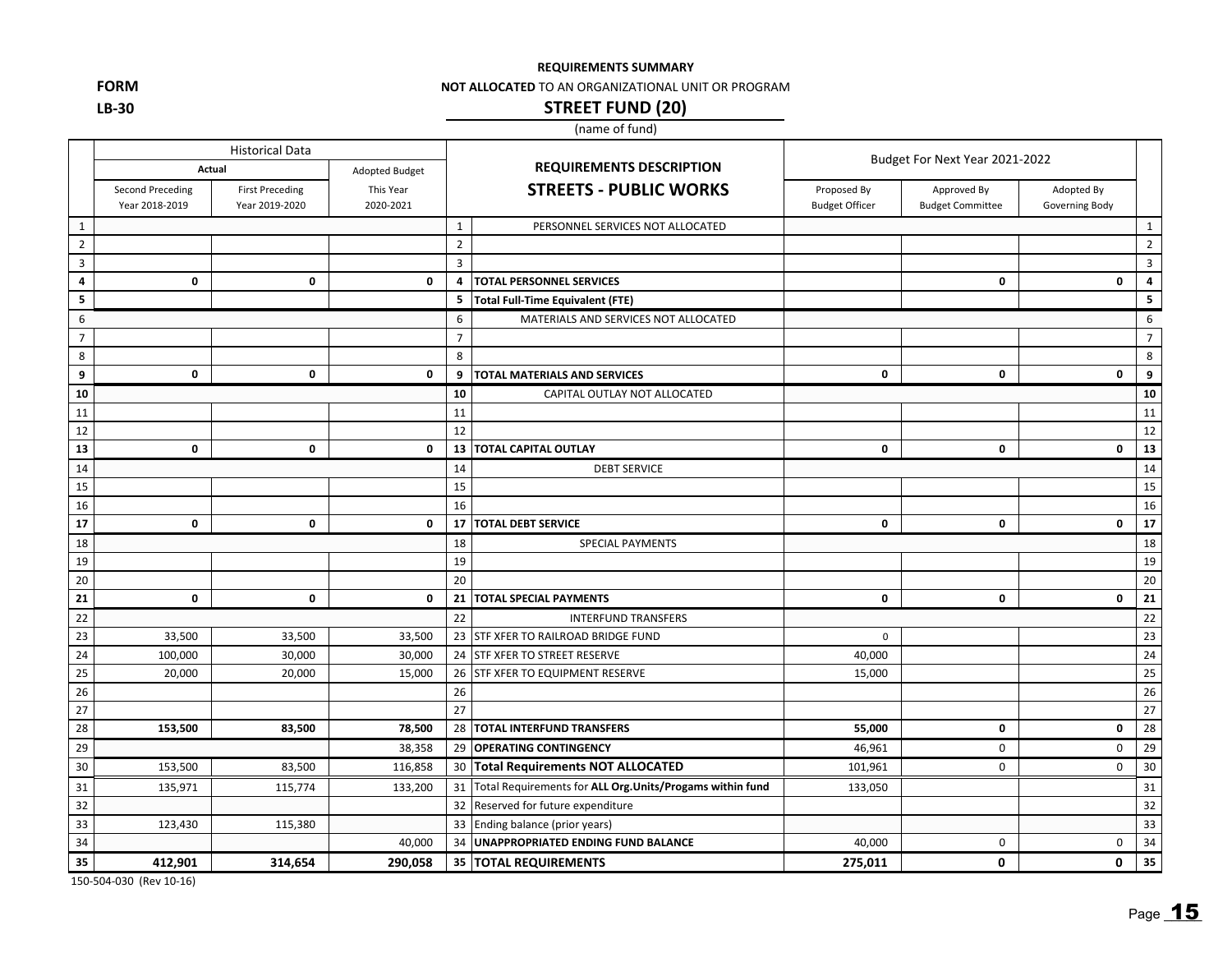**FORM**

**LB-30**

**REQUIREMENTS SUMMARY**

**NOT ALLOCATED** TO AN ORGANIZATIONAL UNIT OR PROGRAM

## STREET FUND (20)

(name of fund)

| | Historical Data | | | | | Budget For Next Year 2021-2022 | | | |
|---|---|---|---|---|---|---|---|---|---|
| | Actual | | Adopted Budget | | REQUIREMENTS DESCRIPTION | | | | |
| | Second Preceding Year 2018-2019 | First Preceding Year 2019-2020 | This Year 2020-2021 | | STREETS - PUBLIC WORKS | Proposed By Budget Officer | Approved By Budget Committee | Adopted By Governing Body | |
| 1 | | | | 1 | PERSONNEL SERVICES NOT ALLOCATED | | | | 1 |
| 2 | | | | 2 | | | | | 2 |
| 3 | | | | 3 | | | | | 3 |
| **4** | **0** | **0** | **0** | **4** | **TOTAL PERSONNEL SERVICES** | | **0** | **0** | **4** |
| **5** | | | | **5** | **Total Full-Time Equivalent (FTE)** | | | | **5** |
| 6 | | | | 6 | MATERIALS AND SERVICES NOT ALLOCATED | | | | 6 |
| 7 | | | | 7 | | | | | 7 |
| 8 | | | | 8 | | | | | 8 |
| **9** | **0** | **0** | **0** | **9** | **TOTAL MATERIALS AND SERVICES** | **0** | **0** | **0** | **9** |
| **10** | | | | **10** | CAPITAL OUTLAY NOT ALLOCATED | | | | **10** |
| 11 | | | | 11 | | | | | 11 |
| 12 | | | | 12 | | | | | 12 |
| **13** | **0** | **0** | **0** | **13** | **TOTAL CAPITAL OUTLAY** | **0** | **0** | **0** | **13** |
| 14 | | | | 14 | DEBT SERVICE | | | | 14 |
| 15 | | | | 15 | | | | | 15 |
| 16 | | | | 16 | | | | | 16 |
| **17** | **0** | **0** | **0** | **17** | **TOTAL DEBT SERVICE** | **0** | **0** | **0** | **17** |
| 18 | | | | 18 | SPECIAL PAYMENTS | | | | 18 |
| 19 | | | | 19 | | | | | 19 |
| 20 | | | | 20 | | | | | 20 |
| **21** | **0** | **0** | **0** | **21** | **TOTAL SPECIAL PAYMENTS** | **0** | **0** | **0** | **21** |
| 22 | | | | 22 | INTERFUND TRANSFERS | | | | 22 |
| 23 | 33,500 | 33,500 | 33,500 | 23 | STF XFER TO RAILROAD BRIDGE FUND | 0 | | | 23 |
| 24 | 100,000 | 30,000 | 30,000 | 24 | STF XFER TO STREET RESERVE | 40,000 | | | 24 |
| 25 | 20,000 | 20,000 | 15,000 | 25 | STF XFER TO EQUIPMENT RESERVE | 15,000 | | | 25 |
| 26 | | | | 26 | | | | | 26 |
| 27 | | | | 27 | | | | | 27 |
| 28 | **153,500** | **83,500** | **78,500** | 28 | **TOTAL INTERFUND TRANSFERS** | **55,000** | **0** | **0** | 28 |
| 29 | | | 38,358 | 29 | **OPERATING CONTINGENCY** | 46,961 | 0 | 0 | 29 |
| 30 | 153,500 | 83,500 | 116,858 | 30 | **Total Requirements NOT ALLOCATED** | 101,961 | 0 | 0 | 30 |
| 31 | 135,971 | 115,774 | 133,200 | 31 | Total Requirements for **ALL Org.Units/Progams within fund** | 133,050 | | | 31 |
| 32 | | | | 32 | Reserved for future expenditure | | | | 32 |
| 33 | 123,430 | 115,380 | | 33 | Ending balance (prior years) | | | | 33 |
| 34 | | | 40,000 | 34 | **UNAPPROPRIATED ENDING FUND BALANCE** | 40,000 | 0 | 0 | 34 |
| **35** | **412,901** | **314,654** | **290,058** | **35** | **TOTAL REQUIREMENTS** | **275,011** | **0** | **0** | **35** |

150-504-030 (Rev 10-16)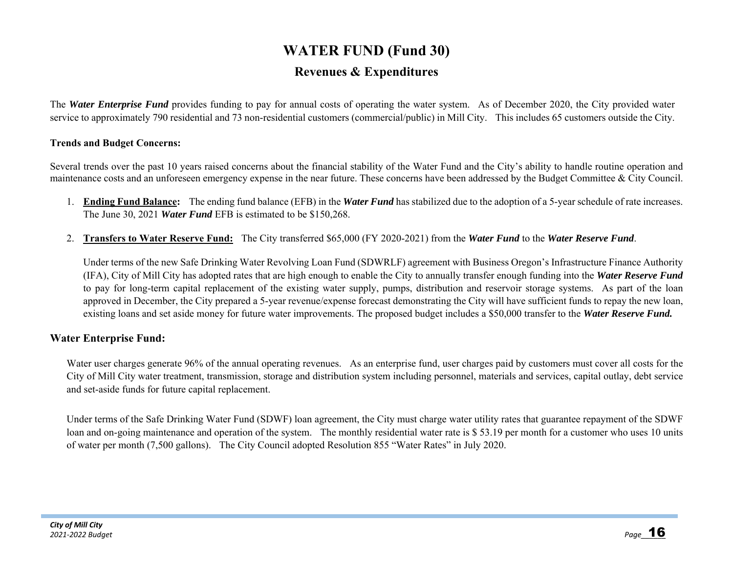# WATER FUND (Fund 30)

## Revenues & Expenditures

The ***Water Enterprise Fund*** provides funding to pay for annual costs of operating the water system. As of December 2020, the City provided water service to approximately 790 residential and 73 non-residential customers (commercial/public) in Mill City. This includes 65 customers outside the City.

**Trends and Budget Concerns:**

Several trends over the past 10 years raised concerns about the financial stability of the Water Fund and the City's ability to handle routine operation and maintenance costs and an unforeseen emergency expense in the near future. These concerns have been addressed by the Budget Committee & City Council.

1. **Ending Fund Balance:** The ending fund balance (EFB) in the ***Water Fund*** has stabilized due to the adoption of a 5-year schedule of rate increases. The June 30, 2021 ***Water Fund*** EFB is estimated to be $150,268.

2. **Transfers to Water Reserve Fund:** The City transferred $65,000 (FY 2020-2021) from the ***Water Fund*** to the ***Water Reserve Fund***.

   Under terms of the new Safe Drinking Water Revolving Loan Fund (SDWRLF) agreement with Business Oregon's Infrastructure Finance Authority (IFA), City of Mill City has adopted rates that are high enough to enable the City to annually transfer enough funding into the ***Water Reserve Fund*** to pay for long-term capital replacement of the existing water supply, pumps, distribution and reservoir storage systems. As part of the loan approved in December, the City prepared a 5-year revenue/expense forecast demonstrating the City will have sufficient funds to repay the new loan, existing loans and set aside money for future water improvements. The proposed budget includes a $50,000 transfer to the ***Water Reserve Fund.***

### Water Enterprise Fund:

Water user charges generate 96% of the annual operating revenues. As an enterprise fund, user charges paid by customers must cover all costs for the City of Mill City water treatment, transmission, storage and distribution system including personnel, materials and services, capital outlay, debt service and set-aside funds for future capital replacement.

Under terms of the Safe Drinking Water Fund (SDWF) loan agreement, the City must charge water utility rates that guarantee repayment of the SDWF loan and on-going maintenance and operation of the system. The monthly residential water rate is $ 53.19 per month for a customer who uses 10 units of water per month (7,500 gallons). The City Council adopted Resolution 855 "Water Rates" in July 2020.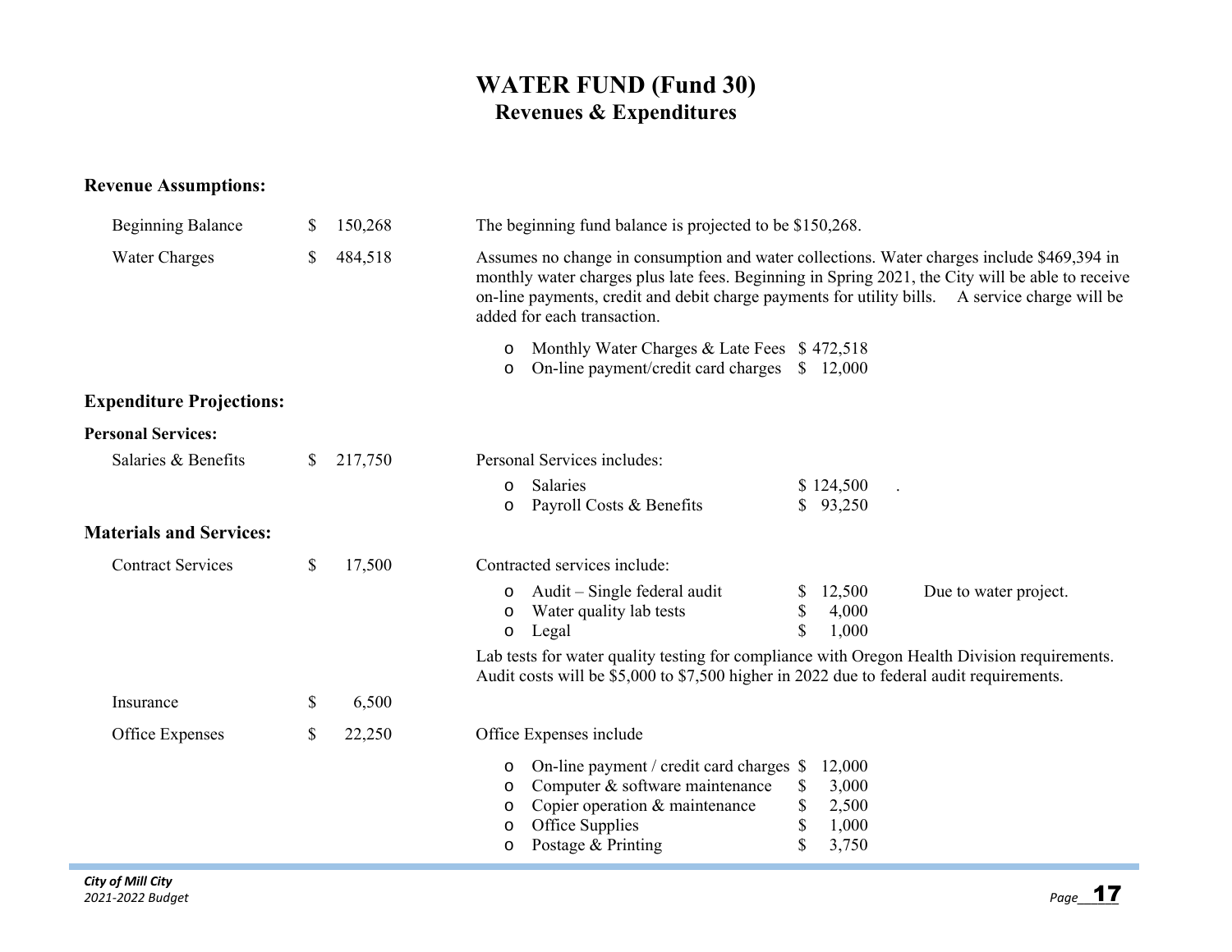# WATER FUND (Fund 30)
## Revenues & Expenditures

### Revenue Assumptions:

| | | |
|---|---|---|
| Beginning Balance | $ 150,268 | The beginning fund balance is projected to be $150,268. |
| Water Charges | $ 484,518 | Assumes no change in consumption and water collections. Water charges include $469,394 in monthly water charges plus late fees. Beginning in Spring 2021, the City will be able to receive on-line payments, credit and debit charge payments for utility bills. A service charge will be added for each transaction. |

- Monthly Water Charges & Late Fees $ 472,518
- On-line payment/credit card charges $ 12,000

### Expenditure Projections:

**Personal Services:**

Salaries & Benefits $ 217,750

Personal Services includes:

- Salaries $ 124,500 .
- Payroll Costs & Benefits $ 93,250

**Materials and Services:**

Contract Services $ 17,500

Contracted services include:

- Audit – Single federal audit $ 12,500 Due to water project.
- Water quality lab tests $ 4,000
- Legal $ 1,000

Lab tests for water quality testing for compliance with Oregon Health Division requirements. Audit costs will be $5,000 to $7,500 higher in 2022 due to federal audit requirements.

Insurance $ 6,500

Office Expenses $ 22,250

Office Expenses include

- On-line payment / credit card charges $ 12,000
- Computer & software maintenance $ 3,000
- Copier operation & maintenance $ 2,500
- Office Supplies $ 1,000
- Postage & Printing $ 3,750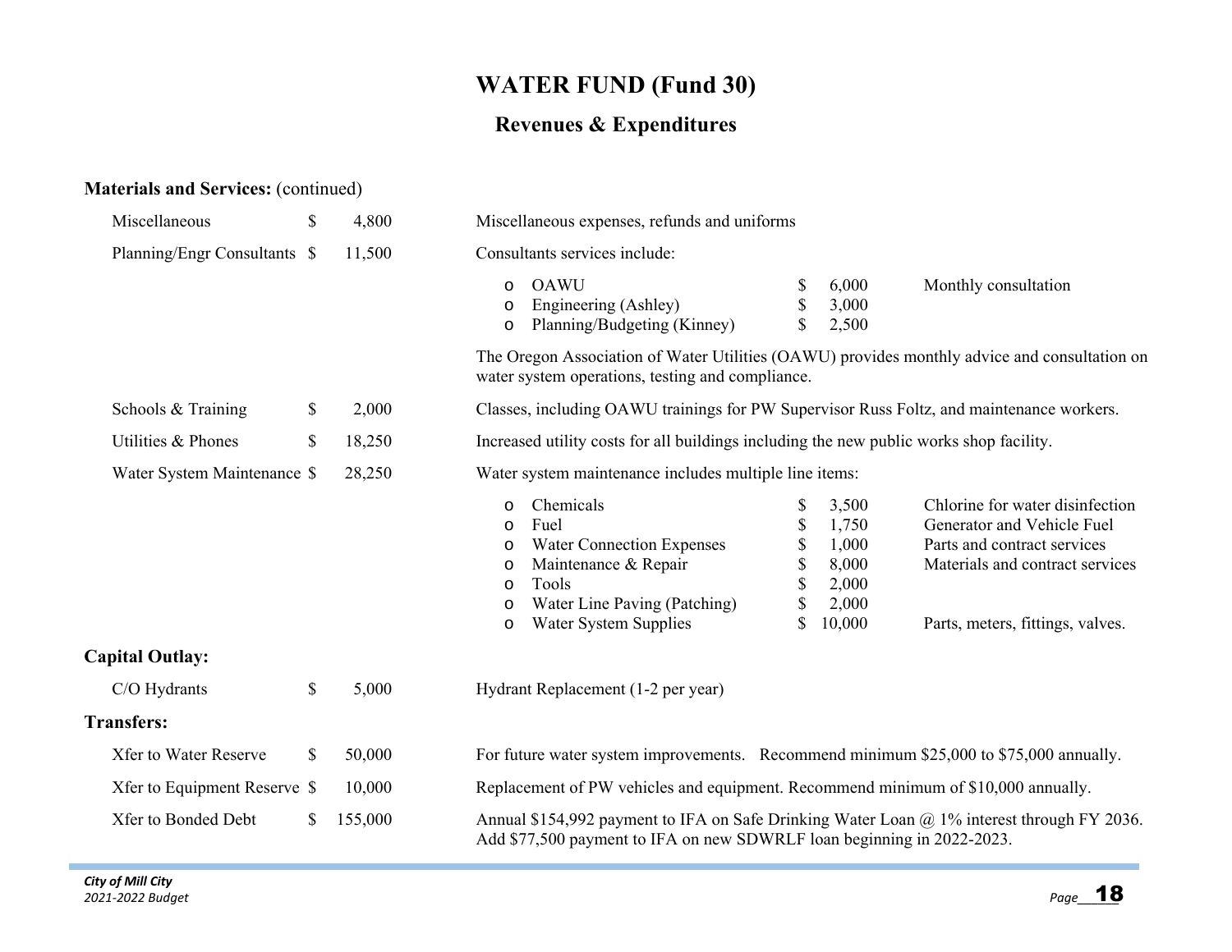# WATER FUND (Fund 30)

## Revenues & Expenditures

**Materials and Services:** (continued)

| Item | Amount | Description |
|---|---|---|
| Miscellaneous | $ 4,800 | Miscellaneous expenses, refunds and uniforms |
| Planning/Engr Consultants | $ 11,500 | Consultants services include: |

- OAWU $ 6,000 Monthly consultation
- Engineering (Ashley) $ 3,000
- Planning/Budgeting (Kinney) $ 2,500

The Oregon Association of Water Utilities (OAWU) provides monthly advice and consultation on water system operations, testing and compliance.

| Item | Amount | Description |
|---|---|---|
| Schools & Training | $ 2,000 | Classes, including OAWU trainings for PW Supervisor Russ Foltz, and maintenance workers. |
| Utilities & Phones | $ 18,250 | Increased utility costs for all buildings including the new public works shop facility. |
| Water System Maintenance | $ 28,250 | Water system maintenance includes multiple line items: |

| Line Item | Amount | Description |
|---|---|---|
| Chemicals | $ 3,500 | Chlorine for water disinfection |
| Fuel | $ 1,750 | Generator and Vehicle Fuel |
| Water Connection Expenses | $ 1,000 | Parts and contract services |
| Maintenance & Repair | $ 8,000 | Materials and contract services |
| Tools | $ 2,000 | |
| Water Line Paving (Patching) | $ 2,000 | |
| Water System Supplies | $ 10,000 | Parts, meters, fittings, valves. |

**Capital Outlay:**

| Item | Amount | Description |
|---|---|---|
| C/O Hydrants | $ 5,000 | Hydrant Replacement (1-2 per year) |

**Transfers:**

| Item | Amount | Description |
|---|---|---|
| Xfer to Water Reserve | $ 50,000 | For future water system improvements. Recommend minimum $25,000 to $75,000 annually. |
| Xfer to Equipment Reserve | $ 10,000 | Replacement of PW vehicles and equipment. Recommend minimum of $10,000 annually. |
| Xfer to Bonded Debt | $ 155,000 | Annual $154,992 payment to IFA on Safe Drinking Water Loan @ 1% interest through FY 2036. Add $77,500 payment to IFA on new SDWRLF loan beginning in 2022-2023. |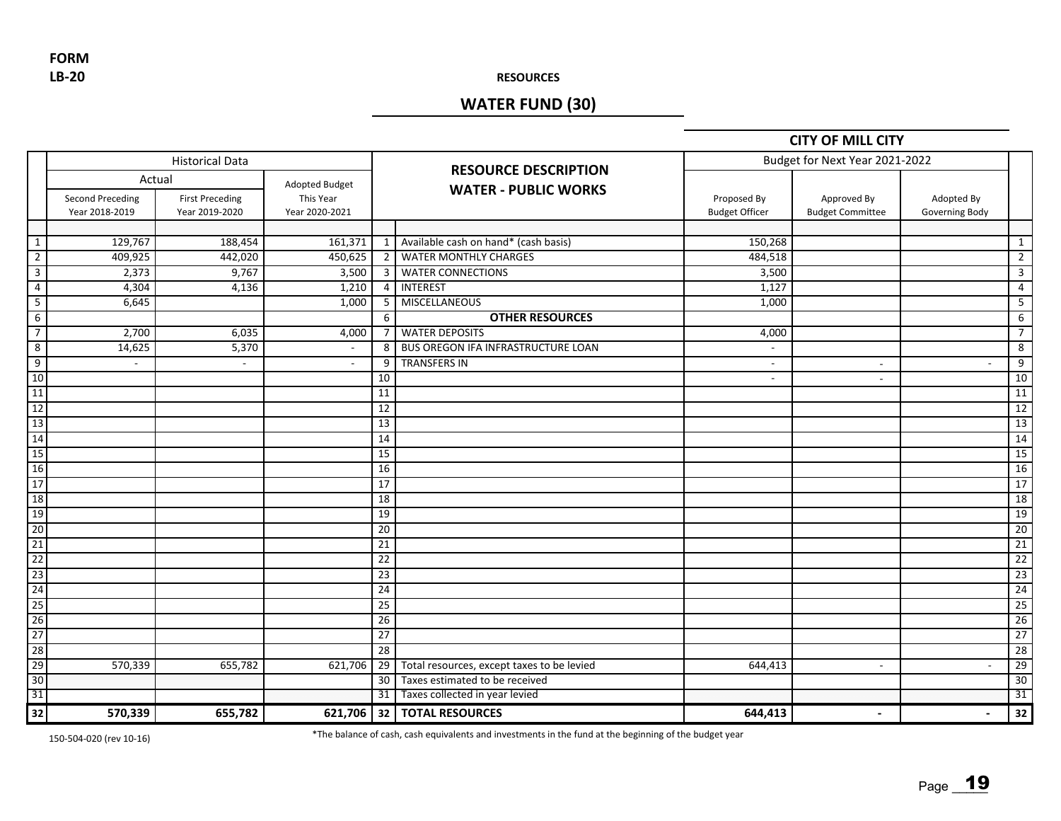FORM
LB-20

RESOURCES

## WATER FUND (30)

## CITY OF MILL CITY

| | Historical Data | | | | RESOURCE DESCRIPTION<br>WATER - PUBLIC WORKS | Budget for Next Year 2021-2022 | | | |
|---|---|---|---|---|---|---|---|---|---|
| | Actual | | Adopted Budget | | | | | | |
| | Second Preceding Year 2018-2019 | First Preceding Year 2019-2020 | This Year Year 2020-2021 | | | Proposed By Budget Officer | Approved By Budget Committee | Adopted By Governing Body | |
| 1 | 129,767 | 188,454 | 161,371 | 1 | Available cash on hand* (cash basis) | 150,268 | | | 1 |
| 2 | 409,925 | 442,020 | 450,625 | 2 | WATER MONTHLY CHARGES | 484,518 | | | 2 |
| 3 | 2,373 | 9,767 | 3,500 | 3 | WATER CONNECTIONS | 3,500 | | | 3 |
| 4 | 4,304 | 4,136 | 1,210 | 4 | INTEREST | 1,127 | | | 4 |
| 5 | 6,645 | | 1,000 | 5 | MISCELLANEOUS | 1,000 | | | 5 |
| 6 | | | | 6 | **OTHER RESOURCES** | | | | 6 |
| 7 | 2,700 | 6,035 | 4,000 | 7 | WATER DEPOSITS | 4,000 | | | 7 |
| 8 | 14,625 | 5,370 | - | 8 | BUS OREGON IFA INFRASTRUCTURE LOAN | - | | | 8 |
| 9 | - | - | - | 9 | TRANSFERS IN | - | - | - | 9 |
| 10 | | | | 10 | | - | - | | 10 |
| 11 | | | | 11 | | | | | 11 |
| 12 | | | | 12 | | | | | 12 |
| 13 | | | | 13 | | | | | 13 |
| 14 | | | | 14 | | | | | 14 |
| 15 | | | | 15 | | | | | 15 |
| 16 | | | | 16 | | | | | 16 |
| 17 | | | | 17 | | | | | 17 |
| 18 | | | | 18 | | | | | 18 |
| 19 | | | | 19 | | | | | 19 |
| 20 | | | | 20 | | | | | 20 |
| 21 | | | | 21 | | | | | 21 |
| 22 | | | | 22 | | | | | 22 |
| 23 | | | | 23 | | | | | 23 |
| 24 | | | | 24 | | | | | 24 |
| 25 | | | | 25 | | | | | 25 |
| 26 | | | | 26 | | | | | 26 |
| 27 | | | | 27 | | | | | 27 |
| 28 | | | | 28 | | | | | 28 |
| 29 | 570,339 | 655,782 | 621,706 | 29 | Total resources, except taxes to be levied | 644,413 | - | - | 29 |
| 30 | | | | 30 | Taxes estimated to be received | | | | 30 |
| 31 | | | | 31 | Taxes collected in year levied | | | | 31 |
| **32** | **570,339** | **655,782** | **621,706** | **32** | **TOTAL RESOURCES** | **644,413** | **-** | **-** | **32** |

150-504-020 (rev 10-16)

*The balance of cash, cash equivalents and investments in the fund at the beginning of the budget year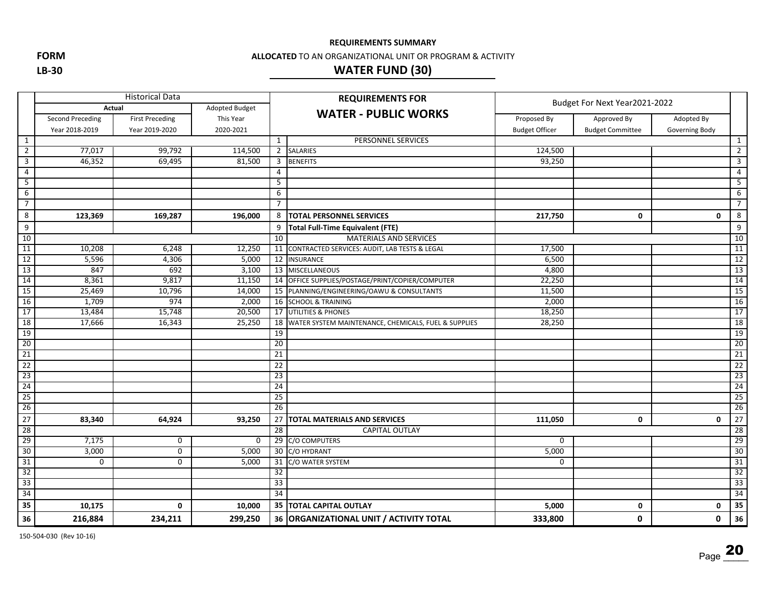**FORM**

**LB-30**

**REQUIREMENTS SUMMARY**

**ALLOCATED** TO AN ORGANIZATIONAL UNIT OR PROGRAM & ACTIVITY

## WATER FUND (30)

| | Historical Data | | | | REQUIREMENTS FOR | Budget For Next Year2021-2022 | | | |
|---|---|---|---|---|---|---|---|---|---|
| | Actual | | Adopted Budget | | WATER - PUBLIC WORKS | | | | |
| | Second Preceding | First Preceding | This Year | | | Proposed By | Approved By | Adopted By | |
| | Year 2018-2019 | Year 2019-2020 | 2020-2021 | | | Budget Officer | Budget Committee | Governing Body | |
| 1 | | | | 1 | PERSONNEL SERVICES | | | | 1 |
| 2 | 77,017 | 99,792 | 114,500 | 2 | SALARIES | 124,500 | | | 2 |
| 3 | 46,352 | 69,495 | 81,500 | 3 | BENEFITS | 93,250 | | | 3 |
| 4 | | | | 4 | | | | | 4 |
| 5 | | | | 5 | | | | | 5 |
| 6 | | | | 6 | | | | | 6 |
| 7 | | | | 7 | | | | | 7 |
| 8 | **123,369** | **169,287** | **196,000** | 8 | **TOTAL PERSONNEL SERVICES** | **217,750** | **0** | **0** | 8 |
| 9 | | | | 9 | **Total Full-Time Equivalent (FTE)** | | | | 9 |
| 10 | | | | 10 | MATERIALS AND SERVICES | | | | 10 |
| 11 | 10,208 | 6,248 | 12,250 | 11 | CONTRACTED SERVICES: AUDIT, LAB TESTS & LEGAL | 17,500 | | | 11 |
| 12 | 5,596 | 4,306 | 5,000 | 12 | INSURANCE | 6,500 | | | 12 |
| 13 | 847 | 692 | 3,100 | 13 | MISCELLANEOUS | 4,800 | | | 13 |
| 14 | 8,361 | 9,817 | 11,150 | 14 | OFFICE SUPPLIES/POSTAGE/PRINT/COPIER/COMPUTER | 22,250 | | | 14 |
| 15 | 25,469 | 10,796 | 14,000 | 15 | PLANNING/ENGINEERING/OAWU & CONSULTANTS | 11,500 | | | 15 |
| 16 | 1,709 | 974 | 2,000 | 16 | SCHOOL & TRAINING | 2,000 | | | 16 |
| 17 | 13,484 | 15,748 | 20,500 | 17 | UTILITIES & PHONES | 18,250 | | | 17 |
| 18 | 17,666 | 16,343 | 25,250 | 18 | WATER SYSTEM MAINTENANCE, CHEMICALS, FUEL & SUPPLIES | 28,250 | | | 18 |
| 19 | | | | 19 | | | | | 19 |
| 20 | | | | 20 | | | | | 20 |
| 21 | | | | 21 | | | | | 21 |
| 22 | | | | 22 | | | | | 22 |
| 23 | | | | 23 | | | | | 23 |
| 24 | | | | 24 | | | | | 24 |
| 25 | | | | 25 | | | | | 25 |
| 26 | | | | 26 | | | | | 26 |
| 27 | **83,340** | **64,924** | **93,250** | 27 | **TOTAL MATERIALS AND SERVICES** | **111,050** | **0** | **0** | 27 |
| 28 | | | | 28 | CAPITAL OUTLAY | | | | 28 |
| 29 | 7,175 | 0 | 0 | 29 | C/O COMPUTERS | 0 | | | 29 |
| 30 | 3,000 | 0 | 5,000 | 30 | C/O HYDRANT | 5,000 | | | 30 |
| 31 | 0 | 0 | 5,000 | 31 | C/O WATER SYSTEM | 0 | | | 31 |
| 32 | | | | 32 | | | | | 32 |
| 33 | | | | 33 | | | | | 33 |
| 34 | | | | 34 | | | | | 34 |
| **35** | **10,175** | **0** | **10,000** | **35** | **TOTAL CAPITAL OUTLAY** | **5,000** | **0** | **0** | **35** |
| **36** | **216,884** | **234,211** | **299,250** | **36** | **ORGANIZATIONAL UNIT / ACTIVITY TOTAL** | **333,800** | **0** | **0** | **36** |

150-504-030 (Rev 10-16)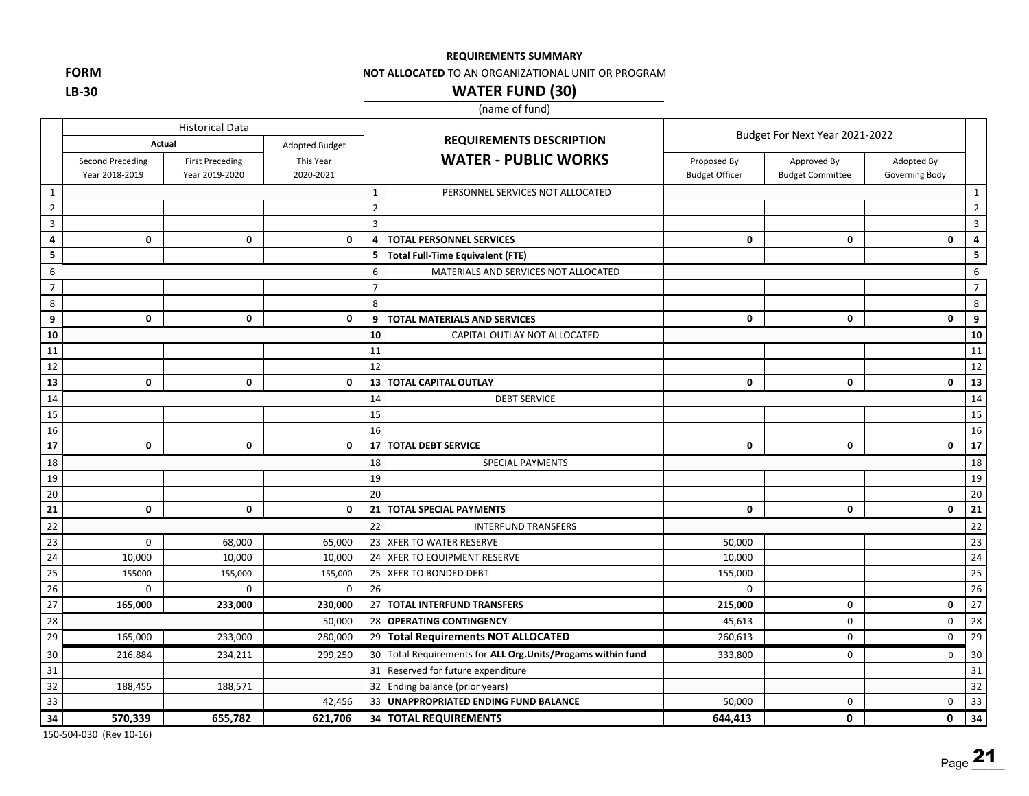**FORM**

**LB-30**

**REQUIREMENTS SUMMARY**

**NOT ALLOCATED** TO AN ORGANIZATIONAL UNIT OR PROGRAM

## WATER FUND (30)

(name of fund)

| | Historical Data | | | | REQUIREMENTS DESCRIPTION | Budget For Next Year 2021-2022 | | | |
|---|---|---|---|---|---|---|---|---|---|
| | Actual | | Adopted Budget | | **WATER - PUBLIC WORKS** | | | | |
| | Second Preceding Year 2018-2019 | First Preceding Year 2019-2020 | This Year 2020-2021 | | | Proposed By Budget Officer | Approved By Budget Committee | Adopted By Governing Body | |
| 1 | | | | 1 | PERSONNEL SERVICES NOT ALLOCATED | | | | 1 |
| 2 | | | | 2 | | | | | 2 |
| 3 | | | | 3 | | | | | 3 |
| **4** | **0** | **0** | **0** | **4** | **TOTAL PERSONNEL SERVICES** | **0** | **0** | **0** | **4** |
| **5** | | | | **5** | **Total Full-Time Equivalent (FTE)** | | | | **5** |
| 6 | | | | 6 | MATERIALS AND SERVICES NOT ALLOCATED | | | | 6 |
| 7 | | | | 7 | | | | | 7 |
| 8 | | | | 8 | | | | | 8 |
| **9** | **0** | **0** | **0** | **9** | **TOTAL MATERIALS AND SERVICES** | **0** | **0** | **0** | **9** |
| **10** | | | | **10** | CAPITAL OUTLAY NOT ALLOCATED | | | | **10** |
| 11 | | | | 11 | | | | | 11 |
| 12 | | | | 12 | | | | | 12 |
| **13** | **0** | **0** | **0** | **13** | **TOTAL CAPITAL OUTLAY** | **0** | **0** | **0** | **13** |
| 14 | | | | 14 | DEBT SERVICE | | | | 14 |
| 15 | | | | 15 | | | | | 15 |
| 16 | | | | 16 | | | | | 16 |
| **17** | **0** | **0** | **0** | **17** | **TOTAL DEBT SERVICE** | **0** | **0** | **0** | **17** |
| 18 | | | | 18 | SPECIAL PAYMENTS | | | | 18 |
| 19 | | | | 19 | | | | | 19 |
| 20 | | | | 20 | | | | | 20 |
| **21** | **0** | **0** | **0** | **21** | **TOTAL SPECIAL PAYMENTS** | **0** | **0** | **0** | **21** |
| 22 | | | | 22 | INTERFUND TRANSFERS | | | | 22 |
| 23 | 0 | 68,000 | 65,000 | 23 | XFER TO WATER RESERVE | 50,000 | | | 23 |
| 24 | 10,000 | 10,000 | 10,000 | 24 | XFER TO EQUIPMENT RESERVE | 10,000 | | | 24 |
| 25 | 155000 | 155,000 | 155,000 | 25 | XFER TO BONDED DEBT | 155,000 | | | 25 |
| 26 | 0 | 0 | 0 | 26 | | 0 | | | 26 |
| 27 | **165,000** | **233,000** | **230,000** | 27 | **TOTAL INTERFUND TRANSFERS** | **215,000** | **0** | **0** | 27 |
| 28 | | | 50,000 | 28 | **OPERATING CONTINGENCY** | 45,613 | 0 | 0 | 28 |
| 29 | 165,000 | 233,000 | 280,000 | 29 | **Total Requirements NOT ALLOCATED** | 260,613 | 0 | 0 | 29 |
| 30 | 216,884 | 234,211 | 299,250 | 30 | Total Requirements for **ALL Org.Units/Progams within fund** | 333,800 | 0 | 0 | 30 |
| 31 | | | | 31 | Reserved for future expenditure | | | | 31 |
| 32 | 188,455 | 188,571 | | 32 | Ending balance (prior years) | | | | 32 |
| 33 | | | 42,456 | 33 | **UNAPPROPRIATED ENDING FUND BALANCE** | 50,000 | 0 | 0 | 33 |
| **34** | **570,339** | **655,782** | **621,706** | **34** | **TOTAL REQUIREMENTS** | **644,413** | **0** | **0** | **34** |

150-504-030 (Rev 10-16)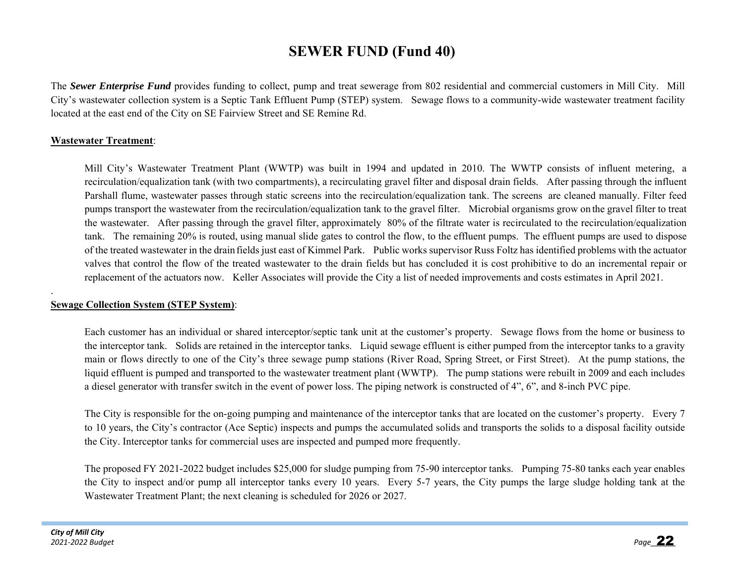# SEWER FUND (Fund 40)

The ***Sewer Enterprise Fund*** provides funding to collect, pump and treat sewerage from 802 residential and commercial customers in Mill City. Mill City's wastewater collection system is a Septic Tank Effluent Pump (STEP) system. Sewage flows to a community-wide wastewater treatment facility located at the east end of the City on SE Fairview Street and SE Remine Rd.

**Wastewater Treatment**:

Mill City's Wastewater Treatment Plant (WWTP) was built in 1994 and updated in 2010. The WWTP consists of influent metering, a recirculation/equalization tank (with two compartments), a recirculating gravel filter and disposal drain fields. After passing through the influent Parshall flume, wastewater passes through static screens into the recirculation/equalization tank. The screens are cleaned manually. Filter feed pumps transport the wastewater from the recirculation/equalization tank to the gravel filter. Microbial organisms grow on the gravel filter to treat the wastewater. After passing through the gravel filter, approximately 80% of the filtrate water is recirculated to the recirculation/equalization tank. The remaining 20% is routed, using manual slide gates to control the flow, to the effluent pumps. The effluent pumps are used to dispose of the treated wastewater in the drain fields just east of Kimmel Park. Public works supervisor Russ Foltz has identified problems with the actuator valves that control the flow of the treated wastewater to the drain fields but has concluded it is cost prohibitive to do an incremental repair or replacement of the actuators now. Keller Associates will provide the City a list of needed improvements and costs estimates in April 2021.

.

**Sewage Collection System (STEP System)**:

Each customer has an individual or shared interceptor/septic tank unit at the customer's property. Sewage flows from the home or business to the interceptor tank. Solids are retained in the interceptor tanks. Liquid sewage effluent is either pumped from the interceptor tanks to a gravity main or flows directly to one of the City's three sewage pump stations (River Road, Spring Street, or First Street). At the pump stations, the liquid effluent is pumped and transported to the wastewater treatment plant (WWTP). The pump stations were rebuilt in 2009 and each includes a diesel generator with transfer switch in the event of power loss. The piping network is constructed of 4", 6", and 8-inch PVC pipe.

The City is responsible for the on-going pumping and maintenance of the interceptor tanks that are located on the customer's property. Every 7 to 10 years, the City's contractor (Ace Septic) inspects and pumps the accumulated solids and transports the solids to a disposal facility outside the City. Interceptor tanks for commercial uses are inspected and pumped more frequently.

The proposed FY 2021-2022 budget includes $25,000 for sludge pumping from 75-90 interceptor tanks. Pumping 75-80 tanks each year enables the City to inspect and/or pump all interceptor tanks every 10 years. Every 5-7 years, the City pumps the large sludge holding tank at the Wastewater Treatment Plant; the next cleaning is scheduled for 2026 or 2027.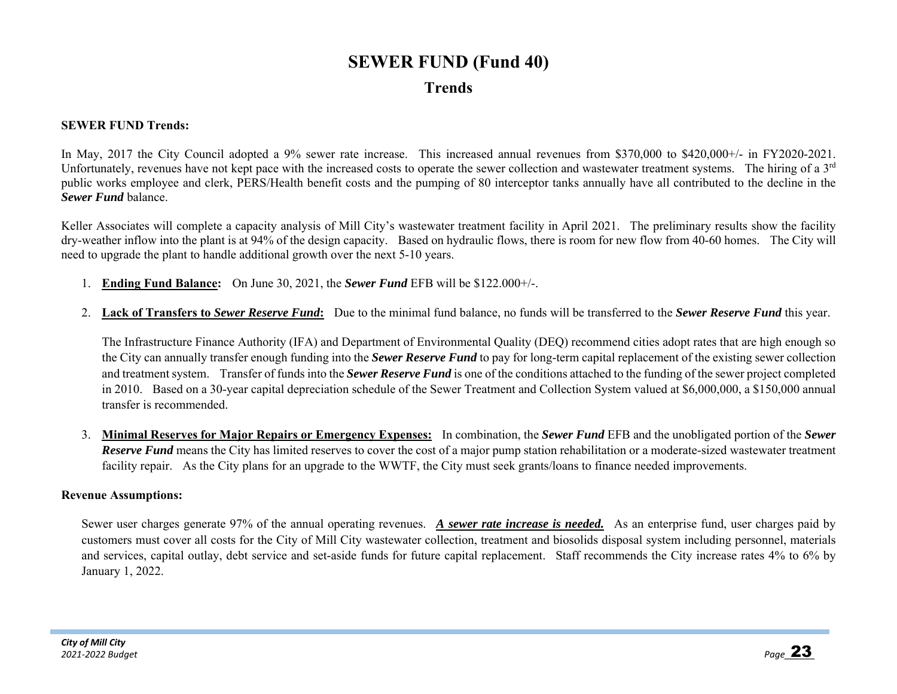# SEWER FUND (Fund 40)

## Trends

**SEWER FUND Trends:**

In May, 2017 the City Council adopted a 9% sewer rate increase. This increased annual revenues from $370,000 to $420,000+/- in FY2020-2021. Unfortunately, revenues have not kept pace with the increased costs to operate the sewer collection and wastewater treatment systems. The hiring of a 3rd public works employee and clerk, PERS/Health benefit costs and the pumping of 80 interceptor tanks annually have all contributed to the decline in the ***Sewer Fund*** balance.

Keller Associates will complete a capacity analysis of Mill City's wastewater treatment facility in April 2021. The preliminary results show the facility dry-weather inflow into the plant is at 94% of the design capacity. Based on hydraulic flows, there is room for new flow from 40-60 homes. The City will need to upgrade the plant to handle additional growth over the next 5-10 years.

1. **Ending Fund Balance:** On June 30, 2021, the ***Sewer Fund*** EFB will be $122.000+/-.

2. **Lack of Transfers to *Sewer Reserve Fund*:** Due to the minimal fund balance, no funds will be transferred to the ***Sewer Reserve Fund*** this year.

   The Infrastructure Finance Authority (IFA) and Department of Environmental Quality (DEQ) recommend cities adopt rates that are high enough so the City can annually transfer enough funding into the ***Sewer Reserve Fund*** to pay for long-term capital replacement of the existing sewer collection and treatment system. Transfer of funds into the ***Sewer Reserve Fund*** is one of the conditions attached to the funding of the sewer project completed in 2010. Based on a 30-year capital depreciation schedule of the Sewer Treatment and Collection System valued at $6,000,000, a $150,000 annual transfer is recommended.

3. **Minimal Reserves for Major Repairs or Emergency Expenses:** In combination, the ***Sewer Fund*** EFB and the unobligated portion of the ***Sewer Reserve Fund*** means the City has limited reserves to cover the cost of a major pump station rehabilitation or a moderate-sized wastewater treatment facility repair. As the City plans for an upgrade to the WWTF, the City must seek grants/loans to finance needed improvements.

**Revenue Assumptions:**

Sewer user charges generate 97% of the annual operating revenues. ***A sewer rate increase is needed.*** As an enterprise fund, user charges paid by customers must cover all costs for the City of Mill City wastewater collection, treatment and biosolids disposal system including personnel, materials and services, capital outlay, debt service and set-aside funds for future capital replacement. Staff recommends the City increase rates 4% to 6% by January 1, 2022.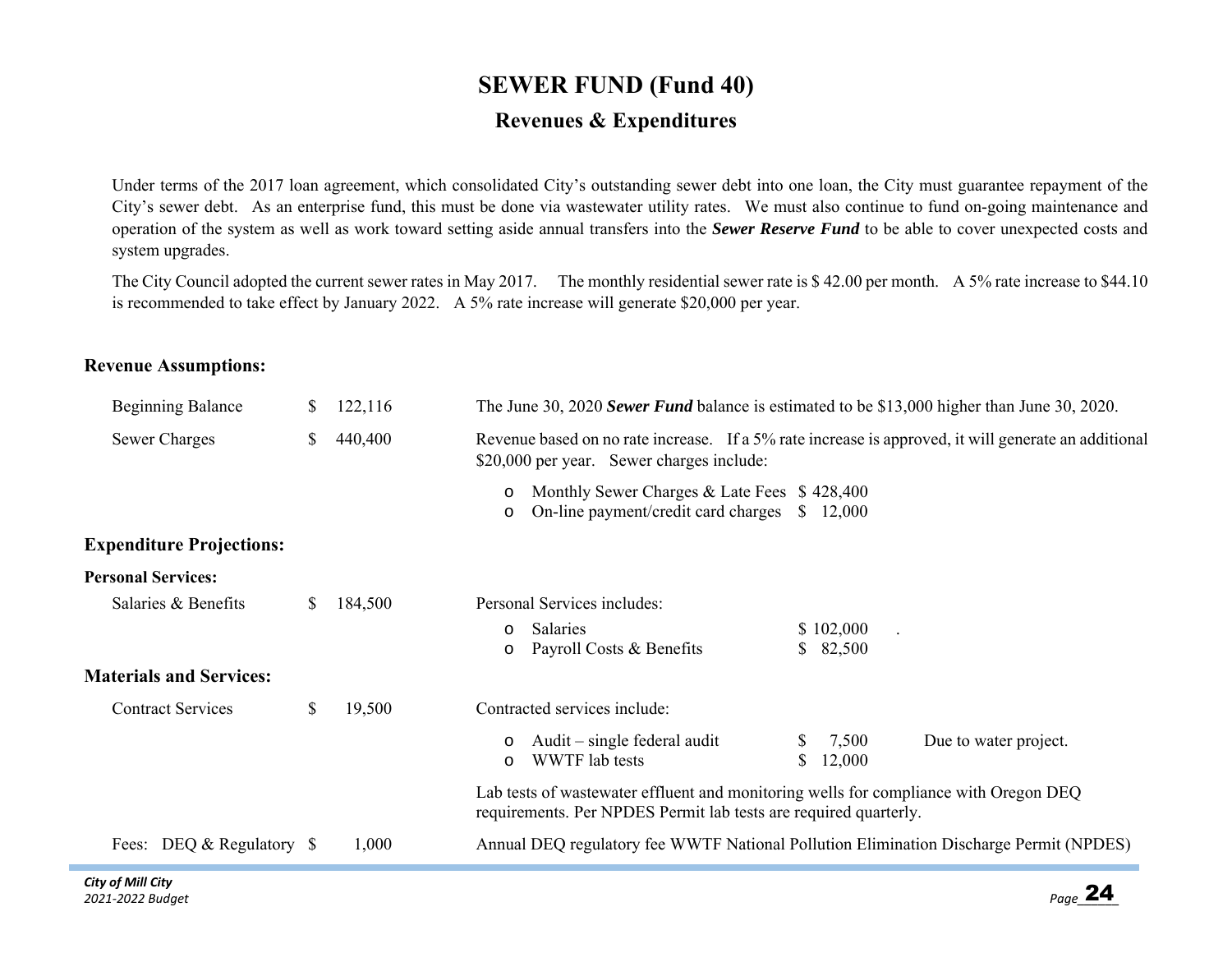// 
# SEWER FUND (Fund 40)

## Revenues & Expenditures

Under terms of the 2017 loan agreement, which consolidated City's outstanding sewer debt into one loan, the City must guarantee repayment of the City's sewer debt. As an enterprise fund, this must be done via wastewater utility rates. We must also continue to fund on-going maintenance and operation of the system as well as work toward setting aside annual transfers into the ***Sewer Reserve Fund*** to be able to cover unexpected costs and system upgrades.

The City Council adopted the current sewer rates in May 2017. The monthly residential sewer rate is $ 42.00 per month. A 5% rate increase to $44.10 is recommended to take effect by January 2022. A 5% rate increase will generate $20,000 per year.

### Revenue Assumptions:

| | | |
|---|---|---|
| Beginning Balance | $ 122,116 | The June 30, 2020 ***Sewer Fund*** balance is estimated to be $13,000 higher than June 30, 2020. |
| Sewer Charges | $ 440,400 | Revenue based on no rate increase. If a 5% rate increase is approved, it will generate an additional $20,000 per year. Sewer charges include: |

- Monthly Sewer Charges & Late Fees $ 428,400
- On-line payment/credit card charges $ 12,000

### Expenditure Projections:

**Personal Services:**

| | | |
|---|---|---|
| Salaries & Benefits | $ 184,500 | Personal Services includes: |

- Salaries $ 102,000 .
- Payroll Costs & Benefits $ 82,500

### Materials and Services:

| | | |
|---|---|---|
| Contract Services | $ 19,500 | Contracted services include: |

- Audit – single federal audit $ 7,500 Due to water project.
- WWTF lab tests $ 12,000

Lab tests of wastewater effluent and monitoring wells for compliance with Oregon DEQ requirements. Per NPDES Permit lab tests are required quarterly.

| | | |
|---|---|---|
| Fees: DEQ & Regulatory | $ 1,000 | Annual DEQ regulatory fee WWTF National Pollution Elimination Discharge Permit (NPDES) |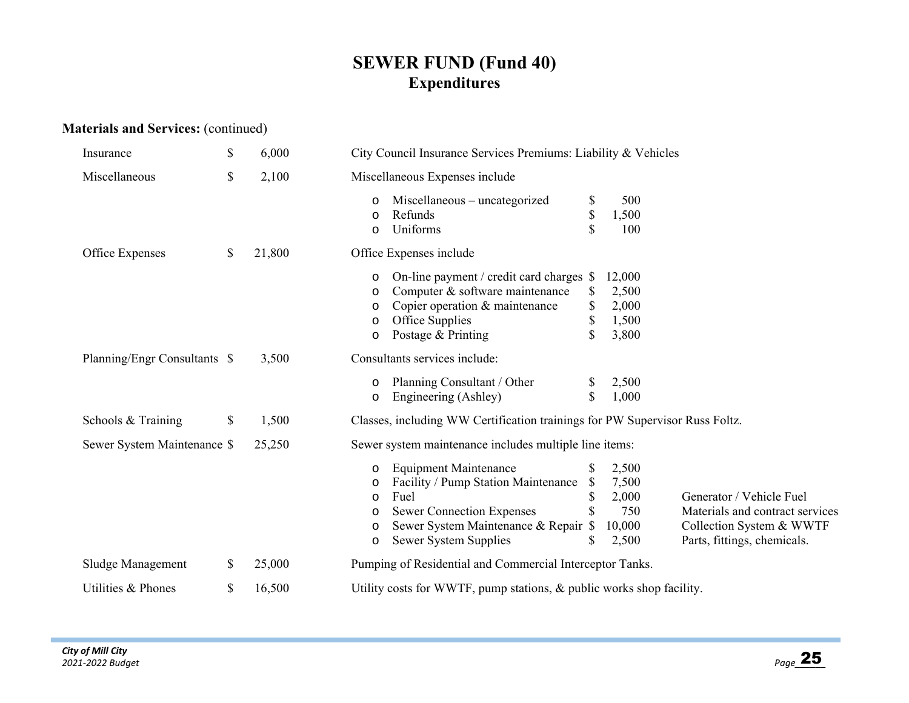# SEWER FUND (Fund 40)
## Expenditures

**Materials and Services:** (continued)

| Item | Amount | Description |
|---|---|---|
| Insurance | $ 6,000 | City Council Insurance Services Premiums: Liability & Vehicles |
| Miscellaneous | $ 2,100 | Miscellaneous Expenses include<br>o Miscellaneous – uncategorized $ 500<br>o Refunds $ 1,500<br>o Uniforms $ 100 |
| Office Expenses | $ 21,800 | Office Expenses include<br>o On-line payment / credit card charges $ 12,000<br>o Computer & software maintenance $ 2,500<br>o Copier operation & maintenance $ 2,000<br>o Office Supplies $ 1,500<br>o Postage & Printing $ 3,800 |
| Planning/Engr Consultants | $ 3,500 | Consultants services include:<br>o Planning Consultant / Other $ 2,500<br>o Engineering (Ashley) $ 1,000 |
| Schools & Training | $ 1,500 | Classes, including WW Certification trainings for PW Supervisor Russ Foltz. |
| Sewer System Maintenance | $ 25,250 | Sewer system maintenance includes multiple line items:<br>o Equipment Maintenance $ 2,500<br>o Facility / Pump Station Maintenance $ 7,500<br>o Fuel $ 2,000 — Generator / Vehicle Fuel<br>o Sewer Connection Expenses $ 750 — Materials and contract services<br>o Sewer System Maintenance & Repair $ 10,000 — Collection System & WWTF<br>o Sewer System Supplies $ 2,500 — Parts, fittings, chemicals. |
| Sludge Management | $ 25,000 | Pumping of Residential and Commercial Interceptor Tanks. |
| Utilities & Phones | $ 16,500 | Utility costs for WWTF, pump stations, & public works shop facility. |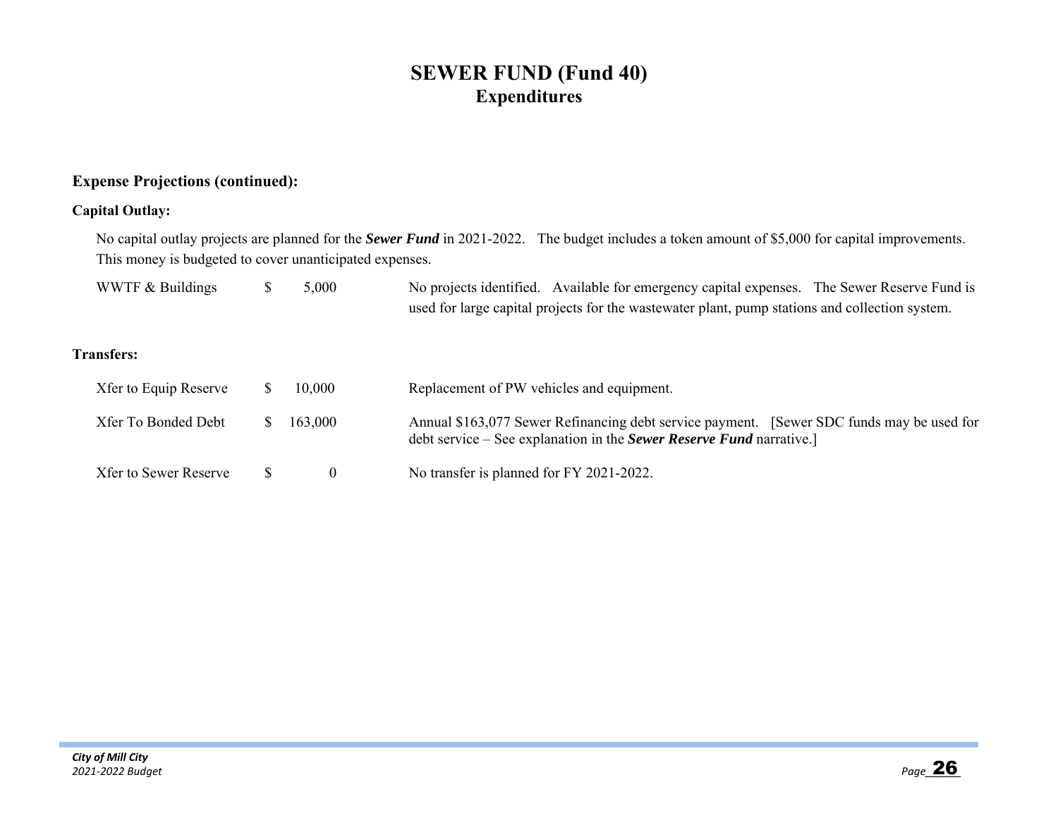# SEWER FUND (Fund 40)
## Expenditures

**Expense Projections (continued):**

**Capital Outlay:**

No capital outlay projects are planned for the ***Sewer Fund*** in 2021-2022. The budget includes a token amount of $5,000 for capital improvements. This money is budgeted to cover unanticipated expenses.

| | | |
|---|---|---|
| WWTF & Buildings | $ 5,000 | No projects identified. Available for emergency capital expenses. The Sewer Reserve Fund is used for large capital projects for the wastewater plant, pump stations and collection system. |

**Transfers:**

| | | |
|---|---|---|
| Xfer to Equip Reserve | $ 10,000 | Replacement of PW vehicles and equipment. |
| Xfer To Bonded Debt | $ 163,000 | Annual $163,077 Sewer Refinancing debt service payment. [Sewer SDC funds may be used for debt service – See explanation in the ***Sewer Reserve Fund*** narrative.] |
| Xfer to Sewer Reserve | $ 0 | No transfer is planned for FY 2021-2022. |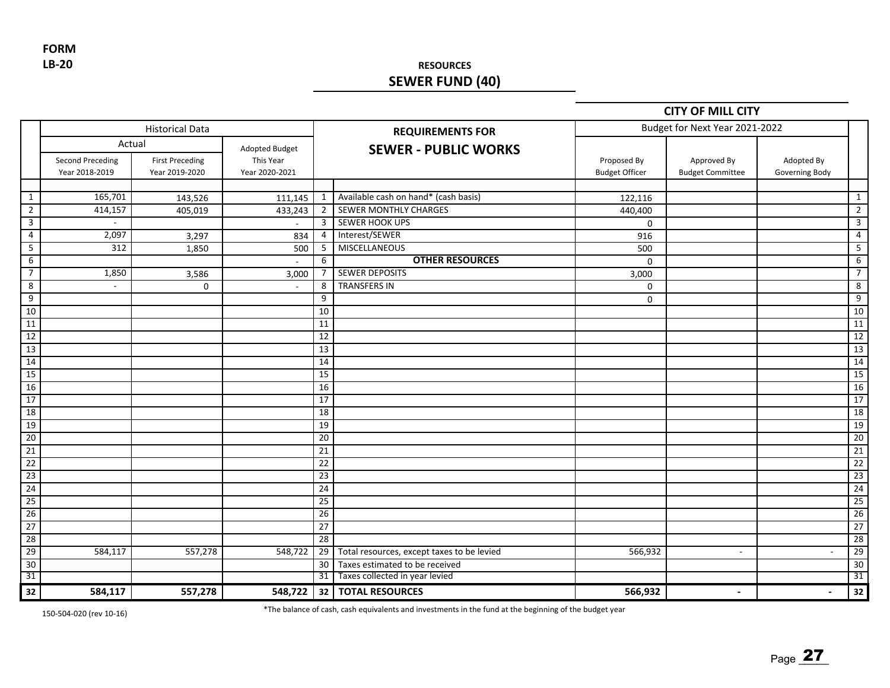**FORM**
**LB-20**

**RESOURCES**
## SEWER FUND (40)

**CITY OF MILL CITY**

| | Historical Data | | | | REQUIREMENTS FOR SEWER - PUBLIC WORKS | Budget for Next Year 2021-2022 | | | |
|---|---|---|---|---|---|---|---|---|---|
| | Actual | | Adopted Budget | | | | | | |
| | Second Preceding Year 2018-2019 | First Preceding Year 2019-2020 | This Year Year 2020-2021 | | | Proposed By Budget Officer | Approved By Budget Committee | Adopted By Governing Body | |
| 1 | 165,701 | 143,526 | 111,145 | 1 | Available cash on hand* (cash basis) | 122,116 | | | 1 |
| 2 | 414,157 | 405,019 | 433,243 | 2 | SEWER MONTHLY CHARGES | 440,400 | | | 2 |
| 3 | - | | - | 3 | SEWER HOOK UPS | 0 | | | 3 |
| 4 | 2,097 | 3,297 | 834 | 4 | Interest/SEWER | 916 | | | 4 |
| 5 | 312 | 1,850 | 500 | 5 | MISCELLANEOUS | 500 | | | 5 |
| 6 | | | - | 6 | **OTHER RESOURCES** | 0 | | | 6 |
| 7 | 1,850 | 3,586 | 3,000 | 7 | SEWER DEPOSITS | 3,000 | | | 7 |
| 8 | - | 0 | - | 8 | TRANSFERS IN | 0 | | | 8 |
| 9 | | | | 9 | | 0 | | | 9 |
| 10 | | | | 10 | | | | | 10 |
| 11 | | | | 11 | | | | | 11 |
| 12 | | | | 12 | | | | | 12 |
| 13 | | | | 13 | | | | | 13 |
| 14 | | | | 14 | | | | | 14 |
| 15 | | | | 15 | | | | | 15 |
| 16 | | | | 16 | | | | | 16 |
| 17 | | | | 17 | | | | | 17 |
| 18 | | | | 18 | | | | | 18 |
| 19 | | | | 19 | | | | | 19 |
| 20 | | | | 20 | | | | | 20 |
| 21 | | | | 21 | | | | | 21 |
| 22 | | | | 22 | | | | | 22 |
| 23 | | | | 23 | | | | | 23 |
| 24 | | | | 24 | | | | | 24 |
| 25 | | | | 25 | | | | | 25 |
| 26 | | | | 26 | | | | | 26 |
| 27 | | | | 27 | | | | | 27 |
| 28 | | | | 28 | | | | | 28 |
| 29 | 584,117 | 557,278 | 548,722 | 29 | Total resources, except taxes to be levied | 566,932 | - | - | 29 |
| 30 | | | | 30 | Taxes estimated to be received | | | | 30 |
| 31 | | | | 31 | Taxes collected in year levied | | | | 31 |
| **32** | **584,117** | **557,278** | **548,722** | **32** | **TOTAL RESOURCES** | **566,932** | **-** | **-** | **32** |

150-504-020 (rev 10-16)

*The balance of cash, cash equivalents and investments in the fund at the beginning of the budget year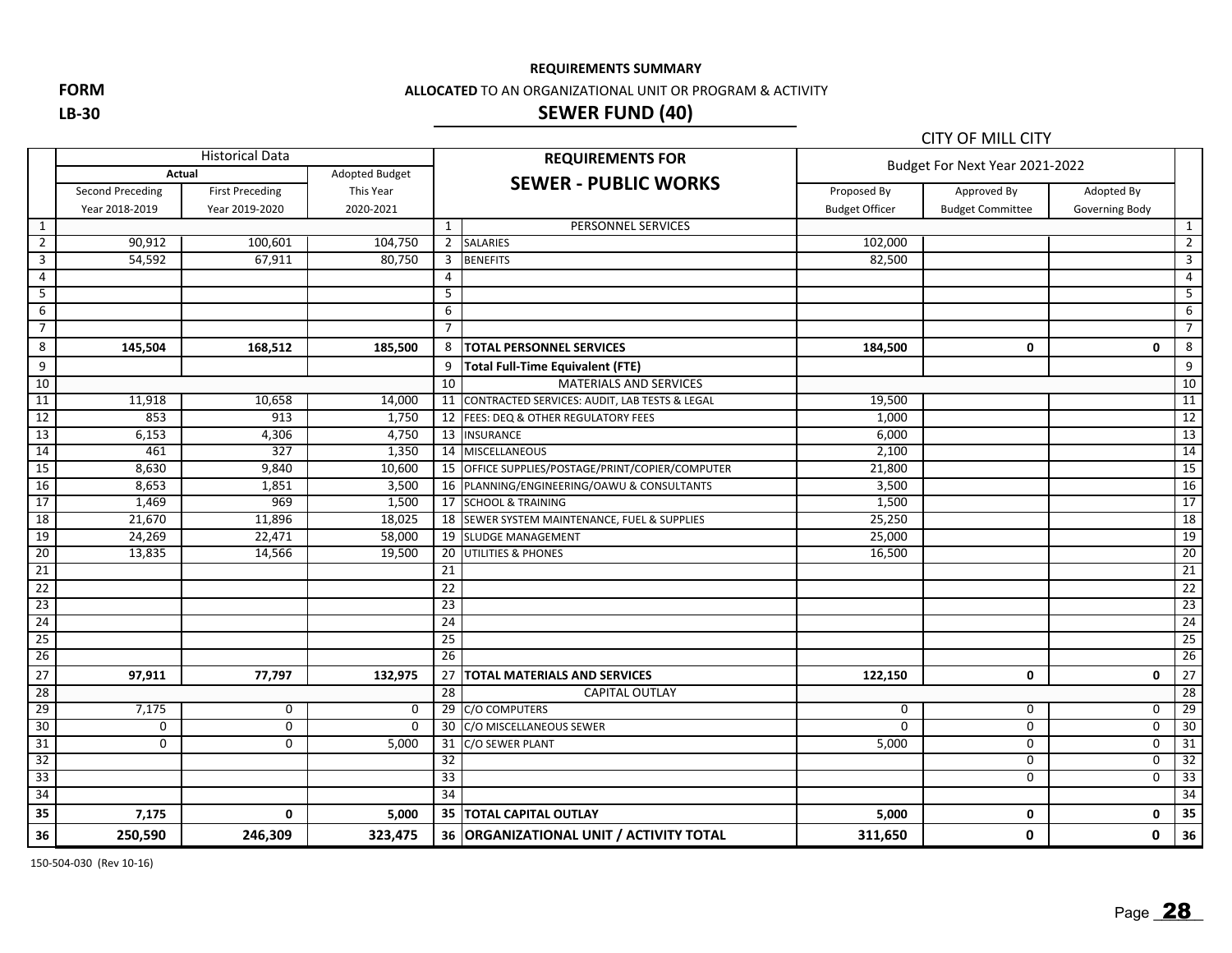**FORM**
**LB-30**

**REQUIREMENTS SUMMARY**

**ALLOCATED** TO AN ORGANIZATIONAL UNIT OR PROGRAM & ACTIVITY

## SEWER FUND (40)

CITY OF MILL CITY

| | Historical Data | | | | REQUIREMENTS FOR SEWER - PUBLIC WORKS | Budget For Next Year 2021-2022 | | | |
|---|---|---|---|---|---|---|---|---|---|
| | Actual | | Adopted Budget | | | | | | |
| | Second Preceding Year 2018-2019 | First Preceding Year 2019-2020 | This Year 2020-2021 | | | Proposed By Budget Officer | Approved By Budget Committee | Adopted By Governing Body | |
| 1 | | | | 1 | PERSONNEL SERVICES | | | | 1 |
| 2 | 90,912 | 100,601 | 104,750 | 2 | SALARIES | 102,000 | | | 2 |
| 3 | 54,592 | 67,911 | 80,750 | 3 | BENEFITS | 82,500 | | | 3 |
| 4 | | | | 4 | | | | | 4 |
| 5 | | | | 5 | | | | | 5 |
| 6 | | | | 6 | | | | | 6 |
| 7 | | | | 7 | | | | | 7 |
| 8 | **145,504** | **168,512** | **185,500** | 8 | **TOTAL PERSONNEL SERVICES** | **184,500** | **0** | **0** | 8 |
| 9 | | | | 9 | **Total Full-Time Equivalent (FTE)** | | | | 9 |
| 10 | | | | 10 | MATERIALS AND SERVICES | | | | 10 |
| 11 | 11,918 | 10,658 | 14,000 | 11 | CONTRACTED SERVICES: AUDIT, LAB TESTS & LEGAL | 19,500 | | | 11 |
| 12 | 853 | 913 | 1,750 | 12 | FEES: DEQ & OTHER REGULATORY FEES | 1,000 | | | 12 |
| 13 | 6,153 | 4,306 | 4,750 | 13 | INSURANCE | 6,000 | | | 13 |
| 14 | 461 | 327 | 1,350 | 14 | MISCELLANEOUS | 2,100 | | | 14 |
| 15 | 8,630 | 9,840 | 10,600 | 15 | OFFICE SUPPLIES/POSTAGE/PRINT/COPIER/COMPUTER | 21,800 | | | 15 |
| 16 | 8,653 | 1,851 | 3,500 | 16 | PLANNING/ENGINEERING/OAWU & CONSULTANTS | 3,500 | | | 16 |
| 17 | 1,469 | 969 | 1,500 | 17 | SCHOOL & TRAINING | 1,500 | | | 17 |
| 18 | 21,670 | 11,896 | 18,025 | 18 | SEWER SYSTEM MAINTENANCE, FUEL & SUPPLIES | 25,250 | | | 18 |
| 19 | 24,269 | 22,471 | 58,000 | 19 | SLUDGE MANAGEMENT | 25,000 | | | 19 |
| 20 | 13,835 | 14,566 | 19,500 | 20 | UTILITIES & PHONES | 16,500 | | | 20 |
| 21 | | | | 21 | | | | | 21 |
| 22 | | | | 22 | | | | | 22 |
| 23 | | | | 23 | | | | | 23 |
| 24 | | | | 24 | | | | | 24 |
| 25 | | | | 25 | | | | | 25 |
| 26 | | | | 26 | | | | | 26 |
| 27 | **97,911** | **77,797** | **132,975** | 27 | **TOTAL MATERIALS AND SERVICES** | **122,150** | **0** | **0** | 27 |
| 28 | | | | 28 | CAPITAL OUTLAY | | | | 28 |
| 29 | 7,175 | 0 | 0 | 29 | C/O COMPUTERS | 0 | 0 | 0 | 29 |
| 30 | 0 | 0 | 0 | 30 | C/O MISCELLANEOUS SEWER | 0 | 0 | 0 | 30 |
| 31 | 0 | 0 | 5,000 | 31 | C/O SEWER PLANT | 5,000 | 0 | 0 | 31 |
| 32 | | | | 32 | | | 0 | 0 | 32 |
| 33 | | | | 33 | | | 0 | 0 | 33 |
| 34 | | | | 34 | | | | | 34 |
| **35** | **7,175** | **0** | **5,000** | **35** | **TOTAL CAPITAL OUTLAY** | **5,000** | **0** | **0** | **35** |
| **36** | **250,590** | **246,309** | **323,475** | **36** | **ORGANIZATIONAL UNIT / ACTIVITY TOTAL** | **311,650** | **0** | **0** | **36** |

150-504-030 (Rev 10-16)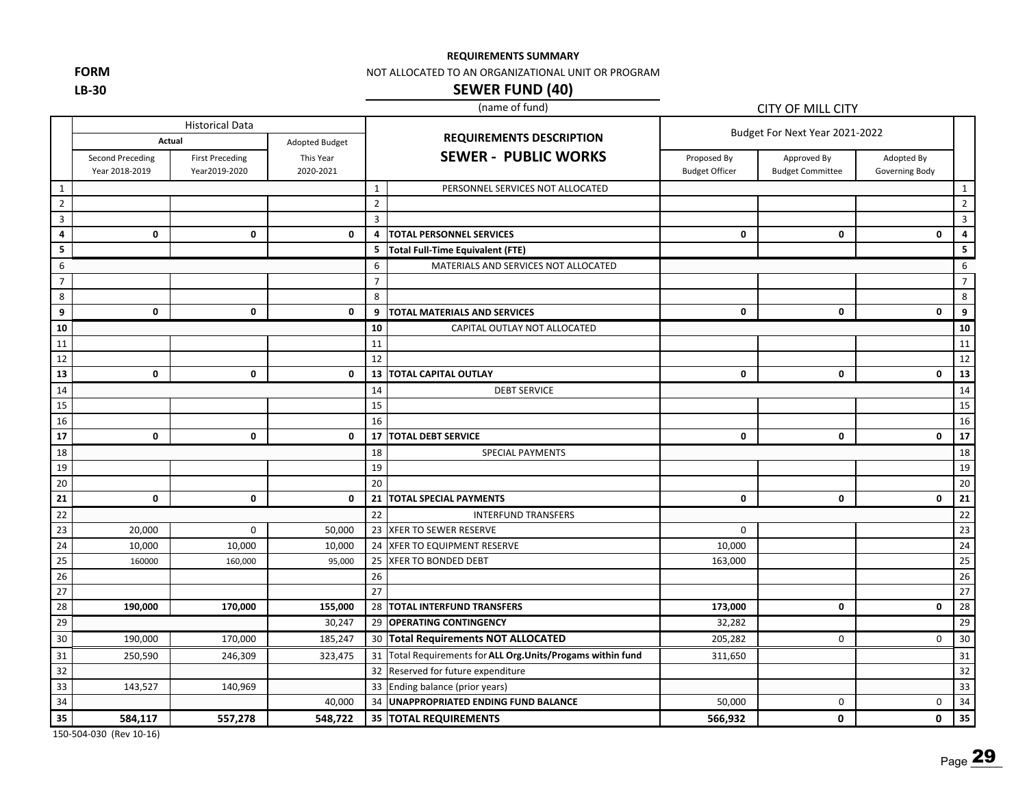**FORM**
**LB-30**

**REQUIREMENTS SUMMARY**

NOT ALLOCATED TO AN ORGANIZATIONAL UNIT OR PROGRAM

## SEWER FUND (40)

(name of fund)

CITY OF MILL CITY

| | Historical Data | | | | | Budget For Next Year 2021-2022 | | | |
|---|---|---|---|---|---|---|---|---|---|
| | Actual | | Adopted Budget | | **REQUIREMENTS DESCRIPTION** | | | | |
| | Second Preceding Year 2018-2019 | First Preceding Year2019-2020 | This Year 2020-2021 | | **SEWER - PUBLIC WORKS** | Proposed By Budget Officer | Approved By Budget Committee | Adopted By Governing Body | |
| 1 | | | | 1 | PERSONNEL SERVICES NOT ALLOCATED | | | | 1 |
| 2 | | | | 2 | | | | | 2 |
| 3 | | | | 3 | | | | | 3 |
| **4** | **0** | **0** | **0** | **4** | **TOTAL PERSONNEL SERVICES** | **0** | **0** | **0** | **4** |
| **5** | | | | **5** | **Total Full-Time Equivalent (FTE)** | | | | **5** |
| 6 | | | | 6 | MATERIALS AND SERVICES NOT ALLOCATED | | | | 6 |
| 7 | | | | 7 | | | | | 7 |
| 8 | | | | 8 | | | | | 8 |
| **9** | **0** | **0** | **0** | **9** | **TOTAL MATERIALS AND SERVICES** | **0** | **0** | **0** | **9** |
| **10** | | | | **10** | CAPITAL OUTLAY NOT ALLOCATED | | | | **10** |
| 11 | | | | 11 | | | | | 11 |
| 12 | | | | 12 | | | | | 12 |
| **13** | **0** | **0** | **0** | **13** | **TOTAL CAPITAL OUTLAY** | **0** | **0** | **0** | **13** |
| 14 | | | | 14 | DEBT SERVICE | | | | 14 |
| 15 | | | | 15 | | | | | 15 |
| 16 | | | | 16 | | | | | 16 |
| **17** | **0** | **0** | **0** | **17** | **TOTAL DEBT SERVICE** | **0** | **0** | **0** | **17** |
| 18 | | | | 18 | SPECIAL PAYMENTS | | | | 18 |
| 19 | | | | 19 | | | | | 19 |
| 20 | | | | 20 | | | | | 20 |
| **21** | **0** | **0** | **0** | **21** | **TOTAL SPECIAL PAYMENTS** | **0** | **0** | **0** | **21** |
| 22 | | | | 22 | INTERFUND TRANSFERS | | | | 22 |
| 23 | 20,000 | 0 | 50,000 | 23 | XFER TO SEWER RESERVE | 0 | | | 23 |
| 24 | 10,000 | 10,000 | 10,000 | 24 | XFER TO EQUIPMENT RESERVE | 10,000 | | | 24 |
| 25 | 160000 | 160,000 | 95,000 | 25 | XFER TO BONDED DEBT | 163,000 | | | 25 |
| 26 | | | | 26 | | | | | 26 |
| 27 | | | | 27 | | | | | 27 |
| 28 | **190,000** | **170,000** | **155,000** | 28 | **TOTAL INTERFUND TRANSFERS** | **173,000** | **0** | **0** | 28 |
| 29 | | | 30,247 | 29 | **OPERATING CONTINGENCY** | 32,282 | | | 29 |
| 30 | 190,000 | 170,000 | 185,247 | 30 | **Total Requirements NOT ALLOCATED** | 205,282 | 0 | 0 | 30 |
| 31 | 250,590 | 246,309 | 323,475 | 31 | Total Requirements for **ALL Org.Units/Progams within fund** | 311,650 | | | 31 |
| 32 | | | | 32 | Reserved for future expenditure | | | | 32 |
| 33 | 143,527 | 140,969 | | 33 | Ending balance (prior years) | | | | 33 |
| 34 | | | 40,000 | 34 | **UNAPPROPRIATED ENDING FUND BALANCE** | 50,000 | 0 | 0 | 34 |
| **35** | **584,117** | **557,278** | **548,722** | **35** | **TOTAL REQUIREMENTS** | **566,932** | **0** | **0** | **35** |

150-504-030 (Rev 10-16)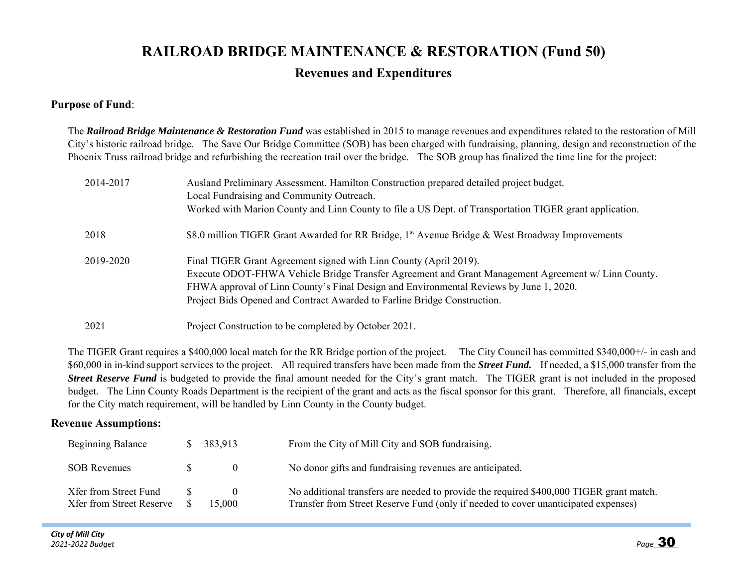# RAILROAD BRIDGE MAINTENANCE & RESTORATION (Fund 50)

## Revenues and Expenditures

**Purpose of Fund**:

The ***Railroad Bridge Maintenance & Restoration Fund*** was established in 2015 to manage revenues and expenditures related to the restoration of Mill City's historic railroad bridge. The Save Our Bridge Committee (SOB) has been charged with fundraising, planning, design and reconstruction of the Phoenix Truss railroad bridge and refurbishing the recreation trail over the bridge. The SOB group has finalized the time line for the project:

| | |
|---|---|
| 2014-2017 | Ausland Preliminary Assessment. Hamilton Construction prepared detailed project budget.<br>Local Fundraising and Community Outreach.<br>Worked with Marion County and Linn County to file a US Dept. of Transportation TIGER grant application. |
| 2018 | \$8.0 million TIGER Grant Awarded for RR Bridge, 1st Avenue Bridge & West Broadway Improvements |
| 2019-2020 | Final TIGER Grant Agreement signed with Linn County (April 2019).<br>Execute ODOT-FHWA Vehicle Bridge Transfer Agreement and Grant Management Agreement w/ Linn County.<br>FHWA approval of Linn County's Final Design and Environmental Reviews by June 1, 2020.<br>Project Bids Opened and Contract Awarded to Farline Bridge Construction. |
| 2021 | Project Construction to be completed by October 2021. |

The TIGER Grant requires a \$400,000 local match for the RR Bridge portion of the project. The City Council has committed \$340,000+/- in cash and \$60,000 in in-kind support services to the project. All required transfers have been made from the ***Street Fund.*** If needed, a \$15,000 transfer from the ***Street Reserve Fund*** is budgeted to provide the final amount needed for the City's grant match. The TIGER grant is not included in the proposed budget. The Linn County Roads Department is the recipient of the grant and acts as the fiscal sponsor for this grant. Therefore, all financials, except for the City match requirement, will be handled by Linn County in the County budget.

**Revenue Assumptions:**

| | | |
|---|---|---|
| Beginning Balance | \$ 383,913 | From the City of Mill City and SOB fundraising. |
| SOB Revenues | \$ 0 | No donor gifts and fundraising revenues are anticipated. |
| Xfer from Street Fund | \$ 0 | No additional transfers are needed to provide the required \$400,000 TIGER grant match. |
| Xfer from Street Reserve | \$ 15,000 | Transfer from Street Reserve Fund (only if needed to cover unanticipated expenses) |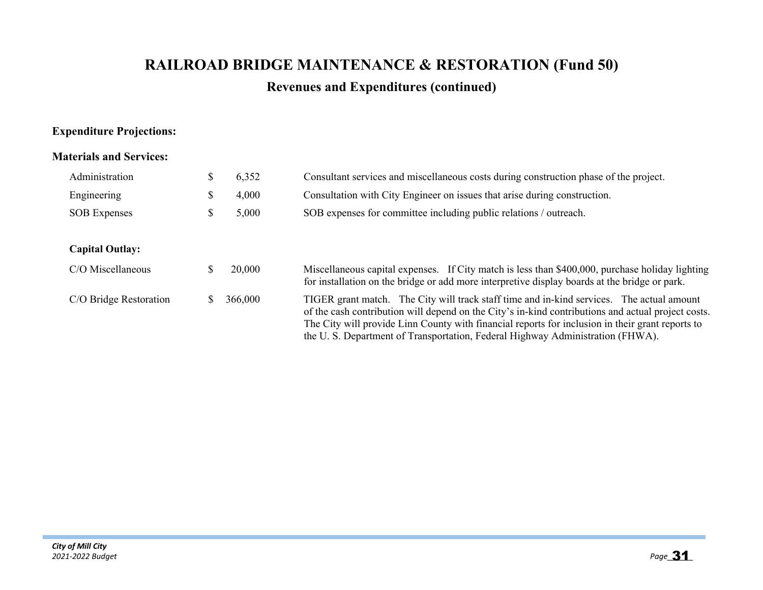# RAILROAD BRIDGE MAINTENANCE & RESTORATION (Fund 50)

## Revenues and Expenditures (continued)

**Expenditure Projections:**

**Materials and Services:**

| Item | Amount | Description |
|---|---|---|
| Administration | $ 6,352 | Consultant services and miscellaneous costs during construction phase of the project. |
| Engineering | $ 4,000 | Consultation with City Engineer on issues that arise during construction. |
| SOB Expenses | $ 5,000 | SOB expenses for committee including public relations / outreach. |

**Capital Outlay:**

| Item | Amount | Description |
|---|---|---|
| C/O Miscellaneous | $ 20,000 | Miscellaneous capital expenses. If City match is less than $400,000, purchase holiday lighting for installation on the bridge or add more interpretive display boards at the bridge or park. |
| C/O Bridge Restoration | $ 366,000 | TIGER grant match. The City will track staff time and in-kind services. The actual amount of the cash contribution will depend on the City's in-kind contributions and actual project costs. The City will provide Linn County with financial reports for inclusion in their grant reports to the U. S. Department of Transportation, Federal Highway Administration (FHWA). |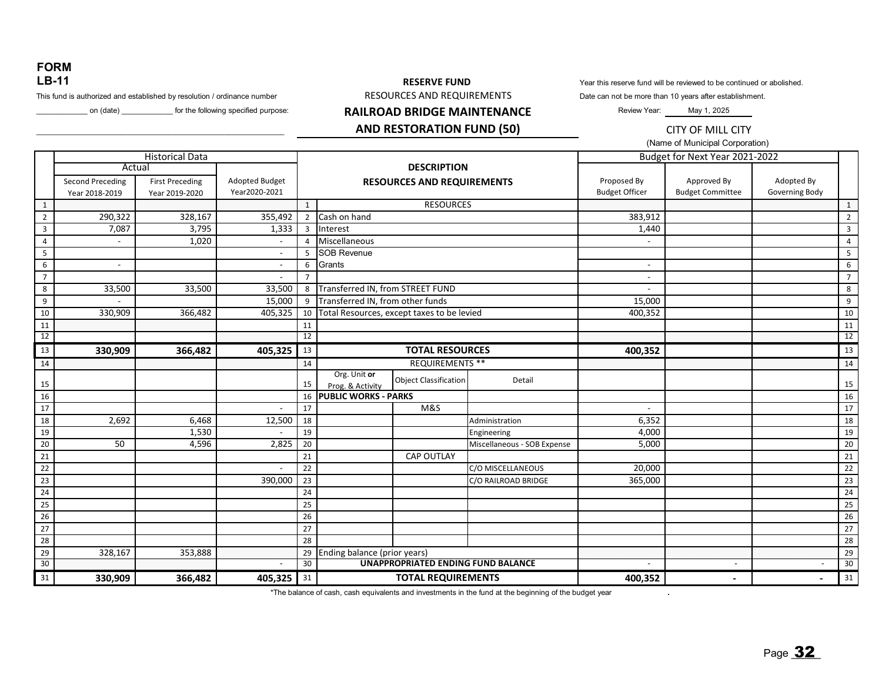**FORM**
**LB-11**

This fund is authorized and established by resolution / ordinance number ____________ on (date) ____________ for the following specified purpose:

_______________________________________________________

**RESERVE FUND**
RESOURCES AND REQUIREMENTS

## RAILROAD BRIDGE MAINTENANCE AND RESTORATION FUND (50)

Year this reserve fund will be reviewed to be continued or abolished.
Date can not be more than 10 years after establishment.
Review Year: May 1, 2025

CITY OF MILL CITY
(Name of Municipal Corporation)

| | Historical Data | | | | DESCRIPTION | | | Budget for Next Year 2021-2022 | | | |
|---|---|---|---|---|---|---|---|---|---|---|---|
| | Actual | | | | RESOURCES AND REQUIREMENTS | | | | | | |
| | Second Preceding Year 2018-2019 | First Preceding Year 2019-2020 | Adopted Budget Year2020-2021 | | | | | Proposed By Budget Officer | Approved By Budget Committee | Adopted By Governing Body | |
| 1 | | | | 1 | RESOURCES | | | | | | 1 |
| 2 | 290,322 | 328,167 | 355,492 | 2 | Cash on hand | | | 383,912 | | | 2 |
| 3 | 7,087 | 3,795 | 1,333 | 3 | Interest | | | 1,440 | | | 3 |
| 4 | - | 1,020 | - | 4 | Miscellaneous | | | - | | | 4 |
| 5 | | | - | 5 | SOB Revenue | | | | | | 5 |
| 6 | - | | - | 6 | Grants | | | - | | | 6 |
| 7 | | | - | 7 | | | | - | | | 7 |
| 8 | 33,500 | 33,500 | 33,500 | 8 | Transferred IN, from STREET FUND | | | - | | | 8 |
| 9 | - | | 15,000 | 9 | Transferred IN, from other funds | | | 15,000 | | | 9 |
| 10 | 330,909 | 366,482 | 405,325 | 10 | Total Resources, except taxes to be levied | | | 400,352 | | | 10 |
| 11 | | | | 11 | | | | | | | 11 |
| 12 | | | | 12 | | | | | | | 12 |
| 13 | **330,909** | **366,482** | **405,325** | 13 | **TOTAL RESOURCES** | | | **400,352** | | | 13 |
| 14 | | | | 14 | REQUIREMENTS ** | | | | | | 14 |
| 15 | | | | 15 | Org. Unit **or** Prog. & Activity | Object Classification | Detail | | | | 15 |
| 16 | | | | 16 | **PUBLIC WORKS - PARKS** | | | | | | 16 |
| 17 | | | - | 17 | | M&S | | - | | | 17 |
| 18 | 2,692 | 6,468 | 12,500 | 18 | | | Administration | 6,352 | | | 18 |
| 19 | | 1,530 | - | 19 | | | Engineering | 4,000 | | | 19 |
| 20 | 50 | 4,596 | 2,825 | 20 | | | Miscellaneous - SOB Expense | 5,000 | | | 20 |
| 21 | | | | 21 | | CAP OUTLAY | | | | | 21 |
| 22 | | | - | 22 | | | C/O MISCELLANEOUS | 20,000 | | | 22 |
| 23 | | | 390,000 | 23 | | | C/O RAILROAD BRIDGE | 365,000 | | | 23 |
| 24 | | | | 24 | | | | | | | 24 |
| 25 | | | | 25 | | | | | | | 25 |
| 26 | | | | 26 | | | | | | | 26 |
| 27 | | | | 27 | | | | | | | 27 |
| 28 | | | | 28 | | | | | | | 28 |
| 29 | 328,167 | 353,888 | | 29 | Ending balance (prior years) | | | | | | 29 |
| 30 | | | - | 30 | **UNAPPROPRIATED ENDING FUND BALANCE** | | | - | - | - | 30 |
| 31 | **330,909** | **366,482** | **405,325** | 31 | **TOTAL REQUIREMENTS** | | | **400,352** | **-** | **-** | 31 |

*The balance of cash, cash equivalents and investments in the fund at the beginning of the budget year .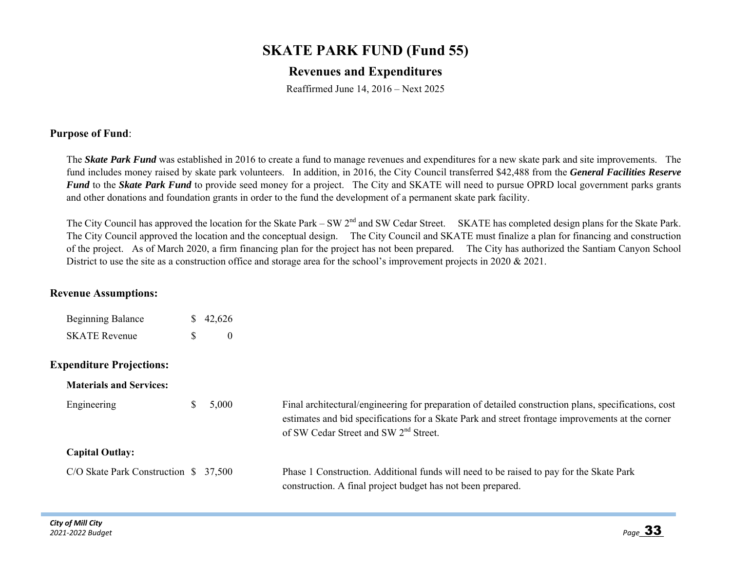# SKATE PARK FUND (Fund 55)

## Revenues and Expenditures

Reaffirmed June 14, 2016 – Next 2025

**Purpose of Fund**:

The ***Skate Park Fund*** was established in 2016 to create a fund to manage revenues and expenditures for a new skate park and site improvements. The fund includes money raised by skate park volunteers. In addition, in 2016, the City Council transferred $42,488 from the ***General Facilities Reserve Fund*** to the ***Skate Park Fund*** to provide seed money for a project. The City and SKATE will need to pursue OPRD local government parks grants and other donations and foundation grants in order to the fund the development of a permanent skate park facility.

The City Council has approved the location for the Skate Park – SW 2nd and SW Cedar Street. SKATE has completed design plans for the Skate Park. The City Council approved the location and the conceptual design. The City Council and SKATE must finalize a plan for financing and construction of the project. As of March 2020, a firm financing plan for the project has not been prepared. The City has authorized the Santiam Canyon School District to use the site as a construction office and storage area for the school's improvement projects in 2020 & 2021.

**Revenue Assumptions:**

| | |
|---|---|
| Beginning Balance | $ 42,626 |
| SKATE Revenue | $ 0 |

**Expenditure Projections:**

**Materials and Services:**

| | | |
|---|---|---|
| Engineering | $ 5,000 | Final architectural/engineering for preparation of detailed construction plans, specifications, cost estimates and bid specifications for a Skate Park and street frontage improvements at the corner of SW Cedar Street and SW 2nd Street. |

**Capital Outlay:**

| | | |
|---|---|---|
| C/O Skate Park Construction | $ 37,500 | Phase 1 Construction. Additional funds will need to be raised to pay for the Skate Park construction. A final project budget has not been prepared. |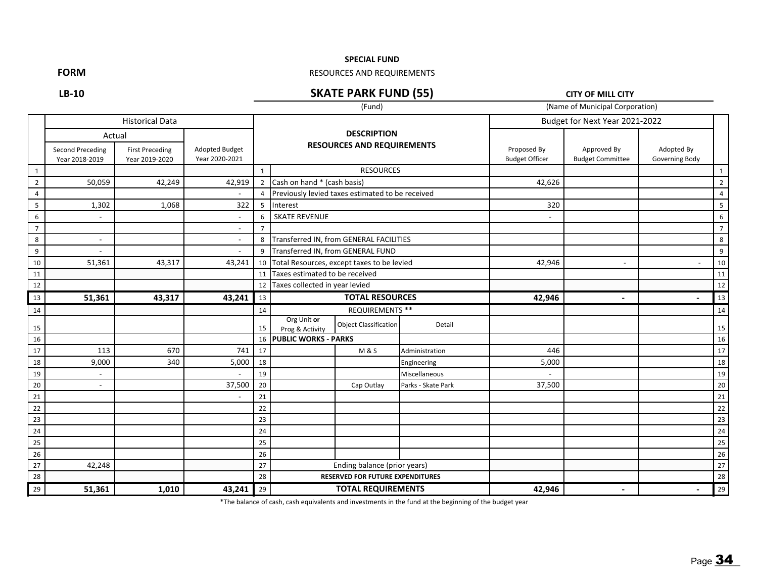**FORM**

**LB-10**

**SPECIAL FUND**

RESOURCES AND REQUIREMENTS

## SKATE PARK FUND (55)

(Fund)

**CITY OF MILL CITY**

(Name of Municipal Corporation)

| | Historical Data | | | | DESCRIPTION RESOURCES AND REQUIREMENTS | | | Budget for Next Year 2021-2022 | | | |
|---|---|---|---|---|---|---|---|---|---|---|---|
| | Actual | | | | | | | | | | |
| | Second Preceding Year 2018-2019 | First Preceding Year 2019-2020 | Adopted Budget Year 2020-2021 | | | | | Proposed By Budget Officer | Approved By Budget Committee | Adopted By Governing Body | |
| 1 | | | | 1 | RESOURCES | | | | | | 1 |
| 2 | 50,059 | 42,249 | 42,919 | 2 | Cash on hand * (cash basis) | | | 42,626 | | | 2 |
| 4 | | | - | 4 | Previously levied taxes estimated to be received | | | | | | 4 |
| 5 | 1,302 | 1,068 | 322 | 5 | Interest | | | 320 | | | 5 |
| 6 | - | | - | 6 | SKATE REVENUE | | | - | | | 6 |
| 7 | | | - | 7 | | | | | | | 7 |
| 8 | - | | - | 8 | Transferred IN, from GENERAL FACILITIES | | | | | | 8 |
| 9 | - | | - | 9 | Transferred IN, from GENERAL FUND | | | | | | 9 |
| 10 | 51,361 | 43,317 | 43,241 | 10 | Total Resources, except taxes to be levied | | | 42,946 | - | - | 10 |
| 11 | | | | 11 | Taxes estimated to be received | | | | | | 11 |
| 12 | | | | 12 | Taxes collected in year levied | | | | | | 12 |
| 13 | **51,361** | **43,317** | **43,241** | 13 | **TOTAL RESOURCES** | | | **42,946** | **-** | **-** | 13 |
| 14 | | | | 14 | REQUIREMENTS ** | | | | | | 14 |
| 15 | | | | 15 | Org Unit **or** Prog & Activity | Object Classification | Detail | | | | 15 |
| 16 | | | | 16 | **PUBLIC WORKS - PARKS** | | | | | | 16 |
| 17 | 113 | 670 | 741 | 17 | | M & S | Administration | 446 | | | 17 |
| 18 | 9,000 | 340 | 5,000 | 18 | | | Engineering | 5,000 | | | 18 |
| 19 | - | | - | 19 | | | Miscellaneous | - | | | 19 |
| 20 | - | | 37,500 | 20 | | Cap Outlay | Parks - Skate Park | 37,500 | | | 20 |
| 21 | | | - | 21 | | | | | | | 21 |
| 22 | | | | 22 | | | | | | | 22 |
| 23 | | | | 23 | | | | | | | 23 |
| 24 | | | | 24 | | | | | | | 24 |
| 25 | | | | 25 | | | | | | | 25 |
| 26 | | | | 26 | | | | | | | 26 |
| 27 | 42,248 | | | 27 | Ending balance (prior years) | | | | | | 27 |
| 28 | | | | 28 | **RESERVED FOR FUTURE EXPENDITURES** | | | | | | 28 |
| 29 | **51,361** | **1,010** | **43,241** | 29 | **TOTAL REQUIREMENTS** | | | **42,946** | **-** | **-** | 29 |

*The balance of cash, cash equivalents and investments in the fund at the beginning of the budget year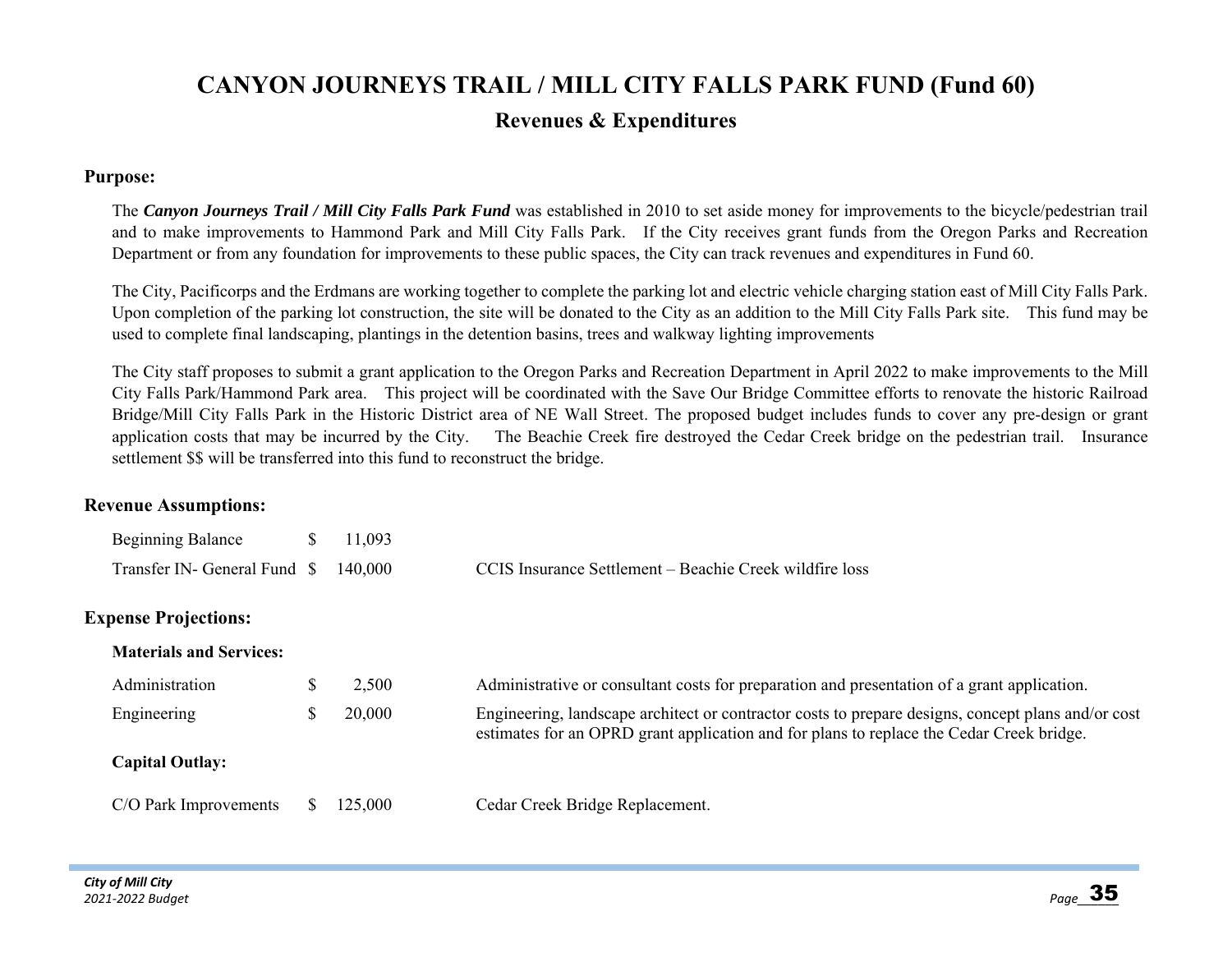# CANYON JOURNEYS TRAIL / MILL CITY FALLS PARK FUND (Fund 60)

## Revenues & Expenditures

**Purpose:**

The ***Canyon Journeys Trail / Mill City Falls Park Fund*** was established in 2010 to set aside money for improvements to the bicycle/pedestrian trail and to make improvements to Hammond Park and Mill City Falls Park. If the City receives grant funds from the Oregon Parks and Recreation Department or from any foundation for improvements to these public spaces, the City can track revenues and expenditures in Fund 60.

The City, Pacificorps and the Erdmans are working together to complete the parking lot and electric vehicle charging station east of Mill City Falls Park. Upon completion of the parking lot construction, the site will be donated to the City as an addition to the Mill City Falls Park site. This fund may be used to complete final landscaping, plantings in the detention basins, trees and walkway lighting improvements

The City staff proposes to submit a grant application to the Oregon Parks and Recreation Department in April 2022 to make improvements to the Mill City Falls Park/Hammond Park area. This project will be coordinated with the Save Our Bridge Committee efforts to renovate the historic Railroad Bridge/Mill City Falls Park in the Historic District area of NE Wall Street. The proposed budget includes funds to cover any pre-design or grant application costs that may be incurred by the City. The Beachie Creek fire destroyed the Cedar Creek bridge on the pedestrian trail. Insurance settlement $$ will be transferred into this fund to reconstruct the bridge.

**Revenue Assumptions:**

| | | | |
|---|---|---|---|
| Beginning Balance | $ | 11,093 | |
| Transfer IN- General Fund | $ | 140,000 | CCIS Insurance Settlement – Beachie Creek wildfire loss |

**Expense Projections:**

**Materials and Services:**

| | | | |
|---|---|---|---|
| Administration | $ | 2,500 | Administrative or consultant costs for preparation and presentation of a grant application. |
| Engineering | $ | 20,000 | Engineering, landscape architect or contractor costs to prepare designs, concept plans and/or cost estimates for an OPRD grant application and for plans to replace the Cedar Creek bridge. |

**Capital Outlay:**

| | | | |
|---|---|---|---|
| C/O Park Improvements | $ | 125,000 | Cedar Creek Bridge Replacement. |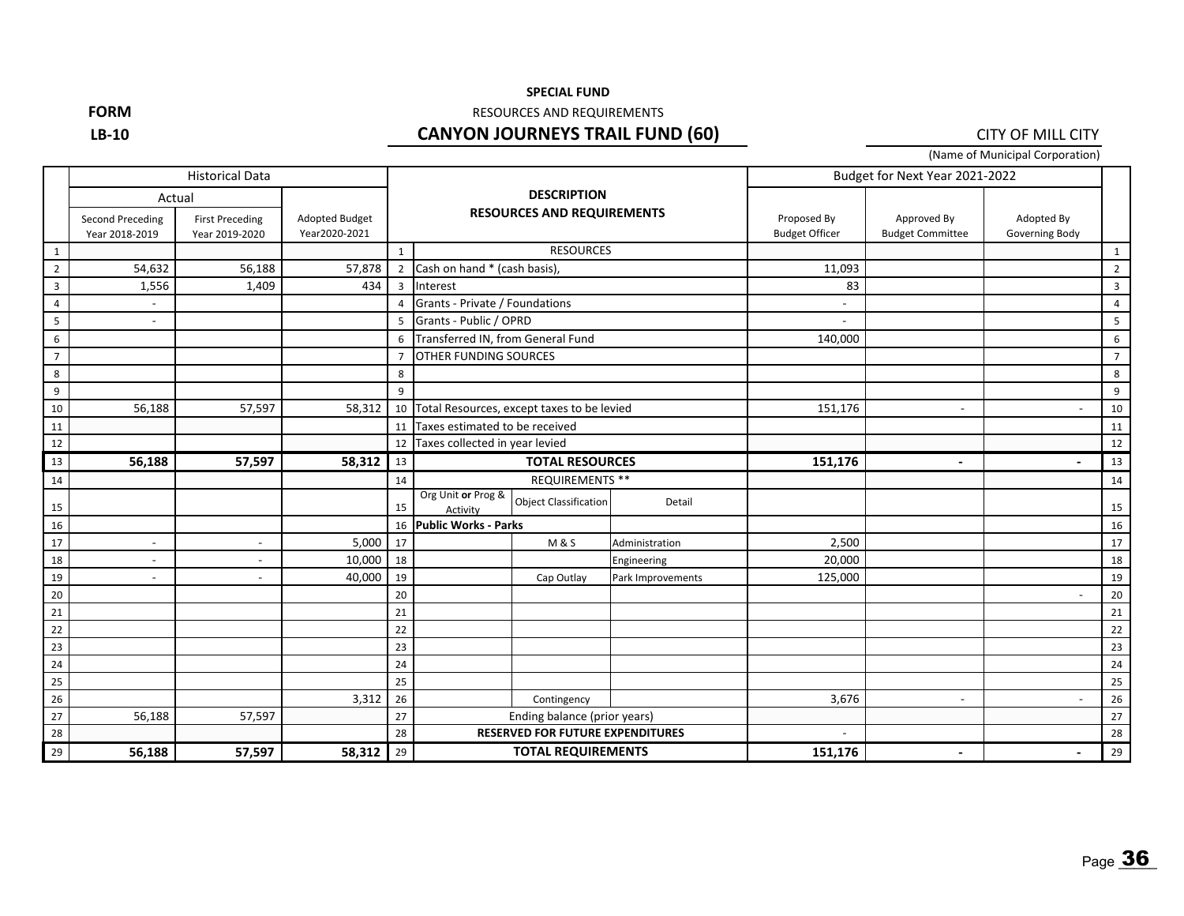**FORM LB-10**

**SPECIAL FUND**

RESOURCES AND REQUIREMENTS

## CANYON JOURNEYS TRAIL FUND (60)

CITY OF MILL CITY

(Name of Municipal Corporation)

| | Historical Data | | | | DESCRIPTION RESOURCES AND REQUIREMENTS | | | Budget for Next Year 2021-2022 | | | |
|---|---|---|---|---|---|---|---|---|---|---|---|
| | Actual | | | | | | | | | | |
| | Second Preceding Year 2018-2019 | First Preceding Year 2019-2020 | Adopted Budget Year2020-2021 | | | | | Proposed By Budget Officer | Approved By Budget Committee | Adopted By Governing Body | |
| 1 | | | | 1 | RESOURCES | | | | | | 1 |
| 2 | 54,632 | 56,188 | 57,878 | 2 | Cash on hand * (cash basis), | | | 11,093 | | | 2 |
| 3 | 1,556 | 1,409 | 434 | 3 | Interest | | | 83 | | | 3 |
| 4 | - | | | 4 | Grants - Private / Foundations | | | - | | | 4 |
| 5 | - | | | 5 | Grants - Public / OPRD | | | - | | | 5 |
| 6 | | | | 6 | Transferred IN, from General Fund | | | 140,000 | | | 6 |
| 7 | | | | 7 | OTHER FUNDING SOURCES | | | | | | 7 |
| 8 | | | | 8 | | | | | | | 8 |
| 9 | | | | 9 | | | | | | | 9 |
| 10 | 56,188 | 57,597 | 58,312 | 10 | Total Resources, except taxes to be levied | | | 151,176 | - | - | 10 |
| 11 | | | | 11 | Taxes estimated to be received | | | | | | 11 |
| 12 | | | | 12 | Taxes collected in year levied | | | | | | 12 |
| 13 | **56,188** | **57,597** | **58,312** | 13 | **TOTAL RESOURCES** | | | **151,176** | **-** | **-** | 13 |
| 14 | | | | 14 | REQUIREMENTS ** | | | | | | 14 |
| 15 | | | | 15 | Org Unit **or** Prog & Activity | Object Classification | Detail | | | | 15 |
| 16 | | | | 16 | **Public Works - Parks** | | | | | | 16 |
| 17 | - | - | 5,000 | 17 | | M & S | Administration | 2,500 | | | 17 |
| 18 | - | - | 10,000 | 18 | | | Engineering | 20,000 | | | 18 |
| 19 | - | - | 40,000 | 19 | | Cap Outlay | Park Improvements | 125,000 | | | 19 |
| 20 | | | | 20 | | | | | | - | 20 |
| 21 | | | | 21 | | | | | | | 21 |
| 22 | | | | 22 | | | | | | | 22 |
| 23 | | | | 23 | | | | | | | 23 |
| 24 | | | | 24 | | | | | | | 24 |
| 25 | | | | 25 | | | | | | | 25 |
| 26 | | | 3,312 | 26 | | Contingency | | 3,676 | - | - | 26 |
| 27 | 56,188 | 57,597 | | 27 | Ending balance (prior years) | | | | | | 27 |
| 28 | | | | 28 | **RESERVED FOR FUTURE EXPENDITURES** | | | - | | | 28 |
| 29 | **56,188** | **57,597** | **58,312** | 29 | **TOTAL REQUIREMENTS** | | | **151,176** | **-** | **-** | 29 |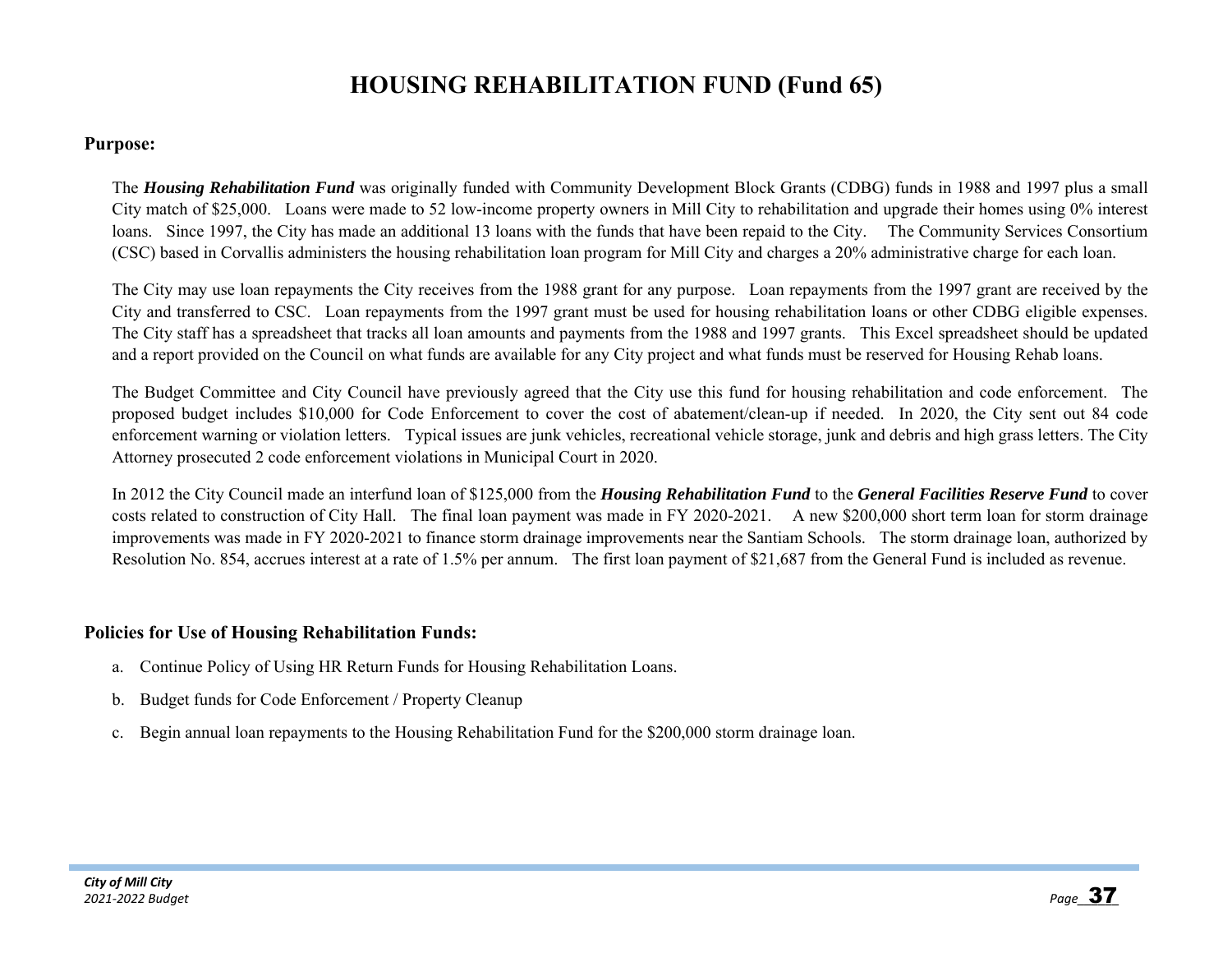# HOUSING REHABILITATION FUND (Fund 65)

**Purpose:**

The ***Housing Rehabilitation Fund*** was originally funded with Community Development Block Grants (CDBG) funds in 1988 and 1997 plus a small City match of $25,000. Loans were made to 52 low-income property owners in Mill City to rehabilitation and upgrade their homes using 0% interest loans. Since 1997, the City has made an additional 13 loans with the funds that have been repaid to the City. The Community Services Consortium (CSC) based in Corvallis administers the housing rehabilitation loan program for Mill City and charges a 20% administrative charge for each loan.

The City may use loan repayments the City receives from the 1988 grant for any purpose. Loan repayments from the 1997 grant are received by the City and transferred to CSC. Loan repayments from the 1997 grant must be used for housing rehabilitation loans or other CDBG eligible expenses. The City staff has a spreadsheet that tracks all loan amounts and payments from the 1988 and 1997 grants. This Excel spreadsheet should be updated and a report provided on the Council on what funds are available for any City project and what funds must be reserved for Housing Rehab loans.

The Budget Committee and City Council have previously agreed that the City use this fund for housing rehabilitation and code enforcement. The proposed budget includes $10,000 for Code Enforcement to cover the cost of abatement/clean-up if needed. In 2020, the City sent out 84 code enforcement warning or violation letters. Typical issues are junk vehicles, recreational vehicle storage, junk and debris and high grass letters. The City Attorney prosecuted 2 code enforcement violations in Municipal Court in 2020.

In 2012 the City Council made an interfund loan of $125,000 from the ***Housing Rehabilitation Fund*** to the ***General Facilities Reserve Fund*** to cover costs related to construction of City Hall. The final loan payment was made in FY 2020-2021. A new $200,000 short term loan for storm drainage improvements was made in FY 2020-2021 to finance storm drainage improvements near the Santiam Schools. The storm drainage loan, authorized by Resolution No. 854, accrues interest at a rate of 1.5% per annum. The first loan payment of $21,687 from the General Fund is included as revenue.

**Policies for Use of Housing Rehabilitation Funds:**

a. Continue Policy of Using HR Return Funds for Housing Rehabilitation Loans.

b. Budget funds for Code Enforcement / Property Cleanup

c. Begin annual loan repayments to the Housing Rehabilitation Fund for the $200,000 storm drainage loan.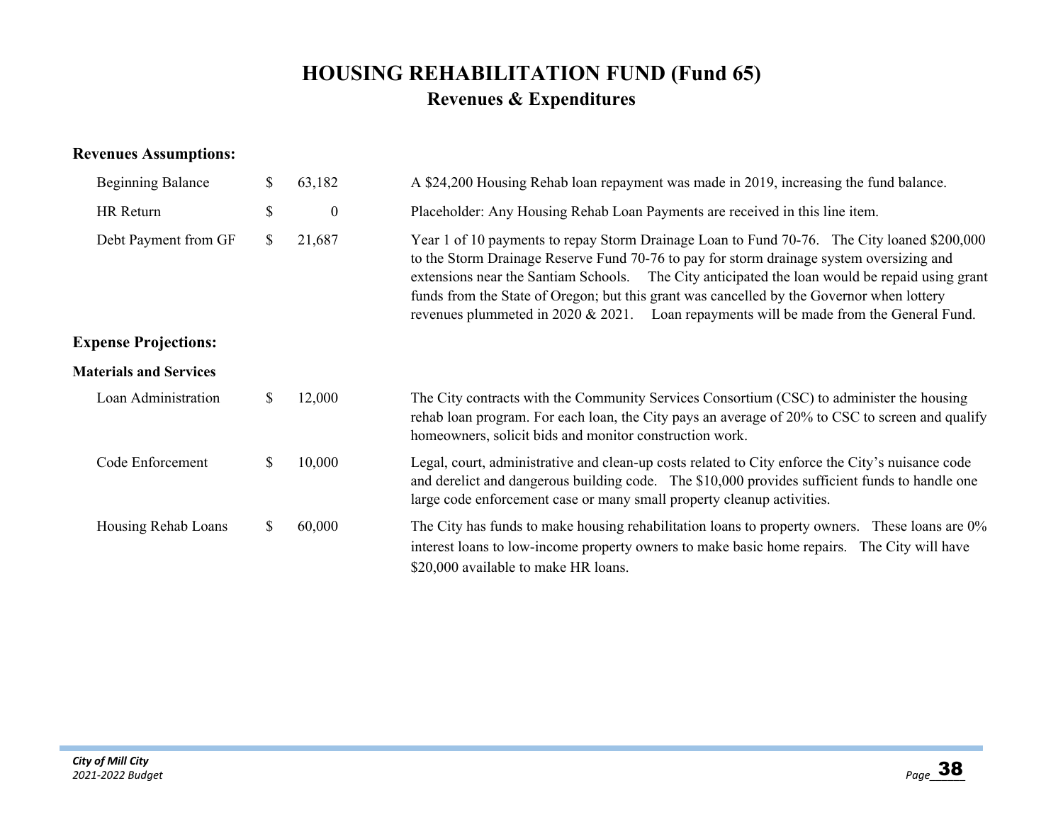# HOUSING REHABILITATION FUND (Fund 65)

## Revenues & Expenditures

**Revenues Assumptions:**

| | | |
|---|---|---|
| Beginning Balance | $ 63,182 | A $24,200 Housing Rehab loan repayment was made in 2019, increasing the fund balance. |
| HR Return | $ 0 | Placeholder: Any Housing Rehab Loan Payments are received in this line item. |
| Debt Payment from GF | $ 21,687 | Year 1 of 10 payments to repay Storm Drainage Loan to Fund 70-76. The City loaned $200,000 to the Storm Drainage Reserve Fund 70-76 to pay for storm drainage system oversizing and extensions near the Santiam Schools. The City anticipated the loan would be repaid using grant funds from the State of Oregon; but this grant was cancelled by the Governor when lottery revenues plummeted in 2020 & 2021. Loan repayments will be made from the General Fund. |

**Expense Projections:**

**Materials and Services**

| | | |
|---|---|---|
| Loan Administration | $ 12,000 | The City contracts with the Community Services Consortium (CSC) to administer the housing rehab loan program. For each loan, the City pays an average of 20% to CSC to screen and qualify homeowners, solicit bids and monitor construction work. |
| Code Enforcement | $ 10,000 | Legal, court, administrative and clean-up costs related to City enforce the City's nuisance code and derelict and dangerous building code. The $10,000 provides sufficient funds to handle one large code enforcement case or many small property cleanup activities. |
| Housing Rehab Loans | $ 60,000 | The City has funds to make housing rehabilitation loans to property owners. These loans are 0% interest loans to low-income property owners to make basic home repairs. The City will have $20,000 available to make HR loans. |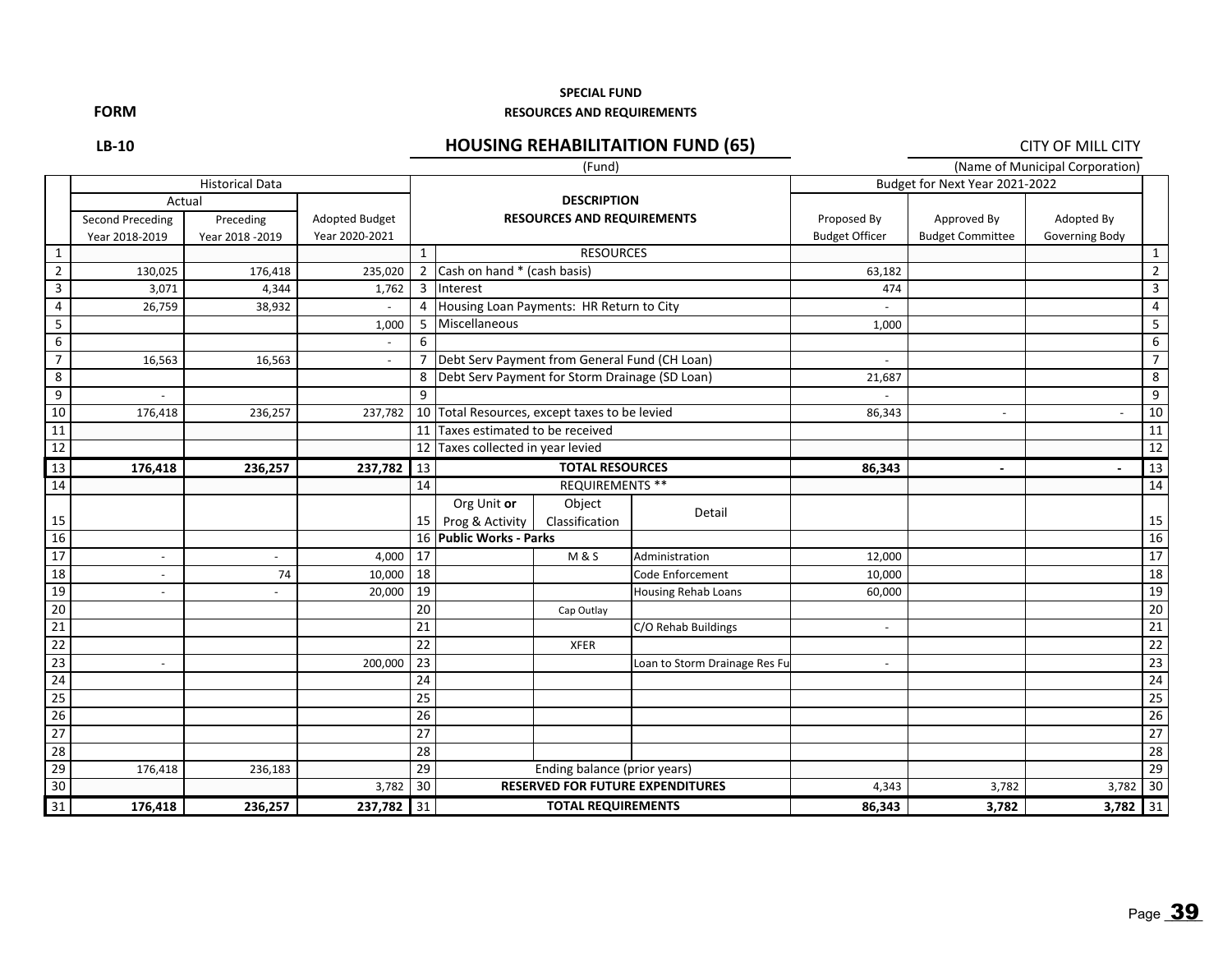**SPECIAL FUND**

**RESOURCES AND REQUIREMENTS**

**FORM**

**LB-10**

## HOUSING REHABILITAITION FUND (65)

(Fund)

CITY OF MILL CITY

(Name of Municipal Corporation)

| | Historical Data | | | | DESCRIPTION RESOURCES AND REQUIREMENTS | | | Budget for Next Year 2021-2022 | | | |
|---|---|---|---|---|---|---|---|---|---|---|---|
| | Actual | | | | | | | | | | |
| | Second Preceding Year 2018-2019 | Preceding Year 2018 -2019 | Adopted Budget Year 2020-2021 | | | | | Proposed By Budget Officer | Approved By Budget Committee | Adopted By Governing Body | |
| 1 | | | | 1 | RESOURCES | | | | | | 1 |
| 2 | 130,025 | 176,418 | 235,020 | 2 | Cash on hand * (cash basis) | | | 63,182 | | | 2 |
| 3 | 3,071 | 4,344 | 1,762 | 3 | Interest | | | 474 | | | 3 |
| 4 | 26,759 | 38,932 | - | 4 | Housing Loan Payments: HR Return to City | | | - | | | 4 |
| 5 | | | 1,000 | 5 | Miscellaneous | | | 1,000 | | | 5 |
| 6 | | | - | 6 | | | | | | | 6 |
| 7 | 16,563 | 16,563 | - | 7 | Debt Serv Payment from General Fund (CH Loan) | | | - | | | 7 |
| 8 | | | | 8 | Debt Serv Payment for Storm Drainage (SD Loan) | | | 21,687 | | | 8 |
| 9 | - | | | 9 | | | | - | | | 9 |
| 10 | 176,418 | 236,257 | 237,782 | 10 | Total Resources, except taxes to be levied | | | 86,343 | - | - | 10 |
| 11 | | | | 11 | Taxes estimated to be received | | | | | | 11 |
| 12 | | | | 12 | Taxes collected in year levied | | | | | | 12 |
| 13 | **176,418** | **236,257** | **237,782** | 13 | **TOTAL RESOURCES** | | | **86,343** | **-** | **-** | 13 |
| 14 | | | | 14 | REQUIREMENTS ** | | | | | | 14 |
| 15 | | | | 15 | Org Unit **or** Prog & Activity | Object Classification | Detail | | | | 15 |
| 16 | | | | 16 | **Public Works - Parks** | | | | | | 16 |
| 17 | - | - | 4,000 | 17 | | M & S | Administration | 12,000 | | | 17 |
| 18 | - | 74 | 10,000 | 18 | | | Code Enforcement | 10,000 | | | 18 |
| 19 | - | - | 20,000 | 19 | | | Housing Rehab Loans | 60,000 | | | 19 |
| 20 | | | | 20 | | Cap Outlay | | | | | 20 |
| 21 | | | | 21 | | | C/O Rehab Buildings | - | | | 21 |
| 22 | | | | 22 | | XFER | | | | | 22 |
| 23 | - | | 200,000 | 23 | | | Loan to Storm Drainage Res Fu | - | | | 23 |
| 24 | | | | 24 | | | | | | | 24 |
| 25 | | | | 25 | | | | | | | 25 |
| 26 | | | | 26 | | | | | | | 26 |
| 27 | | | | 27 | | | | | | | 27 |
| 28 | | | | 28 | | | | | | | 28 |
| 29 | 176,418 | 236,183 | | 29 | Ending balance (prior years) | | | | | | 29 |
| 30 | | | 3,782 | 30 | **RESERVED FOR FUTURE EXPENDITURES** | | | 4,343 | 3,782 | 3,782 | 30 |
| 31 | **176,418** | **236,257** | **237,782** | 31 | **TOTAL REQUIREMENTS** | | | **86,343** | **3,782** | **3,782** | 31 |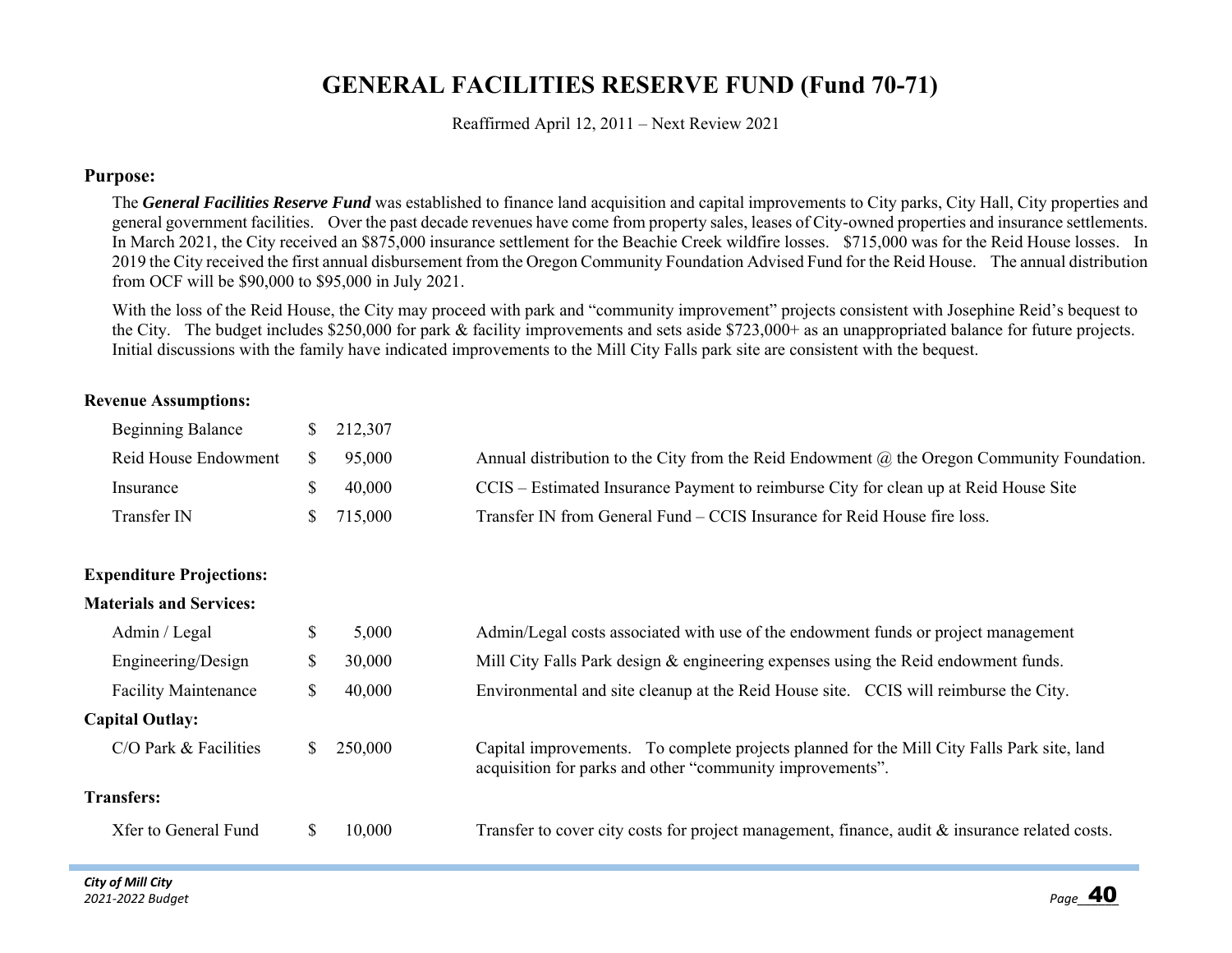# GENERAL FACILITIES RESERVE FUND (Fund 70-71)

Reaffirmed April 12, 2011 – Next Review 2021

## Purpose:

The ***General Facilities Reserve Fund*** was established to finance land acquisition and capital improvements to City parks, City Hall, City properties and general government facilities. Over the past decade revenues have come from property sales, leases of City-owned properties and insurance settlements. In March 2021, the City received an $875,000 insurance settlement for the Beachie Creek wildfire losses. $715,000 was for the Reid House losses. In 2019 the City received the first annual disbursement from the Oregon Community Foundation Advised Fund for the Reid House. The annual distribution from OCF will be $90,000 to $95,000 in July 2021.

With the loss of the Reid House, the City may proceed with park and "community improvement" projects consistent with Josephine Reid's bequest to the City. The budget includes $250,000 for park & facility improvements and sets aside $723,000+ as an unappropriated balance for future projects. Initial discussions with the family have indicated improvements to the Mill City Falls park site are consistent with the bequest.

**Revenue Assumptions:**

| Item | Amount | Description |
|---|---|---|
| Beginning Balance | $ 212,307 | |
| Reid House Endowment | $ 95,000 | Annual distribution to the City from the Reid Endowment @ the Oregon Community Foundation. |
| Insurance | $ 40,000 | CCIS – Estimated Insurance Payment to reimburse City for clean up at Reid House Site |
| Transfer IN | $ 715,000 | Transfer IN from General Fund – CCIS Insurance for Reid House fire loss. |

**Expenditure Projections:**

| Item | Amount | Description |
|---|---|---|
| **Materials and Services:** | | |
| Admin / Legal | $ 5,000 | Admin/Legal costs associated with use of the endowment funds or project management |
| Engineering/Design | $ 30,000 | Mill City Falls Park design & engineering expenses using the Reid endowment funds. |
| Facility Maintenance | $ 40,000 | Environmental and site cleanup at the Reid House site. CCIS will reimburse the City. |
| **Capital Outlay:** | | |
| C/O Park & Facilities | $ 250,000 | Capital improvements. To complete projects planned for the Mill City Falls Park site, land acquisition for parks and other "community improvements". |
| **Transfers:** | | |
| Xfer to General Fund | $ 10,000 | Transfer to cover city costs for project management, finance, audit & insurance related costs. |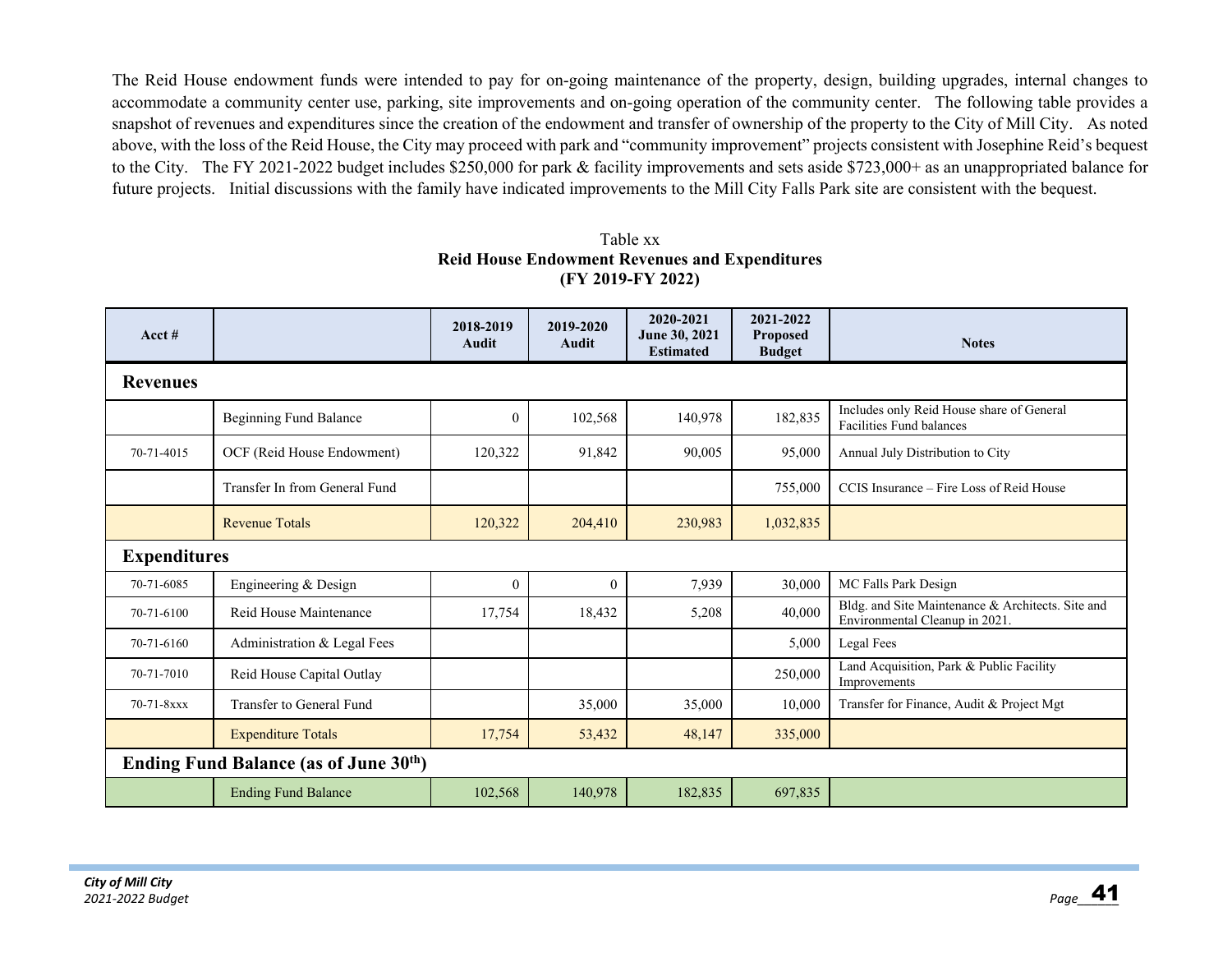The Reid House endowment funds were intended to pay for on-going maintenance of the property, design, building upgrades, internal changes to accommodate a community center use, parking, site improvements and on-going operation of the community center. The following table provides a snapshot of revenues and expenditures since the creation of the endowment and transfer of ownership of the property to the City of Mill City. As noted above, with the loss of the Reid House, the City may proceed with park and "community improvement" projects consistent with Josephine Reid's bequest to the City. The FY 2021-2022 budget includes $250,000 for park & facility improvements and sets aside $723,000+ as an unappropriated balance for future projects. Initial discussions with the family have indicated improvements to the Mill City Falls Park site are consistent with the bequest.

Table xx
**Reid House Endowment Revenues and Expenditures**
**(FY 2019-FY 2022)**

| Acct # | | 2018-2019 Audit | 2019-2020 Audit | 2020-2021 June 30, 2021 Estimated | 2021-2022 Proposed Budget | Notes |
|---|---|---|---|---|---|---|
| **Revenues** | | | | | | |
| | Beginning Fund Balance | 0 | 102,568 | 140,978 | 182,835 | Includes only Reid House share of General Facilities Fund balances |
| 70-71-4015 | OCF (Reid House Endowment) | 120,322 | 91,842 | 90,005 | 95,000 | Annual July Distribution to City |
| | Transfer In from General Fund | | | | 755,000 | CCIS Insurance – Fire Loss of Reid House |
| | Revenue Totals | 120,322 | 204,410 | 230,983 | 1,032,835 | |
| **Expenditures** | | | | | | |
| 70-71-6085 | Engineering & Design | 0 | 0 | 7,939 | 30,000 | MC Falls Park Design |
| 70-71-6100 | Reid House Maintenance | 17,754 | 18,432 | 5,208 | 40,000 | Bldg. and Site Maintenance & Architects. Site and Environmental Cleanup in 2021. |
| 70-71-6160 | Administration & Legal Fees | | | | 5,000 | Legal Fees |
| 70-71-7010 | Reid House Capital Outlay | | | | 250,000 | Land Acquisition, Park & Public Facility Improvements |
| 70-71-8xxx | Transfer to General Fund | | 35,000 | 35,000 | 10,000 | Transfer for Finance, Audit & Project Mgt |
| | Expenditure Totals | 17,754 | 53,432 | 48,147 | 335,000 | |
| **Ending Fund Balance (as of June 30th)** | | | | | | |
| | Ending Fund Balance | 102,568 | 140,978 | 182,835 | 697,835 | |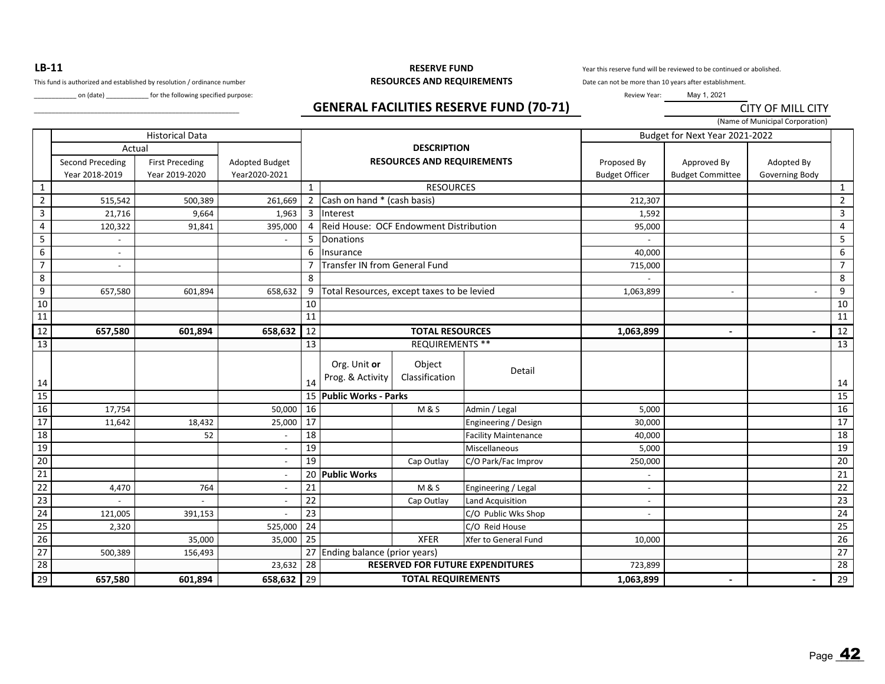**LB-11**

This fund is authorized and established by resolution / ordinance number ____________ on (date) ____________ for the following specified purpose:

______________________________________________________

**RESERVE FUND**
**RESOURCES AND REQUIREMENTS**

## GENERAL FACILITIES RESERVE FUND (70-71)

Year this reserve fund will be reviewed to be continued or abolished.
Date can not be more than 10 years after establishment.
Review Year: May 1, 2021

CITY OF MILL CITY
(Name of Municipal Corporation)

| | Historical Data | | | | DESCRIPTION | | | Budget for Next Year 2021-2022 | | | |
|---|---|---|---|---|---|---|---|---|---|---|---|
| | Actual | | | | RESOURCES AND REQUIREMENTS | | | | | | |
| | Second Preceding Year 2018-2019 | First Preceding Year 2019-2020 | Adopted Budget Year2020-2021 | | | | | Proposed By Budget Officer | Approved By Budget Committee | Adopted By Governing Body | |
| 1 | | | | 1 | RESOURCES | | | | | | 1 |
| 2 | 515,542 | 500,389 | 261,669 | 2 | Cash on hand * (cash basis) | | | 212,307 | | | 2 |
| 3 | 21,716 | 9,664 | 1,963 | 3 | Interest | | | 1,592 | | | 3 |
| 4 | 120,322 | 91,841 | 395,000 | 4 | Reid House: OCF Endowment Distribution | | | 95,000 | | | 4 |
| 5 | - | | - | 5 | Donations | | | - | | | 5 |
| 6 | - | | | 6 | Insurance | | | 40,000 | | | 6 |
| 7 | - | | | 7 | Transfer IN from General Fund | | | 715,000 | | | 7 |
| 8 | | | | 8 | | | | - | | | 8 |
| 9 | 657,580 | 601,894 | 658,632 | 9 | Total Resources, except taxes to be levied | | | 1,063,899 | - | - | 9 |
| 10 | | | | 10 | | | | | | | 10 |
| 11 | | | | 11 | | | | | | | 11 |
| 12 | **657,580** | **601,894** | **658,632** | 12 | **TOTAL RESOURCES** | | | **1,063,899** | **-** | **-** | 12 |
| 13 | | | | 13 | REQUIREMENTS ** | | | | | | 13 |
| 14 | | | | 14 | Org. Unit **or** Prog. & Activity | Object Classification | Detail | | | | 14 |
| 15 | | | | 15 | **Public Works - Parks** | | | | | | 15 |
| 16 | 17,754 | | 50,000 | 16 | | M & S | Admin / Legal | 5,000 | | | 16 |
| 17 | 11,642 | 18,432 | 25,000 | 17 | | | Engineering / Design | 30,000 | | | 17 |
| 18 | | 52 | - | 18 | | | Facility Maintenance | 40,000 | | | 18 |
| 19 | | | - | 19 | | | Miscellaneous | 5,000 | | | 19 |
| 20 | | | - | 19 | | Cap Outlay | C/O Park/Fac Improv | 250,000 | | | 20 |
| 21 | | | - | 20 | **Public Works** | | | - | | | 21 |
| 22 | 4,470 | 764 | - | 21 | | M & S | Engineering / Legal | - | | | 22 |
| 23 | - | - | - | 22 | | Cap Outlay | Land Acquisition | - | | | 23 |
| 24 | 121,005 | 391,153 | - | 23 | | | C/O Public Wks Shop | - | | | 24 |
| 25 | 2,320 | | 525,000 | 24 | | | C/O Reid House | | | | 25 |
| 26 | | 35,000 | 35,000 | 25 | | XFER | Xfer to General Fund | 10,000 | | | 26 |
| 27 | 500,389 | 156,493 | | 27 | Ending balance (prior years) | | | | | | 27 |
| 28 | | | 23,632 | 28 | **RESERVED FOR FUTURE EXPENDITURES** | | | 723,899 | | | 28 |
| 29 | **657,580** | **601,894** | **658,632** | 29 | **TOTAL REQUIREMENTS** | | | **1,063,899** | **-** | **-** | 29 |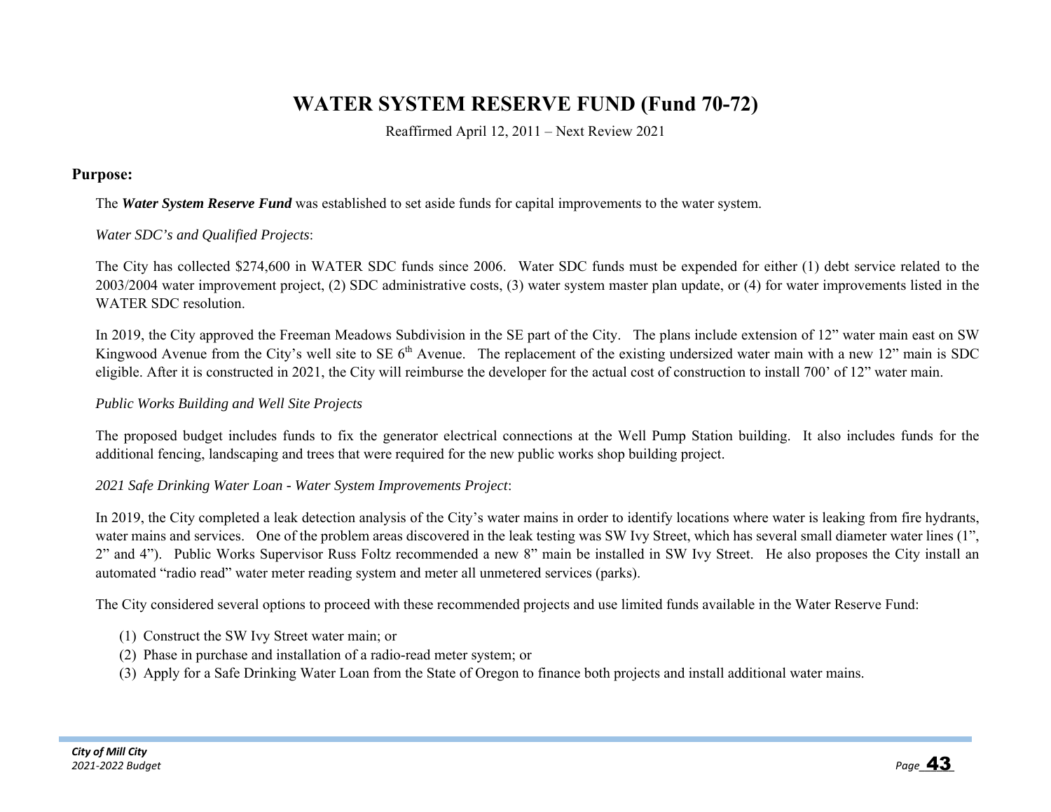# WATER SYSTEM RESERVE FUND (Fund 70-72)

Reaffirmed April 12, 2011 – Next Review 2021

## Purpose:

The ***Water System Reserve Fund*** was established to set aside funds for capital improvements to the water system.

*Water SDC's and Qualified Projects*:

The City has collected $274,600 in WATER SDC funds since 2006. Water SDC funds must be expended for either (1) debt service related to the 2003/2004 water improvement project, (2) SDC administrative costs, (3) water system master plan update, or (4) for water improvements listed in the WATER SDC resolution.

In 2019, the City approved the Freeman Meadows Subdivision in the SE part of the City. The plans include extension of 12" water main east on SW Kingwood Avenue from the City's well site to SE 6th Avenue. The replacement of the existing undersized water main with a new 12" main is SDC eligible. After it is constructed in 2021, the City will reimburse the developer for the actual cost of construction to install 700' of 12" water main.

*Public Works Building and Well Site Projects*

The proposed budget includes funds to fix the generator electrical connections at the Well Pump Station building. It also includes funds for the additional fencing, landscaping and trees that were required for the new public works shop building project.

*2021 Safe Drinking Water Loan - Water System Improvements Project*:

In 2019, the City completed a leak detection analysis of the City's water mains in order to identify locations where water is leaking from fire hydrants, water mains and services. One of the problem areas discovered in the leak testing was SW Ivy Street, which has several small diameter water lines (1", 2" and 4"). Public Works Supervisor Russ Foltz recommended a new 8" main be installed in SW Ivy Street. He also proposes the City install an automated "radio read" water meter reading system and meter all unmetered services (parks).

The City considered several options to proceed with these recommended projects and use limited funds available in the Water Reserve Fund:

(1) Construct the SW Ivy Street water main; or
(2) Phase in purchase and installation of a radio-read meter system; or
(3) Apply for a Safe Drinking Water Loan from the State of Oregon to finance both projects and install additional water mains.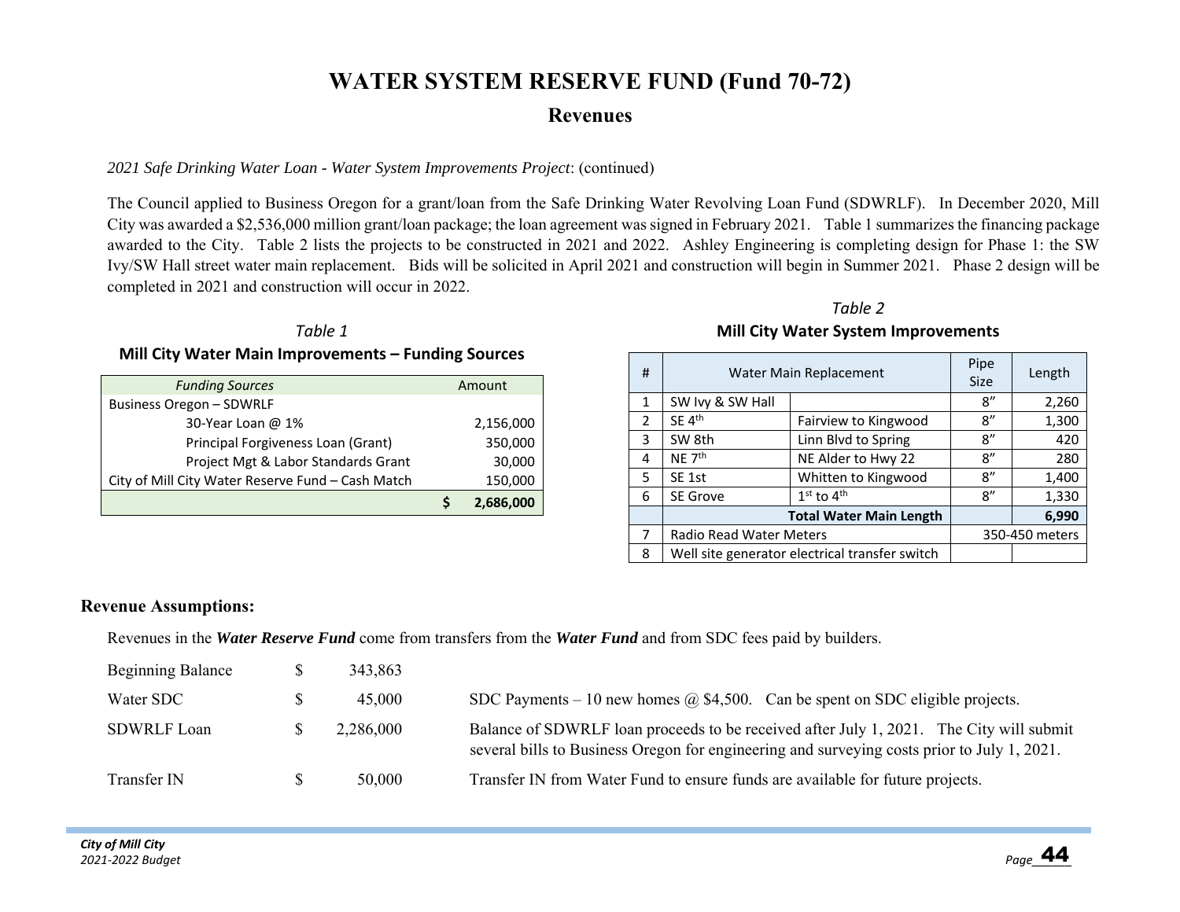# WATER SYSTEM RESERVE FUND (Fund 70-72)

## Revenues

*2021 Safe Drinking Water Loan - Water System Improvements Project*: (continued)

The Council applied to Business Oregon for a grant/loan from the Safe Drinking Water Revolving Loan Fund (SDWRLF). In December 2020, Mill City was awarded a $2,536,000 million grant/loan package; the loan agreement was signed in February 2021. Table 1 summarizes the financing package awarded to the City. Table 2 lists the projects to be constructed in 2021 and 2022. Ashley Engineering is completing design for Phase 1: the SW Ivy/SW Hall street water main replacement. Bids will be solicited in April 2021 and construction will begin in Summer 2021. Phase 2 design will be completed in 2021 and construction will occur in 2022.

*Table 1*

**Mill City Water Main Improvements – Funding Sources**

| *Funding Sources* | Amount |
|---|---|
| Business Oregon – SDWRLF | |
| 30-Year Loan @ 1% | 2,156,000 |
| Principal Forgiveness Loan (Grant) | 350,000 |
| Project Mgt & Labor Standards Grant | 30,000 |
| City of Mill City Water Reserve Fund – Cash Match | 150,000 |
| | **$ 2,686,000** |

*Table 2*

**Mill City Water System Improvements**

| # | Water Main Replacement | | Pipe Size | Length |
|---|---|---|---|---|
| 1 | SW Ivy & SW Hall | | 8″ | 2,260 |
| 2 | SE 4th | Fairview to Kingwood | 8″ | 1,300 |
| 3 | SW 8th | Linn Blvd to Spring | 8″ | 420 |
| 4 | NE 7th | NE Alder to Hwy 22 | 8″ | 280 |
| 5 | SE 1st | Whitten to Kingwood | 8″ | 1,400 |
| 6 | SE Grove | 1st to 4th | 8″ | 1,330 |
| | | **Total Water Main Length** | | **6,990** |
| 7 | Radio Read Water Meters | | 350-450 meters | |
| 8 | Well site generator electrical transfer switch | | | |

### Revenue Assumptions:

Revenues in the ***Water Reserve Fund*** come from transfers from the ***Water Fund*** and from SDC fees paid by builders.

| | | |
|---|---|---|
| Beginning Balance | $ 343,863 | |
| Water SDC | $ 45,000 | SDC Payments – 10 new homes @ $4,500. Can be spent on SDC eligible projects. |
| SDWRLF Loan | $ 2,286,000 | Balance of SDWRLF loan proceeds to be received after July 1, 2021. The City will submit several bills to Business Oregon for engineering and surveying costs prior to July 1, 2021. |
| Transfer IN | $ 50,000 | Transfer IN from Water Fund to ensure funds are available for future projects. |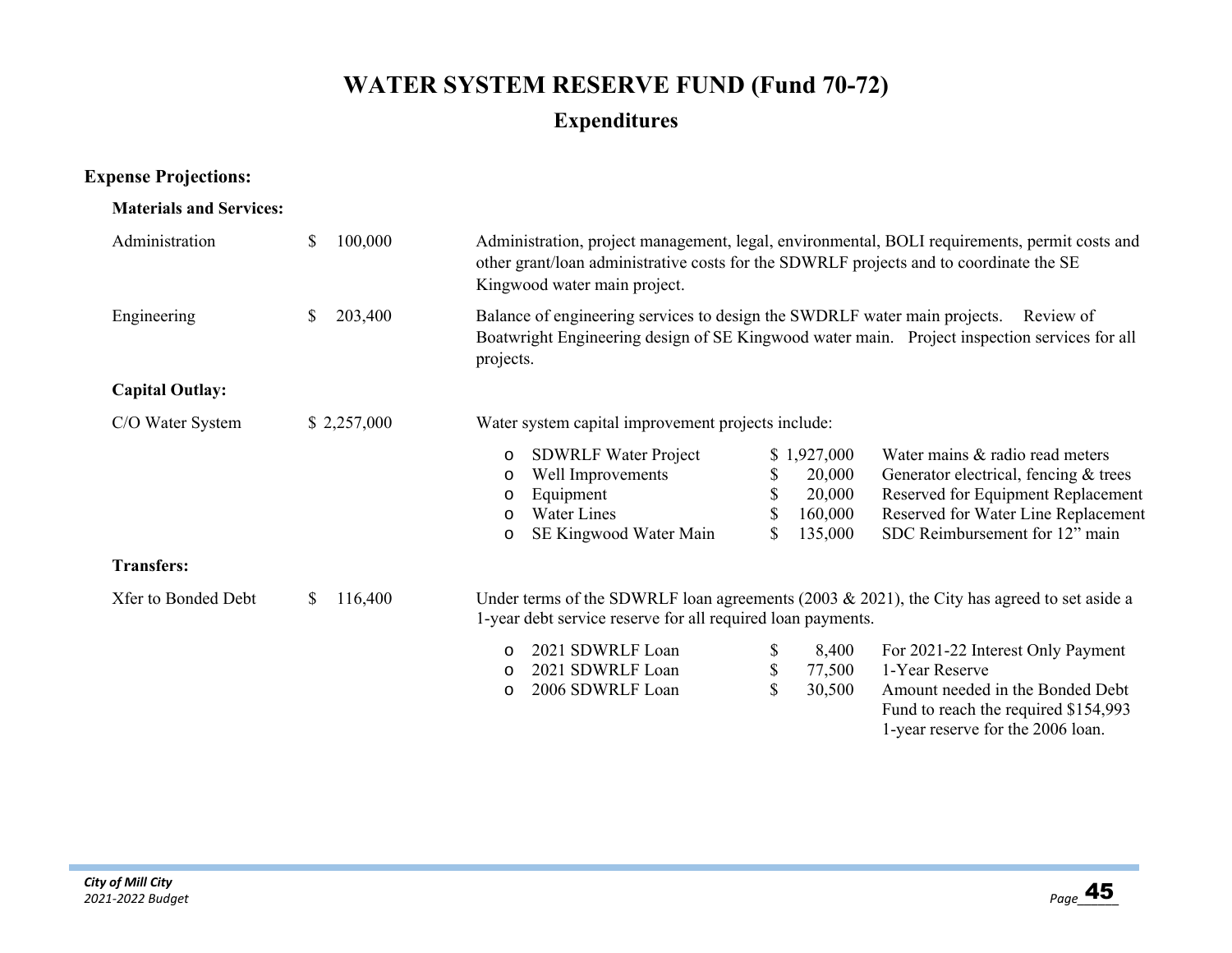# WATER SYSTEM RESERVE FUND (Fund 70-72)

## Expenditures

**Expense Projections:**

**Materials and Services:**

| | | |
|---|---|---|
| Administration | $ 100,000 | Administration, project management, legal, environmental, BOLI requirements, permit costs and other grant/loan administrative costs for the SDWRLF projects and to coordinate the SE Kingwood water main project. |
| Engineering | $ 203,400 | Balance of engineering services to design the SWDRLF water main projects. Review of Boatwright Engineering design of SE Kingwood water main. Project inspection services for all projects. |

**Capital Outlay:**

C/O Water System $ 2,257,000 — Water system capital improvement projects include:

| Project | Amount | Description |
|---|---|---|
| SDWRLF Water Project | $ 1,927,000 | Water mains & radio read meters |
| Well Improvements | $ 20,000 | Generator electrical, fencing & trees |
| Equipment | $ 20,000 | Reserved for Equipment Replacement |
| Water Lines | $ 160,000 | Reserved for Water Line Replacement |
| SE Kingwood Water Main | $ 135,000 | SDC Reimbursement for 12" main |

**Transfers:**

Xfer to Bonded Debt $ 116,400 — Under terms of the SDWRLF loan agreements (2003 & 2021), the City has agreed to set aside a 1-year debt service reserve for all required loan payments.

| Loan | Amount | Description |
|---|---|---|
| 2021 SDWRLF Loan | $ 8,400 | For 2021-22 Interest Only Payment |
| 2021 SDWRLF Loan | $ 77,500 | 1-Year Reserve |
| 2006 SDWRLF Loan | $ 30,500 | Amount needed in the Bonded Debt Fund to reach the required $154,993 1-year reserve for the 2006 loan. |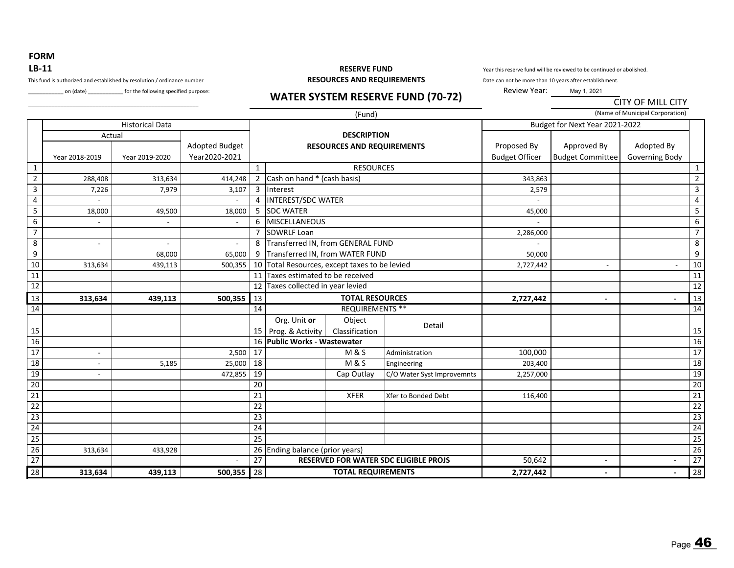**FORM**
**LB-11**

This fund is authorized and established by resolution / ordinance number ___________ on (date) ___________ for the following specified purpose:
_______________________________________________

**RESERVE FUND**
**RESOURCES AND REQUIREMENTS**

## WATER SYSTEM RESERVE FUND (70-72)

(Fund)

Year this reserve fund will be reviewed to be continued or abolished.
Date can not be more than 10 years after establishment.
Review Year: May 1, 2021

CITY OF MILL CITY
(Name of Municipal Corporation)

| | Historical Data | | | | Description | | | Budget for Next Year 2021-2022 | | | |
|---|---|---|---|---|---|---|---|---|---|---|---|
| | Actual | | | | RESOURCES AND REQUIREMENTS | | | | | | |
| | Year 2018-2019 | Year 2019-2020 | Adopted Budget Year2020-2021 | | | | | Proposed By Budget Officer | Approved By Budget Committee | Adopted By Governing Body | |
| 1 | | | | 1 | RESOURCES | | | | | | 1 |
| 2 | 288,408 | 313,634 | 414,248 | 2 | Cash on hand * (cash basis) | | | 343,863 | | | 2 |
| 3 | 7,226 | 7,979 | 3,107 | 3 | Interest | | | 2,579 | | | 3 |
| 4 | - | | - | 4 | INTEREST/SDC WATER | | | - | | | 4 |
| 5 | 18,000 | 49,500 | 18,000 | 5 | SDC WATER | | | 45,000 | | | 5 |
| 6 | - | - | - | 6 | MISCELLANEOUS | | | - | | | 6 |
| 7 | | | | 7 | SDWRLF Loan | | | 2,286,000 | | | 7 |
| 8 | - | - | - | 8 | Transferred IN, from GENERAL FUND | | | - | | | 8 |
| 9 | | 68,000 | 65,000 | 9 | Transferred IN, from WATER FUND | | | 50,000 | | | 9 |
| 10 | 313,634 | 439,113 | 500,355 | 10 | Total Resources, except taxes to be levied | | | 2,727,442 | - | - | 10 |
| 11 | | | | 11 | Taxes estimated to be received | | | | | | 11 |
| 12 | | | | 12 | Taxes collected in year levied | | | | | | 12 |
| 13 | **313,634** | **439,113** | **500,355** | 13 | **TOTAL RESOURCES** | | | **2,727,442** | **-** | **-** | 13 |
| 14 | | | | 14 | REQUIREMENTS ** | | | | | | 14 |
| 15 | | | | 15 | Org. Unit **or** Prog. & Activity | Object Classification | Detail | | | | 15 |
| 16 | | | | 16 | **Public Works - Wastewater** | | | | | | 16 |
| 17 | - | | 2,500 | 17 | | M & S | Administration | 100,000 | | | 17 |
| 18 | - | 5,185 | 25,000 | 18 | | M & S | Engineering | 203,400 | | | 18 |
| 19 | - | | 472,855 | 19 | | Cap Outlay | C/O Water Syst Improvemnts | 2,257,000 | | | 19 |
| 20 | | | | 20 | | | | | | | 20 |
| 21 | | | | 21 | | XFER | Xfer to Bonded Debt | 116,400 | | | 21 |
| 22 | | | | 22 | | | | | | | 22 |
| 23 | | | | 23 | | | | | | | 23 |
| 24 | | | | 24 | | | | | | | 24 |
| 25 | | | | 25 | | | | | | | 25 |
| 26 | 313,634 | 433,928 | | 26 | Ending balance (prior years) | | | | | | 26 |
| 27 | | | - | 27 | **RESERVED FOR WATER SDC ELIGIBLE PROJS** | | | 50,642 | - | - | 27 |
| 28 | **313,634** | **439,113** | **500,355** | 28 | **TOTAL REQUIREMENTS** | | | **2,727,442** | **-** | **-** | 28 |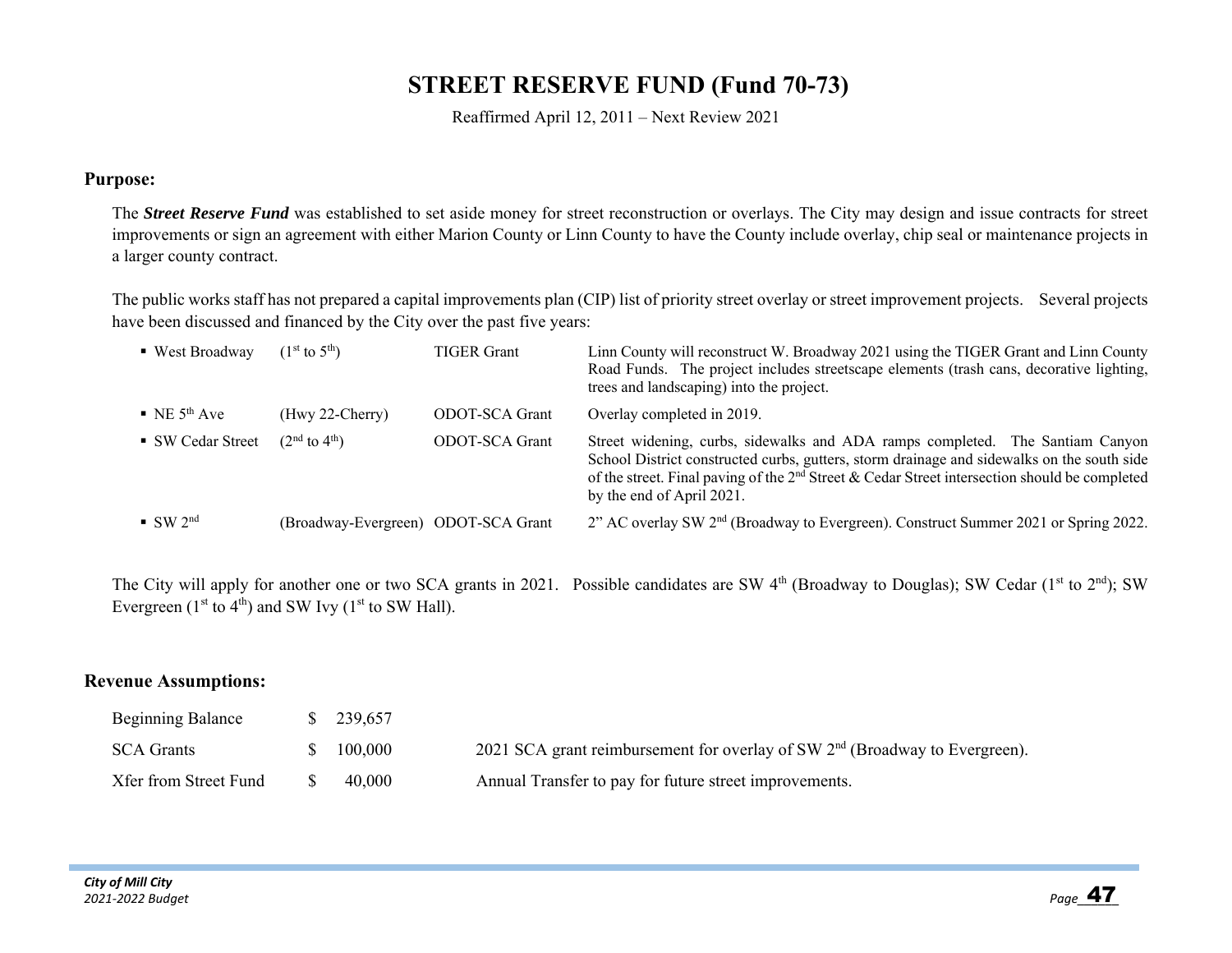# STREET RESERVE FUND (Fund 70-73)

Reaffirmed April 12, 2011 – Next Review 2021

## Purpose:

The ***Street Reserve Fund*** was established to set aside money for street reconstruction or overlays. The City may design and issue contracts for street improvements or sign an agreement with either Marion County or Linn County to have the County include overlay, chip seal or maintenance projects in a larger county contract.

The public works staff has not prepared a capital improvements plan (CIP) list of priority street overlay or street improvement projects. Several projects have been discussed and financed by the City over the past five years:

| Project | Segment | Funding | Description |
|---|---|---|---|
| ▪ West Broadway | (1st to 5th) | TIGER Grant | Linn County will reconstruct W. Broadway 2021 using the TIGER Grant and Linn County Road Funds. The project includes streetscape elements (trash cans, decorative lighting, trees and landscaping) into the project. |
| ▪ NE 5th Ave | (Hwy 22-Cherry) | ODOT-SCA Grant | Overlay completed in 2019. |
| ▪ SW Cedar Street | (2nd to 4th) | ODOT-SCA Grant | Street widening, curbs, sidewalks and ADA ramps completed. The Santiam Canyon School District constructed curbs, gutters, storm drainage and sidewalks on the south side of the street. Final paving of the 2nd Street & Cedar Street intersection should be completed by the end of April 2021. |
| ▪ SW 2nd | (Broadway-Evergreen) | ODOT-SCA Grant | 2" AC overlay SW 2nd (Broadway to Evergreen). Construct Summer 2021 or Spring 2022. |

The City will apply for another one or two SCA grants in 2021. Possible candidates are SW 4th (Broadway to Douglas); SW Cedar (1st to 2nd); SW Evergreen (1st to 4th) and SW Ivy (1st to SW Hall).

## Revenue Assumptions:

| Item | Amount | Description |
|---|---|---|
| Beginning Balance | $ 239,657 | |
| SCA Grants | $ 100,000 | 2021 SCA grant reimbursement for overlay of SW 2nd (Broadway to Evergreen). |
| Xfer from Street Fund | $ 40,000 | Annual Transfer to pay for future street improvements. |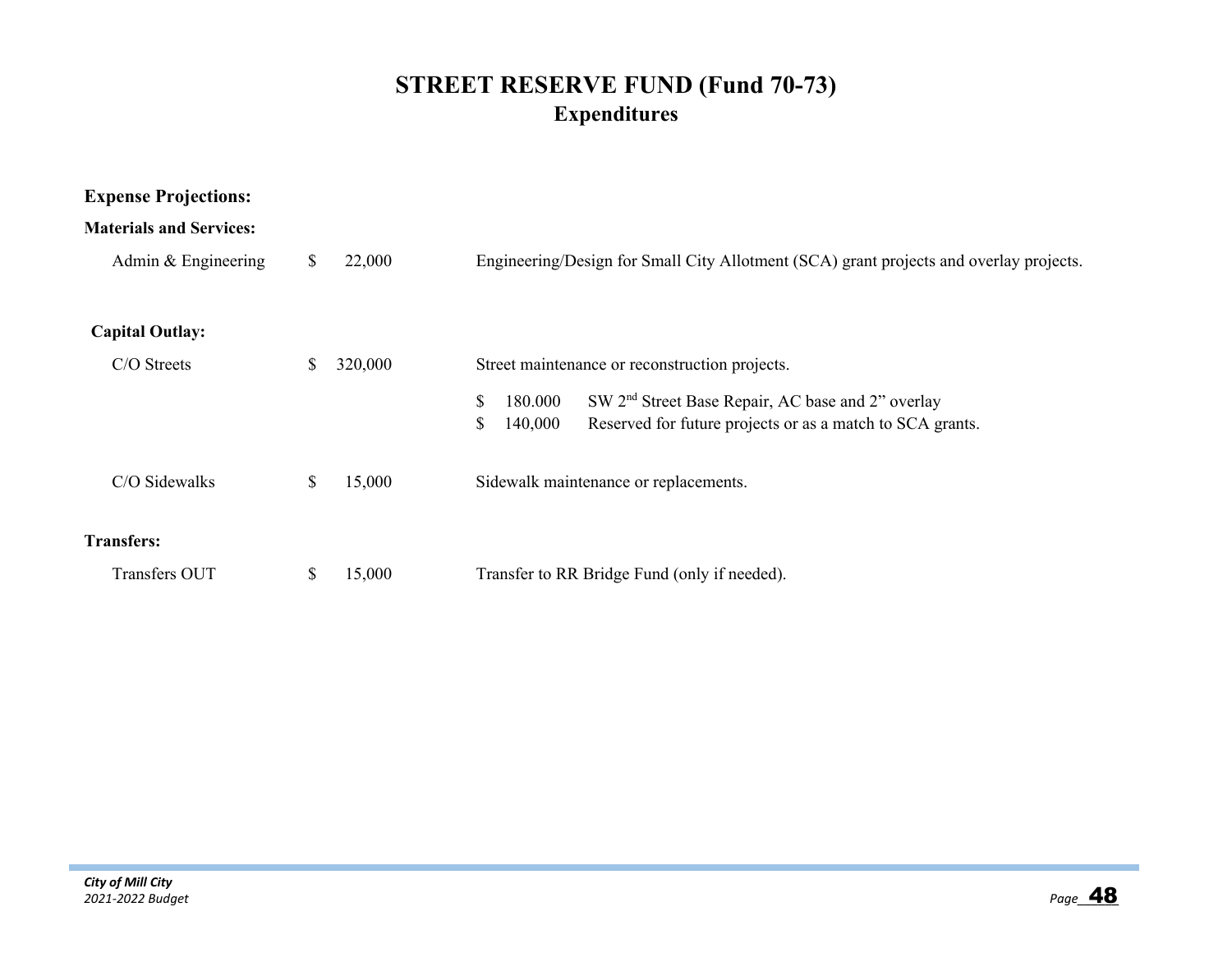# STREET RESERVE FUND (Fund 70-73)

## Expenditures

**Expense Projections:**

**Materials and Services:**

| | | |
|---|---|---|
| Admin & Engineering | $ 22,000 | Engineering/Design for Small City Allotment (SCA) grant projects and overlay projects. |

**Capital Outlay:**

| | | |
|---|---|---|
| C/O Streets | $ 320,000 | Street maintenance or reconstruction projects. |
| | | $ 180.000 SW 2nd Street Base Repair, AC base and 2" overlay |
| | | $ 140,000 Reserved for future projects or as a match to SCA grants. |
| C/O Sidewalks | $ 15,000 | Sidewalk maintenance or replacements. |

**Transfers:**

| | | |
|---|---|---|
| Transfers OUT | $ 15,000 | Transfer to RR Bridge Fund (only if needed). |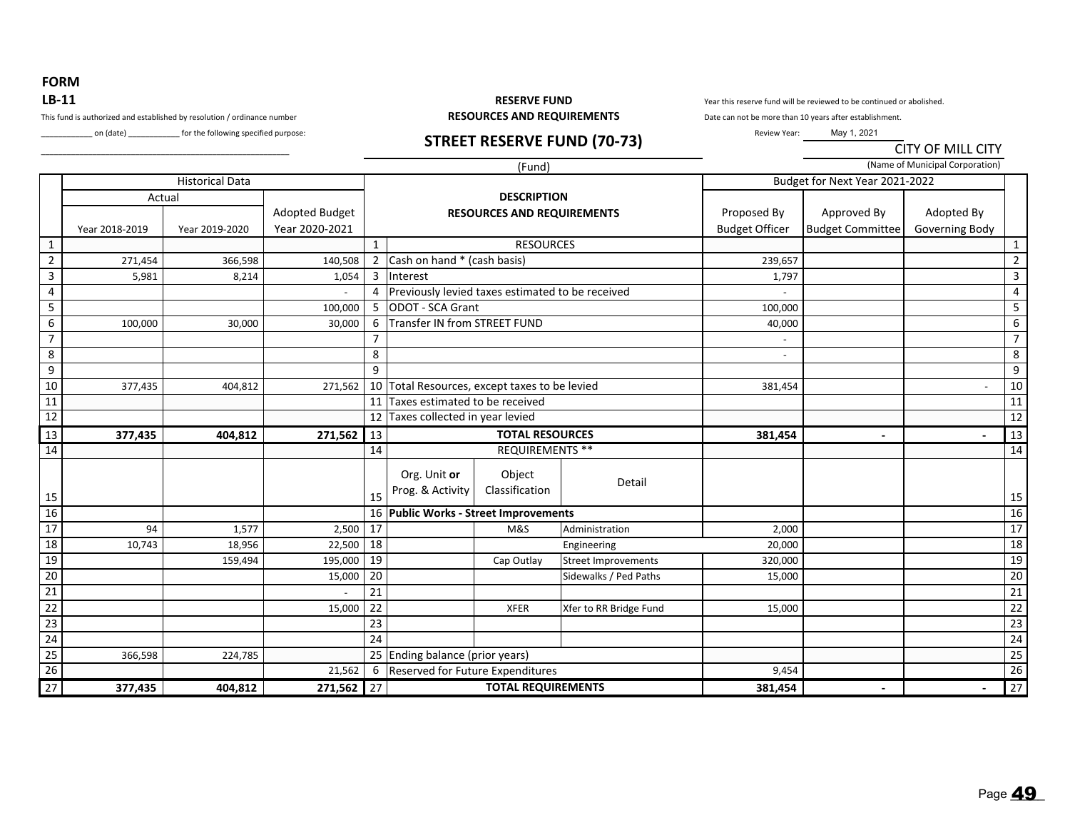**FORM**
**LB-11**

This fund is authorized and established by resolution / ordinance number ____________ on (date) ____________ for the following specified purpose:
_______________________________________________

**RESERVE FUND**
**RESOURCES AND REQUIREMENTS**

## STREET RESERVE FUND (70-73)

(Fund)

Year this reserve fund will be reviewed to be continued or abolished.
Date can not be more than 10 years after establishment.
Review Year: May 1, 2021

CITY OF MILL CITY
(Name of Municipal Corporation)

| | Historical Data | | | | | | | Budget for Next Year 2021-2022 | | | |
|---|---|---|---|---|---|---|---|---|---|---|---|
| | Actual | | | | DESCRIPTION RESOURCES AND REQUIREMENTS | | | | | | |
| | Year 2018-2019 | Year 2019-2020 | Adopted Budget Year 2020-2021 | | | | | Proposed By Budget Officer | Approved By Budget Committee | Adopted By Governing Body | |
| 1 | | | | 1 | RESOURCES | | | | | | 1 |
| 2 | 271,454 | 366,598 | 140,508 | 2 | Cash on hand * (cash basis) | | | 239,657 | | | 2 |
| 3 | 5,981 | 8,214 | 1,054 | 3 | Interest | | | 1,797 | | | 3 |
| 4 | | | - | 4 | Previously levied taxes estimated to be received | | | - | | | 4 |
| 5 | | | 100,000 | 5 | ODOT - SCA Grant | | | 100,000 | | | 5 |
| 6 | 100,000 | 30,000 | 30,000 | 6 | Transfer IN from STREET FUND | | | 40,000 | | | 6 |
| 7 | | | | 7 | | | | - | | | 7 |
| 8 | | | | 8 | | | | - | | | 8 |
| 9 | | | | 9 | | | | | | | 9 |
| 10 | 377,435 | 404,812 | 271,562 | 10 | Total Resources, except taxes to be levied | | | 381,454 | | - | 10 |
| 11 | | | | 11 | Taxes estimated to be received | | | | | | 11 |
| 12 | | | | 12 | Taxes collected in year levied | | | | | | 12 |
| 13 | **377,435** | **404,812** | **271,562** | 13 | **TOTAL RESOURCES** | | | **381,454** | **-** | **-** | 13 |
| 14 | | | | 14 | REQUIREMENTS ** | | | | | | 14 |
| 15 | | | | 15 | Org. Unit **or** Prog. & Activity | Object Classification | Detail | | | | 15 |
| 16 | | | | 16 | **Public Works - Street Improvements** | | | | | | 16 |
| 17 | 94 | 1,577 | 2,500 | 17 | | M&S | Administration | 2,000 | | | 17 |
| 18 | 10,743 | 18,956 | 22,500 | 18 | | | Engineering | 20,000 | | | 18 |
| 19 | | 159,494 | 195,000 | 19 | | Cap Outlay | Street Improvements | 320,000 | | | 19 |
| 20 | | | 15,000 | 20 | | | Sidewalks / Ped Paths | 15,000 | | | 20 |
| 21 | | | - | 21 | | | | | | | 21 |
| 22 | | | 15,000 | 22 | | XFER | Xfer to RR Bridge Fund | 15,000 | | | 22 |
| 23 | | | | 23 | | | | | | | 23 |
| 24 | | | | 24 | | | | | | | 24 |
| 25 | 366,598 | 224,785 | | 25 | Ending balance (prior years) | | | | | | 25 |
| 26 | | | 21,562 | 6 | Reserved for Future Expenditures | | | 9,454 | | | 26 |
| 27 | **377,435** | **404,812** | **271,562** | 27 | **TOTAL REQUIREMENTS** | | | **381,454** | **-** | **-** | 27 |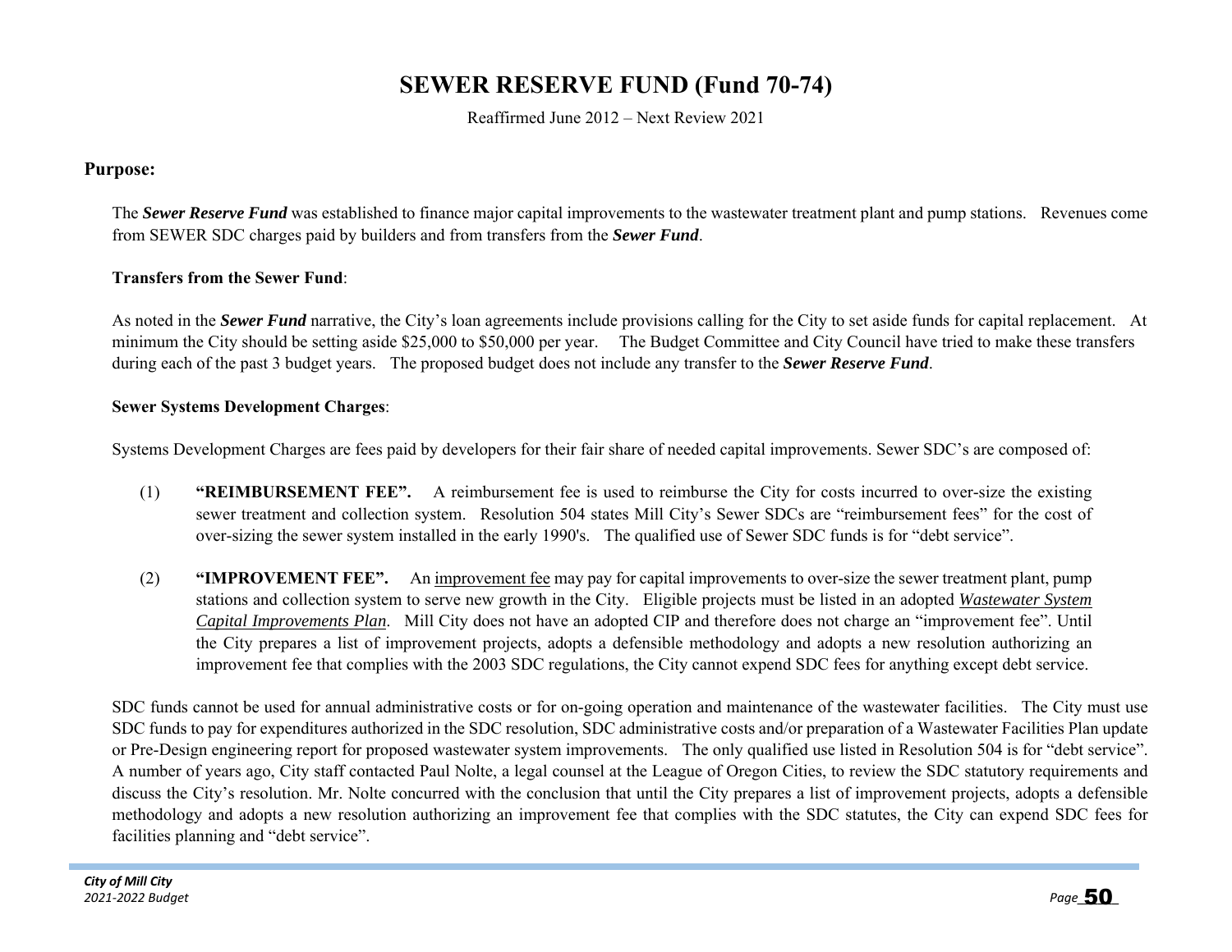# SEWER RESERVE FUND (Fund 70-74)

Reaffirmed June 2012 – Next Review 2021

## Purpose:

The ***Sewer Reserve Fund*** was established to finance major capital improvements to the wastewater treatment plant and pump stations. Revenues come from SEWER SDC charges paid by builders and from transfers from the ***Sewer Fund***.

**Transfers from the Sewer Fund**:

As noted in the ***Sewer Fund*** narrative, the City's loan agreements include provisions calling for the City to set aside funds for capital replacement. At minimum the City should be setting aside $25,000 to $50,000 per year. The Budget Committee and City Council have tried to make these transfers during each of the past 3 budget years. The proposed budget does not include any transfer to the ***Sewer Reserve Fund***.

**Sewer Systems Development Charges**:

Systems Development Charges are fees paid by developers for their fair share of needed capital improvements. Sewer SDC's are composed of:

(1) **"REIMBURSEMENT FEE".** A reimbursement fee is used to reimburse the City for costs incurred to over-size the existing sewer treatment and collection system. Resolution 504 states Mill City's Sewer SDCs are "reimbursement fees" for the cost of over-sizing the sewer system installed in the early 1990's. The qualified use of Sewer SDC funds is for "debt service".

(2) **"IMPROVEMENT FEE".** An improvement fee may pay for capital improvements to over-size the sewer treatment plant, pump stations and collection system to serve new growth in the City. Eligible projects must be listed in an adopted *Wastewater System Capital Improvements Plan*. Mill City does not have an adopted CIP and therefore does not charge an "improvement fee". Until the City prepares a list of improvement projects, adopts a defensible methodology and adopts a new resolution authorizing an improvement fee that complies with the 2003 SDC regulations, the City cannot expend SDC fees for anything except debt service.

SDC funds cannot be used for annual administrative costs or for on-going operation and maintenance of the wastewater facilities. The City must use SDC funds to pay for expenditures authorized in the SDC resolution, SDC administrative costs and/or preparation of a Wastewater Facilities Plan update or Pre-Design engineering report for proposed wastewater system improvements. The only qualified use listed in Resolution 504 is for "debt service". A number of years ago, City staff contacted Paul Nolte, a legal counsel at the League of Oregon Cities, to review the SDC statutory requirements and discuss the City's resolution. Mr. Nolte concurred with the conclusion that until the City prepares a list of improvement projects, adopts a defensible methodology and adopts a new resolution authorizing an improvement fee that complies with the SDC statutes, the City can expend SDC fees for facilities planning and "debt service".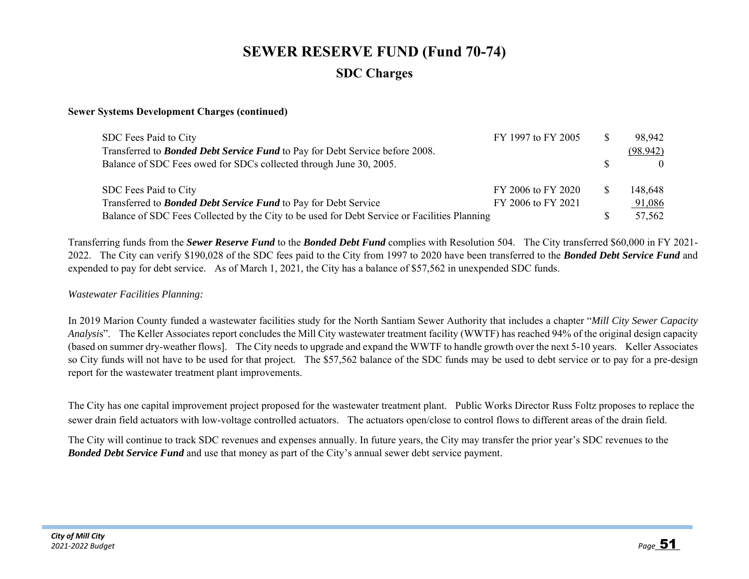# SEWER RESERVE FUND (Fund 70-74)

## SDC Charges

**Sewer Systems Development Charges (continued)**

| | | | |
|---|---|---|---|
| SDC Fees Paid to City | FY 1997 to FY 2005 | $ | 98,942 |
| Transferred to ***Bonded Debt Service Fund*** to Pay for Debt Service before 2008. | | | (98.942) |
| Balance of SDC Fees owed for SDCs collected through June 30, 2005. | | $ | 0 |
| | | | |
| SDC Fees Paid to City | FY 2006 to FY 2020 | $ | 148,648 |
| Transferred to ***Bonded Debt Service Fund*** to Pay for Debt Service | FY 2006 to FY 2021 | | 91,086 |
| Balance of SDC Fees Collected by the City to be used for Debt Service or Facilities Planning | | $ | 57,562 |

Transferring funds from the ***Sewer Reserve Fund*** to the ***Bonded Debt Fund*** complies with Resolution 504. The City transferred $60,000 in FY 2021-2022. The City can verify $190,028 of the SDC fees paid to the City from 1997 to 2020 have been transferred to the ***Bonded Debt Service Fund*** and expended to pay for debt service. As of March 1, 2021, the City has a balance of $57,562 in unexpended SDC funds.

*Wastewater Facilities Planning:*

In 2019 Marion County funded a wastewater facilities study for the North Santiam Sewer Authority that includes a chapter "*Mill City Sewer Capacity Analysis*". The Keller Associates report concludes the Mill City wastewater treatment facility (WWTF) has reached 94% of the original design capacity (based on summer dry-weather flows]. The City needs to upgrade and expand the WWTF to handle growth over the next 5-10 years. Keller Associates so City funds will not have to be used for that project. The $57,562 balance of the SDC funds may be used to debt service or to pay for a pre-design report for the wastewater treatment plant improvements.

The City has one capital improvement project proposed for the wastewater treatment plant. Public Works Director Russ Foltz proposes to replace the sewer drain field actuators with low-voltage controlled actuators. The actuators open/close to control flows to different areas of the drain field.

The City will continue to track SDC revenues and expenses annually. In future years, the City may transfer the prior year's SDC revenues to the ***Bonded Debt Service Fund*** and use that money as part of the City's annual sewer debt service payment.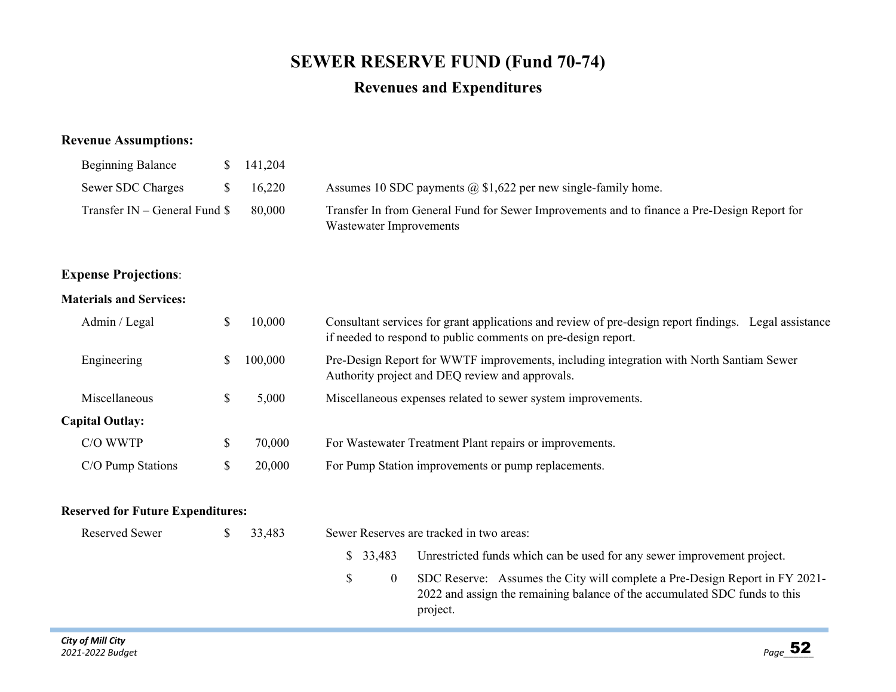# SEWER RESERVE FUND (Fund 70-74)

## Revenues and Expenditures

**Revenue Assumptions:**

| Item | | Amount | Description |
|---|---|---|---|
| Beginning Balance | $ | 141,204 | |
| Sewer SDC Charges | $ | 16,220 | Assumes 10 SDC payments @ $1,622 per new single-family home. |
| Transfer IN – General Fund | $ | 80,000 | Transfer In from General Fund for Sewer Improvements and to finance a Pre-Design Report for Wastewater Improvements |

**Expense Projections**:

**Materials and Services:**

| Item | | Amount | Description |
|---|---|---|---|
| Admin / Legal | $ | 10,000 | Consultant services for grant applications and review of pre-design report findings. Legal assistance if needed to respond to public comments on pre-design report. |
| Engineering | $ | 100,000 | Pre-Design Report for WWTF improvements, including integration with North Santiam Sewer Authority project and DEQ review and approvals. |
| Miscellaneous | $ | 5,000 | Miscellaneous expenses related to sewer system improvements. |

**Capital Outlay:**

| Item | | Amount | Description |
|---|---|---|---|
| C/O WWTP | $ | 70,000 | For Wastewater Treatment Plant repairs or improvements. |
| C/O Pump Stations | $ | 20,000 | For Pump Station improvements or pump replacements. |

**Reserved for Future Expenditures:**

| Item | | Amount | Description |
|---|---|---|---|
| Reserved Sewer | $ | 33,483 | Sewer Reserves are tracked in two areas: |

- $ 33,483 — Unrestricted funds which can be used for any sewer improvement project.
- $ 0 — SDC Reserve: Assumes the City will complete a Pre-Design Report in FY 2021-2022 and assign the remaining balance of the accumulated SDC funds to this project.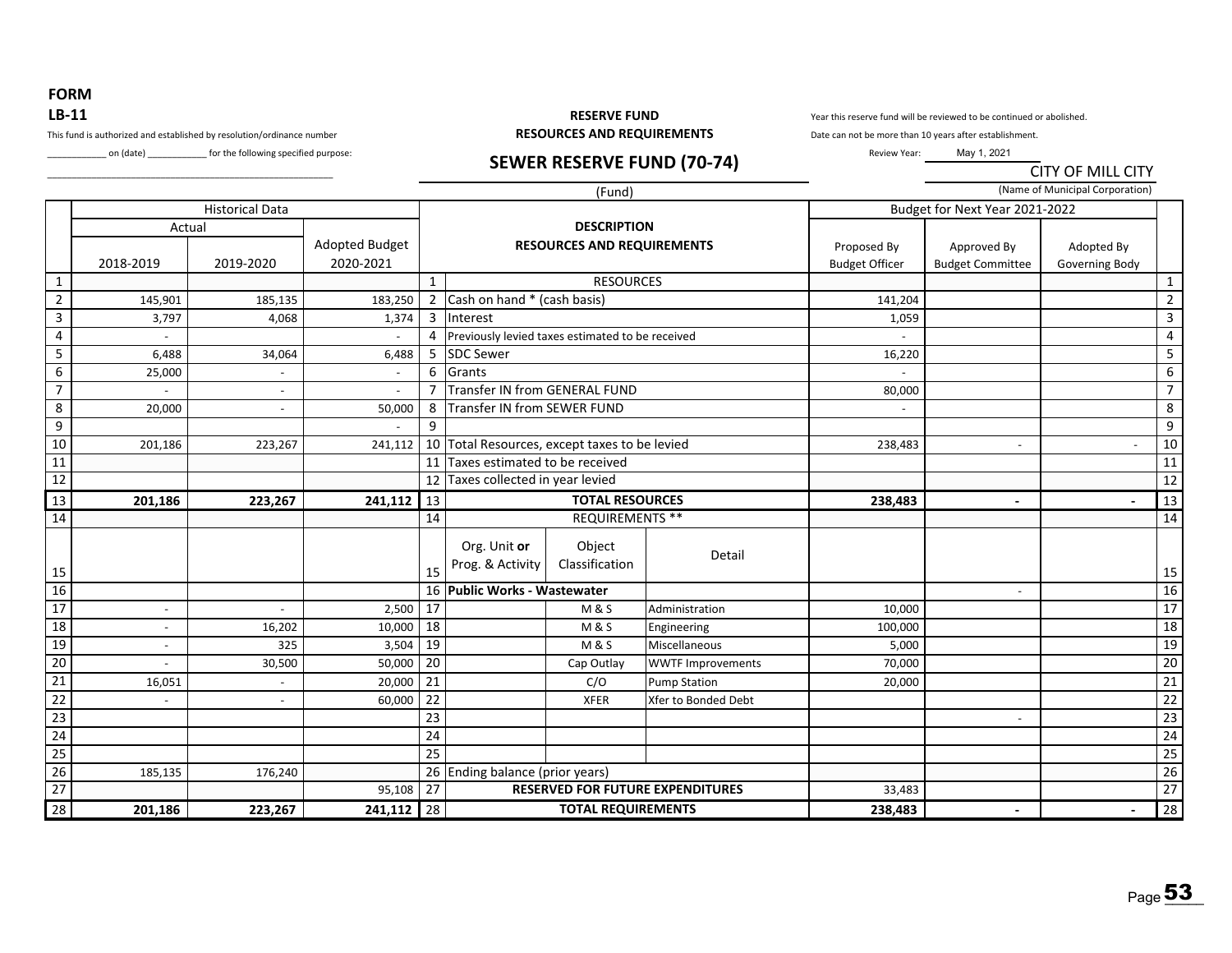**FORM**

**LB-11**

This fund is authorized and established by resolution/ordinance number ____________ on (date) ____________ for the following specified purpose:

__________________________________________________

**RESERVE FUND**
**RESOURCES AND REQUIREMENTS**

## SEWER RESERVE FUND (70-74)

(Fund)

Year this reserve fund will be reviewed to be continued or abolished.
Date can not be more than 10 years after establishment.

Review Year: May 1, 2021

CITY OF MILL CITY
(Name of Municipal Corporation)

| | Historical Data | | | | | | | Budget for Next Year 2021-2022 | | | |
|---|---|---|---|---|---|---|---|---|---|---|---|
| | Actual | | | | **DESCRIPTION** | | | | | | |
| | 2018-2019 | 2019-2020 | Adopted Budget 2020-2021 | | **RESOURCES AND REQUIREMENTS** | | | Proposed By Budget Officer | Approved By Budget Committee | Adopted By Governing Body | |
| 1 | | | | 1 | RESOURCES | | | | | | 1 |
| 2 | 145,901 | 185,135 | 183,250 | 2 | Cash on hand * (cash basis) | | | 141,204 | | | 2 |
| 3 | 3,797 | 4,068 | 1,374 | 3 | Interest | | | 1,059 | | | 3 |
| 4 | - | | - | 4 | Previously levied taxes estimated to be received | | | - | | | 4 |
| 5 | 6,488 | 34,064 | 6,488 | 5 | SDC Sewer | | | 16,220 | | | 5 |
| 6 | 25,000 | - | - | 6 | Grants | | | - | | | 6 |
| 7 | - | - | - | 7 | Transfer IN from GENERAL FUND | | | 80,000 | | | 7 |
| 8 | 20,000 | - | 50,000 | 8 | Transfer IN from SEWER FUND | | | - | | | 8 |
| 9 | | | - | 9 | | | | | | | 9 |
| 10 | 201,186 | 223,267 | 241,112 | 10 | Total Resources, except taxes to be levied | | | 238,483 | - | - | 10 |
| 11 | | | | 11 | Taxes estimated to be received | | | | | | 11 |
| 12 | | | | 12 | Taxes collected in year levied | | | | | | 12 |
| 13 | **201,186** | **223,267** | **241,112** | 13 | **TOTAL RESOURCES** | | | **238,483** | **-** | **-** | 13 |
| 14 | | | | 14 | REQUIREMENTS ** | | | | | | 14 |
| 15 | | | | 15 | Org. Unit **or** Prog. & Activity | Object Classification | Detail | | | | 15 |
| 16 | | | | 16 | **Public Works - Wastewater** | | | | - | | 16 |
| 17 | - | - | 2,500 | 17 | | M & S | Administration | 10,000 | | | 17 |
| 18 | - | 16,202 | 10,000 | 18 | | M & S | Engineering | 100,000 | | | 18 |
| 19 | - | 325 | 3,504 | 19 | | M & S | Miscellaneous | 5,000 | | | 19 |
| 20 | - | 30,500 | 50,000 | 20 | | Cap Outlay | WWTF Improvements | 70,000 | | | 20 |
| 21 | 16,051 | - | 20,000 | 21 | | C/O | Pump Station | 20,000 | | | 21 |
| 22 | - | - | 60,000 | 22 | | XFER | Xfer to Bonded Debt | | | | 22 |
| 23 | | | | 23 | | | | | - | | 23 |
| 24 | | | | 24 | | | | | | | 24 |
| 25 | | | | 25 | | | | | | | 25 |
| 26 | 185,135 | 176,240 | | 26 | Ending balance (prior years) | | | | | | 26 |
| 27 | | | 95,108 | 27 | **RESERVED FOR FUTURE EXPENDITURES** | | | 33,483 | | | 27 |
| 28 | **201,186** | **223,267** | **241,112** | 28 | **TOTAL REQUIREMENTS** | | | **238,483** | **-** | **-** | 28 |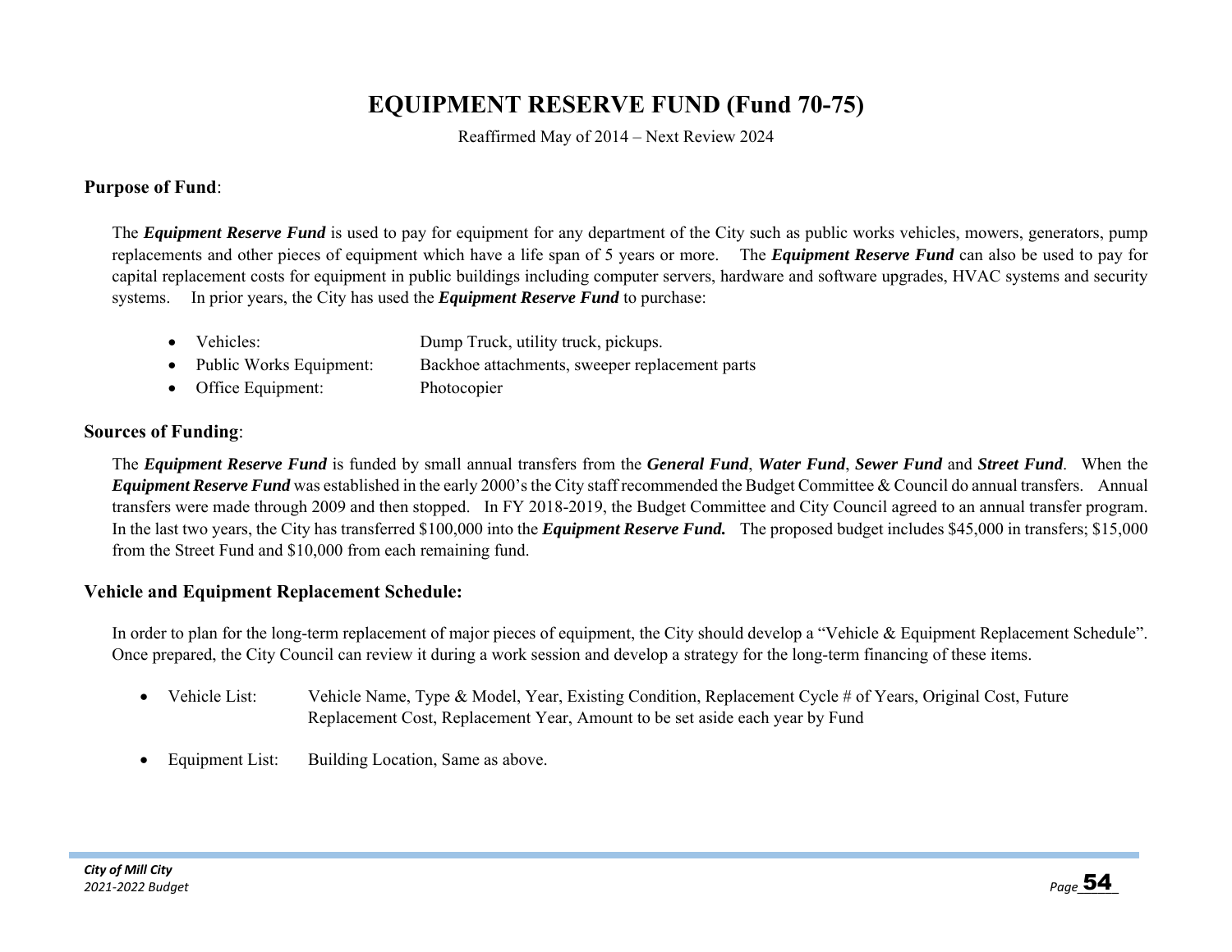# EQUIPMENT RESERVE FUND (Fund 70-75)

Reaffirmed May of 2014 – Next Review 2024

**Purpose of Fund**:

The ***Equipment Reserve Fund*** is used to pay for equipment for any department of the City such as public works vehicles, mowers, generators, pump replacements and other pieces of equipment which have a life span of 5 years or more. The ***Equipment Reserve Fund*** can also be used to pay for capital replacement costs for equipment in public buildings including computer servers, hardware and software upgrades, HVAC systems and security systems. In prior years, the City has used the ***Equipment Reserve Fund*** to purchase:

- Vehicles: Dump Truck, utility truck, pickups.
- Public Works Equipment: Backhoe attachments, sweeper replacement parts
- Office Equipment: Photocopier

**Sources of Funding**:

The ***Equipment Reserve Fund*** is funded by small annual transfers from the ***General Fund***, ***Water Fund***, ***Sewer Fund*** and ***Street Fund***. When the ***Equipment Reserve Fund*** was established in the early 2000's the City staff recommended the Budget Committee & Council do annual transfers. Annual transfers were made through 2009 and then stopped. In FY 2018-2019, the Budget Committee and City Council agreed to an annual transfer program. In the last two years, the City has transferred $100,000 into the ***Equipment Reserve Fund.*** The proposed budget includes $45,000 in transfers; $15,000 from the Street Fund and $10,000 from each remaining fund.

**Vehicle and Equipment Replacement Schedule:**

In order to plan for the long-term replacement of major pieces of equipment, the City should develop a "Vehicle & Equipment Replacement Schedule". Once prepared, the City Council can review it during a work session and develop a strategy for the long-term financing of these items.

- Vehicle List: Vehicle Name, Type & Model, Year, Existing Condition, Replacement Cycle # of Years, Original Cost, Future Replacement Cost, Replacement Year, Amount to be set aside each year by Fund

- Equipment List: Building Location, Same as above.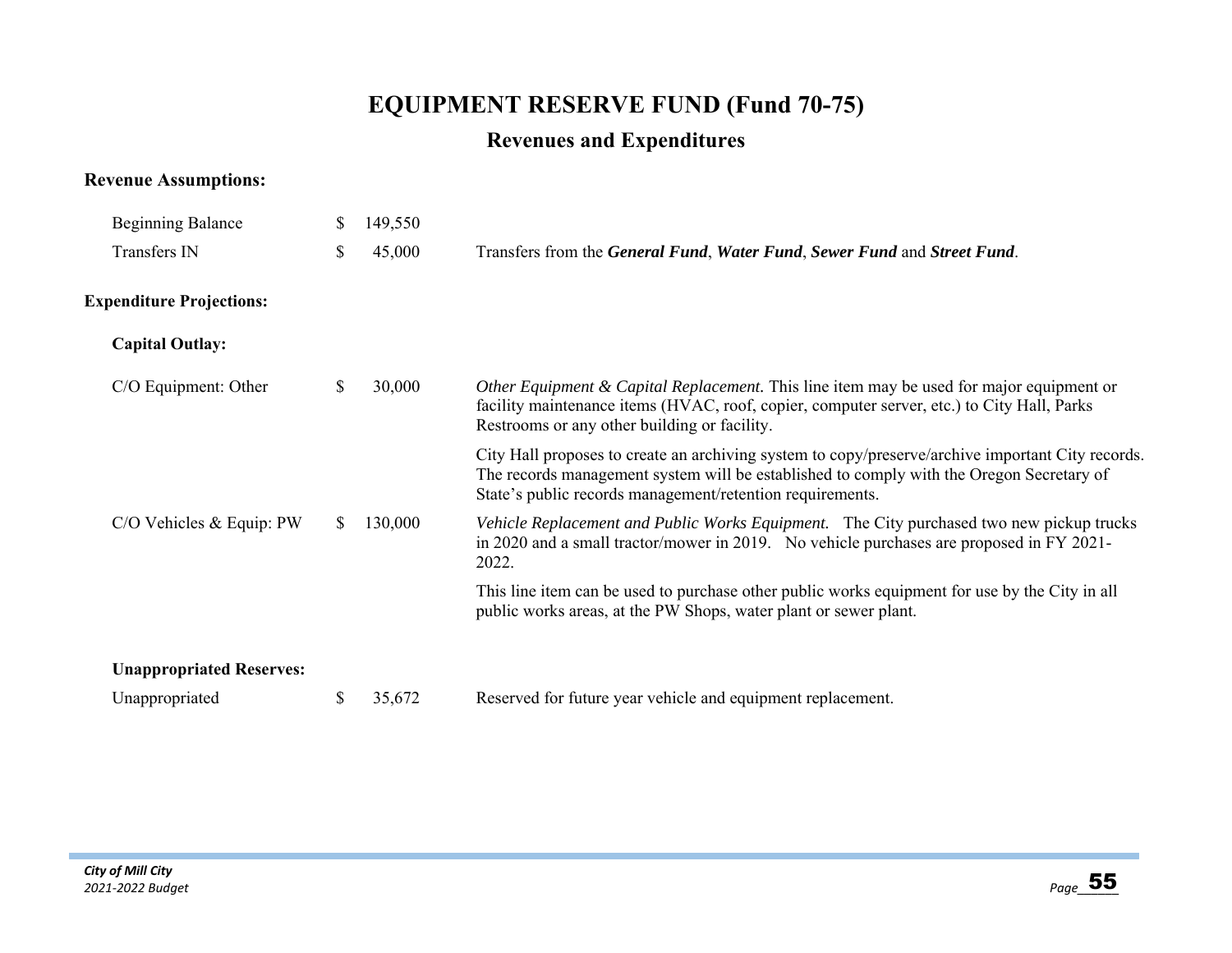# EQUIPMENT RESERVE FUND (Fund 70-75)

## Revenues and Expenditures

**Revenue Assumptions:**

| | | |
|---|---|---|
| Beginning Balance | $ 149,550 | |
| Transfers IN | $ 45,000 | Transfers from the ***General Fund***, ***Water Fund***, ***Sewer Fund*** and ***Street Fund***. |

**Expenditure Projections:**

**Capital Outlay:**

| | | |
|---|---|---|
| C/O Equipment: Other | $ 30,000 | *Other Equipment & Capital Replacement.* This line item may be used for major equipment or facility maintenance items (HVAC, roof, copier, computer server, etc.) to City Hall, Parks Restrooms or any other building or facility.<br><br>City Hall proposes to create an archiving system to copy/preserve/archive important City records. The records management system will be established to comply with the Oregon Secretary of State's public records management/retention requirements. |
| C/O Vehicles & Equip: PW | $ 130,000 | *Vehicle Replacement and Public Works Equipment.* The City purchased two new pickup trucks in 2020 and a small tractor/mower in 2019. No vehicle purchases are proposed in FY 2021-2022.<br><br>This line item can be used to purchase other public works equipment for use by the City in all public works areas, at the PW Shops, water plant or sewer plant. |

**Unappropriated Reserves:**

| | | |
|---|---|---|
| Unappropriated | $ 35,672 | Reserved for future year vehicle and equipment replacement. |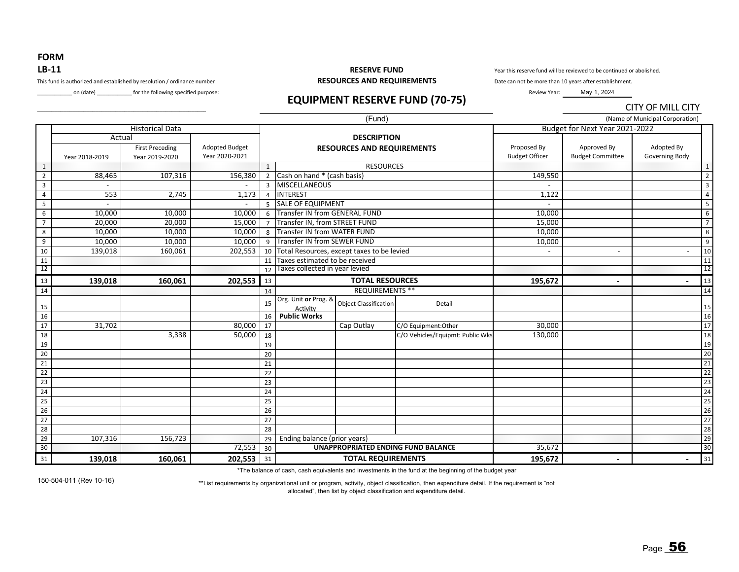**FORM**
**LB-11**

This fund is authorized and established by resolution / ordinance number ____________ on (date) ____________ for the following specified purpose:

______________________________________________

**RESERVE FUND**
**RESOURCES AND REQUIREMENTS**

## EQUIPMENT RESERVE FUND (70-75)

(Fund)

Year this reserve fund will be reviewed to be continued or abolished.
Date can not be more than 10 years after establishment.

Review Year: May 1, 2024

CITY OF MILL CITY
(Name of Municipal Corporation)

| | Historical Data | | | | Description | | | Budget for Next Year 2021-2022 | | | |
|---|---|---|---|---|---|---|---|---|---|---|---|
| | Actual | | | | | | | | | | |
| | Year 2018-2019 | First Preceding Year 2019-2020 | Adopted Budget Year 2020-2021 | | RESOURCES AND REQUIREMENTS | | | Proposed By Budget Officer | Approved By Budget Committee | Adopted By Governing Body | |
| 1 | | | | 1 | RESOURCES | | | | | | 1 |
| 2 | 88,465 | 107,316 | 156,380 | 2 | Cash on hand * (cash basis) | | | 149,550 | | | 2 |
| 3 | - | | - | 3 | MISCELLANEOUS | | | - | | | 3 |
| 4 | 553 | 2,745 | 1,173 | 4 | INTEREST | | | 1,122 | | | 4 |
| 5 | - | | - | 5 | SALE OF EQUIPMENT | | | - | | | 5 |
| 6 | 10,000 | 10,000 | 10,000 | 6 | Transfer IN from GENERAL FUND | | | 10,000 | | | 6 |
| 7 | 20,000 | 20,000 | 15,000 | 7 | Transfer IN, from STREET FUND | | | 15,000 | | | 7 |
| 8 | 10,000 | 10,000 | 10,000 | 8 | Transfer IN from WATER FUND | | | 10,000 | | | 8 |
| 9 | 10,000 | 10,000 | 10,000 | 9 | Transfer IN from SEWER FUND | | | 10,000 | | | 9 |
| 10 | 139,018 | 160,061 | 202,553 | 10 | Total Resources, except taxes to be levied | | | - | - | - | 10 |
| 11 | | | | 11 | Taxes estimated to be received | | | | | | 11 |
| 12 | | | | 12 | Taxes collected in year levied | | | | | | 12 |
| 13 | **139,018** | **160,061** | **202,553** | 13 | **TOTAL RESOURCES** | | | **195,672** | **-** | **-** | 13 |
| 14 | | | | 14 | REQUIREMENTS ** | | | | | | 14 |
| 15 | | | | 15 | Org. Unit **or** Prog. & Activity | Object Classification | Detail | | | | 15 |
| 16 | | | | 16 | **Public Works** | | | | | | 16 |
| 17 | 31,702 | | 80,000 | 17 | | Cap Outlay | C/O Equipment:Other | 30,000 | | | 17 |
| 18 | | 3,338 | 50,000 | 18 | | | C/O Vehicles/Equipmt: Public Wks | 130,000 | | | 18 |
| 19 | | | | 19 | | | | | | | 19 |
| 20 | | | | 20 | | | | | | | 20 |
| 21 | | | | 21 | | | | | | | 21 |
| 22 | | | | 22 | | | | | | | 22 |
| 23 | | | | 23 | | | | | | | 23 |
| 24 | | | | 24 | | | | | | | 24 |
| 25 | | | | 25 | | | | | | | 25 |
| 26 | | | | 26 | | | | | | | 26 |
| 27 | | | | 27 | | | | | | | 27 |
| 28 | | | | 28 | | | | | | | 28 |
| 29 | 107,316 | 156,723 | | 29 | Ending balance (prior years) | | | | | | 29 |
| 30 | | | 72,553 | 30 | **UNAPPROPRIATED ENDING FUND BALANCE** | | | 35,672 | | | 30 |
| 31 | **139,018** | **160,061** | **202,553** | 31 | **TOTAL REQUIREMENTS** | | | **195,672** | **-** | **-** | 31 |

*The balance of cash, cash equivalents and investments in the fund at the beginning of the budget year

150-504-011 (Rev 10-16)

**List requirements by organizational unit or program, activity, object classification, then expenditure detail. If the requirement is "not allocated", then list by object classification and expenditure detail.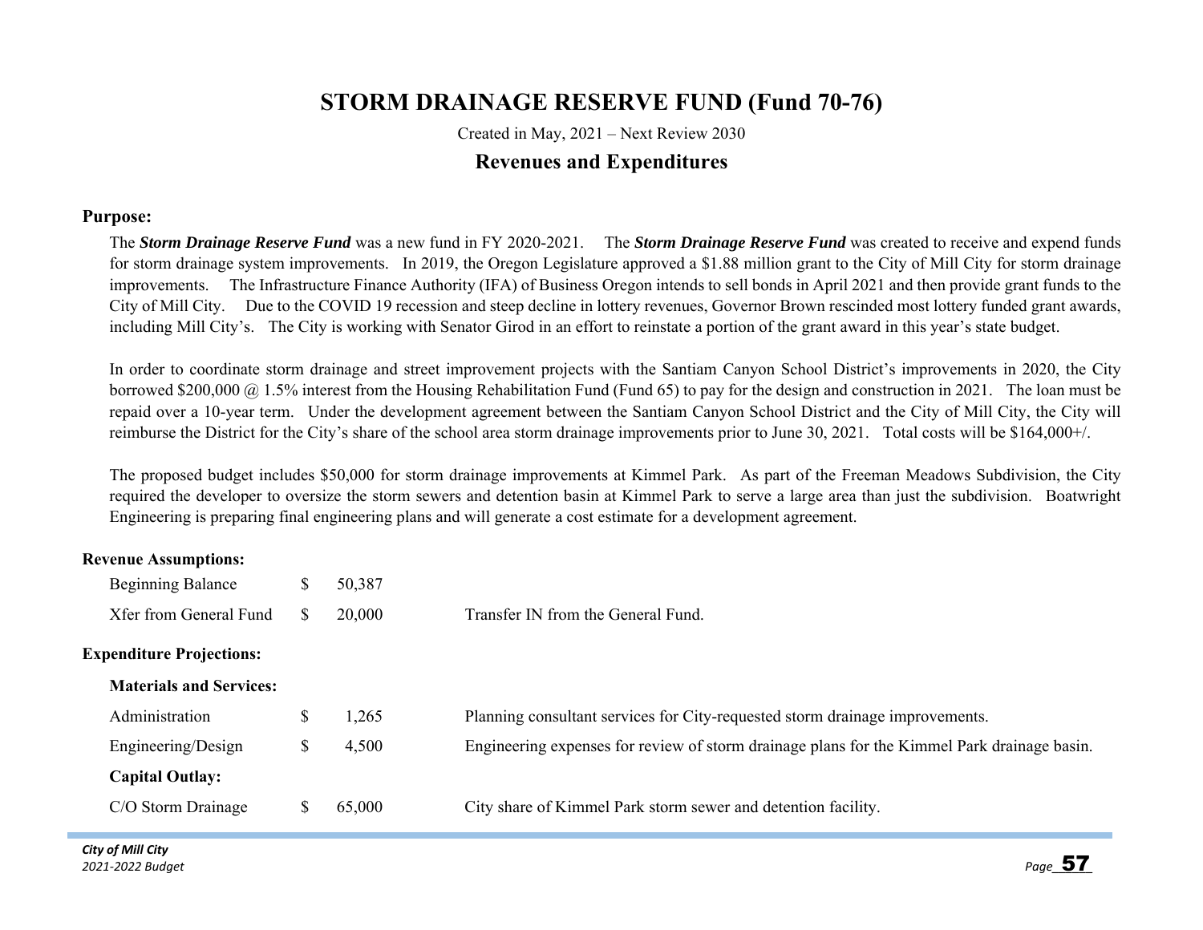# STORM DRAINAGE RESERVE FUND (Fund 70-76)

Created in May, 2021 – Next Review 2030

## Revenues and Expenditures

**Purpose:**

The ***Storm Drainage Reserve Fund*** was a new fund in FY 2020-2021. The ***Storm Drainage Reserve Fund*** was created to receive and expend funds for storm drainage system improvements. In 2019, the Oregon Legislature approved a $1.88 million grant to the City of Mill City for storm drainage improvements. The Infrastructure Finance Authority (IFA) of Business Oregon intends to sell bonds in April 2021 and then provide grant funds to the City of Mill City. Due to the COVID 19 recession and steep decline in lottery revenues, Governor Brown rescinded most lottery funded grant awards, including Mill City's. The City is working with Senator Girod in an effort to reinstate a portion of the grant award in this year's state budget.

In order to coordinate storm drainage and street improvement projects with the Santiam Canyon School District's improvements in 2020, the City borrowed $200,000 @ 1.5% interest from the Housing Rehabilitation Fund (Fund 65) to pay for the design and construction in 2021. The loan must be repaid over a 10-year term. Under the development agreement between the Santiam Canyon School District and the City of Mill City, the City will reimburse the District for the City's share of the school area storm drainage improvements prior to June 30, 2021. Total costs will be $164,000+/.

The proposed budget includes $50,000 for storm drainage improvements at Kimmel Park. As part of the Freeman Meadows Subdivision, the City required the developer to oversize the storm sewers and detention basin at Kimmel Park to serve a large area than just the subdivision. Boatwright Engineering is preparing final engineering plans and will generate a cost estimate for a development agreement.

**Revenue Assumptions:**

| Item | Amount | Description |
|---|---|---|
| Beginning Balance | $ 50,387 | |
| Xfer from General Fund | $ 20,000 | Transfer IN from the General Fund. |

**Expenditure Projections:**

**Materials and Services:**

| Item | Amount | Description |
|---|---|---|
| Administration | $ 1,265 | Planning consultant services for City-requested storm drainage improvements. |
| Engineering/Design | $ 4,500 | Engineering expenses for review of storm drainage plans for the Kimmel Park drainage basin. |

**Capital Outlay:**

| Item | Amount | Description |
|---|---|---|
| C/O Storm Drainage | $ 65,000 | City share of Kimmel Park storm sewer and detention facility. |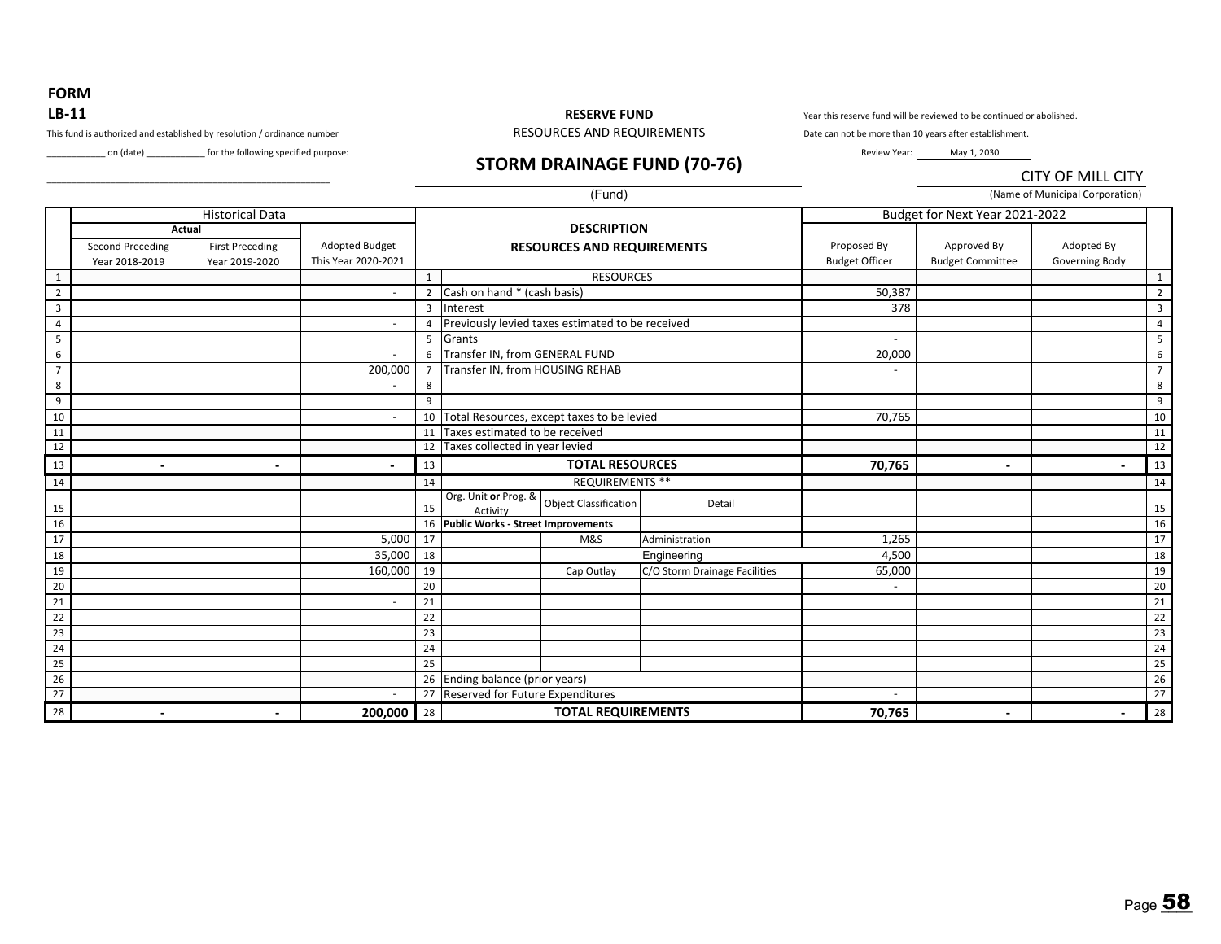**FORM**

**LB-11**

This fund is authorized and established by resolution / ordinance number ____________ on (date) ____________ for the following specified purpose:

______________________________________________

**RESERVE FUND**

RESOURCES AND REQUIREMENTS

## STORM DRAINAGE FUND (70-76)

(Fund)

Year this reserve fund will be reviewed to be continued or abolished.

Date can not be more than 10 years after establishment.

Review Year: May 1, 2030

CITY OF MILL CITY

(Name of Municipal Corporation)

| | Historical Data | | | | DESCRIPTION | | | Budget for Next Year 2021-2022 | | | |
|---|---|---|---|---|---|---|---|---|---|---|---|
| | Actual | | | | RESOURCES AND REQUIREMENTS | | | | | | |
| | Second Preceding Year 2018-2019 | First Preceding Year 2019-2020 | Adopted Budget This Year 2020-2021 | | | | | Proposed By Budget Officer | Approved By Budget Committee | Adopted By Governing Body | |
| 1 | | | | 1 | RESOURCES | | | | | | 1 |
| 2 | | | - | 2 | Cash on hand * (cash basis) | | | 50,387 | | | 2 |
| 3 | | | | 3 | Interest | | | 378 | | | 3 |
| 4 | | | - | 4 | Previously levied taxes estimated to be received | | | | | | 4 |
| 5 | | | | 5 | Grants | | | - | | | 5 |
| 6 | | | - | 6 | Transfer IN, from GENERAL FUND | | | 20,000 | | | 6 |
| 7 | | | 200,000 | 7 | Transfer IN, from HOUSING REHAB | | | - | | | 7 |
| 8 | | | - | 8 | | | | | | | 8 |
| 9 | | | | 9 | | | | | | | 9 |
| 10 | | | - | 10 | Total Resources, except taxes to be levied | | | 70,765 | | | 10 |
| 11 | | | | 11 | Taxes estimated to be received | | | | | | 11 |
| 12 | | | | 12 | Taxes collected in year levied | | | | | | 12 |
| 13 | **-** | **-** | **-** | 13 | **TOTAL RESOURCES** | | | **70,765** | **-** | **-** | 13 |
| 14 | | | | 14 | REQUIREMENTS ** | | | | | | 14 |
| 15 | | | | 15 | Org. Unit **or** Prog. & Activity | Object Classification | Detail | | | | 15 |
| 16 | | | | 16 | **Public Works - Street Improvements** | | | | | | 16 |
| 17 | | | 5,000 | 17 | | M&S | Administration | 1,265 | | | 17 |
| 18 | | | 35,000 | 18 | | | Engineering | 4,500 | | | 18 |
| 19 | | | 160,000 | 19 | | Cap Outlay | C/O Storm Drainage Facilities | 65,000 | | | 19 |
| 20 | | | | 20 | | | | - | | | 20 |
| 21 | | | - | 21 | | | | | | | 21 |
| 22 | | | | 22 | | | | | | | 22 |
| 23 | | | | 23 | | | | | | | 23 |
| 24 | | | | 24 | | | | | | | 24 |
| 25 | | | | 25 | | | | | | | 25 |
| 26 | | | | 26 | Ending balance (prior years) | | | | | | 26 |
| 27 | | | - | 27 | Reserved for Future Expenditures | | | - | | | 27 |
| 28 | **-** | **-** | **200,000** | 28 | **TOTAL REQUIREMENTS** | | | **70,765** | **-** | **-** | 28 |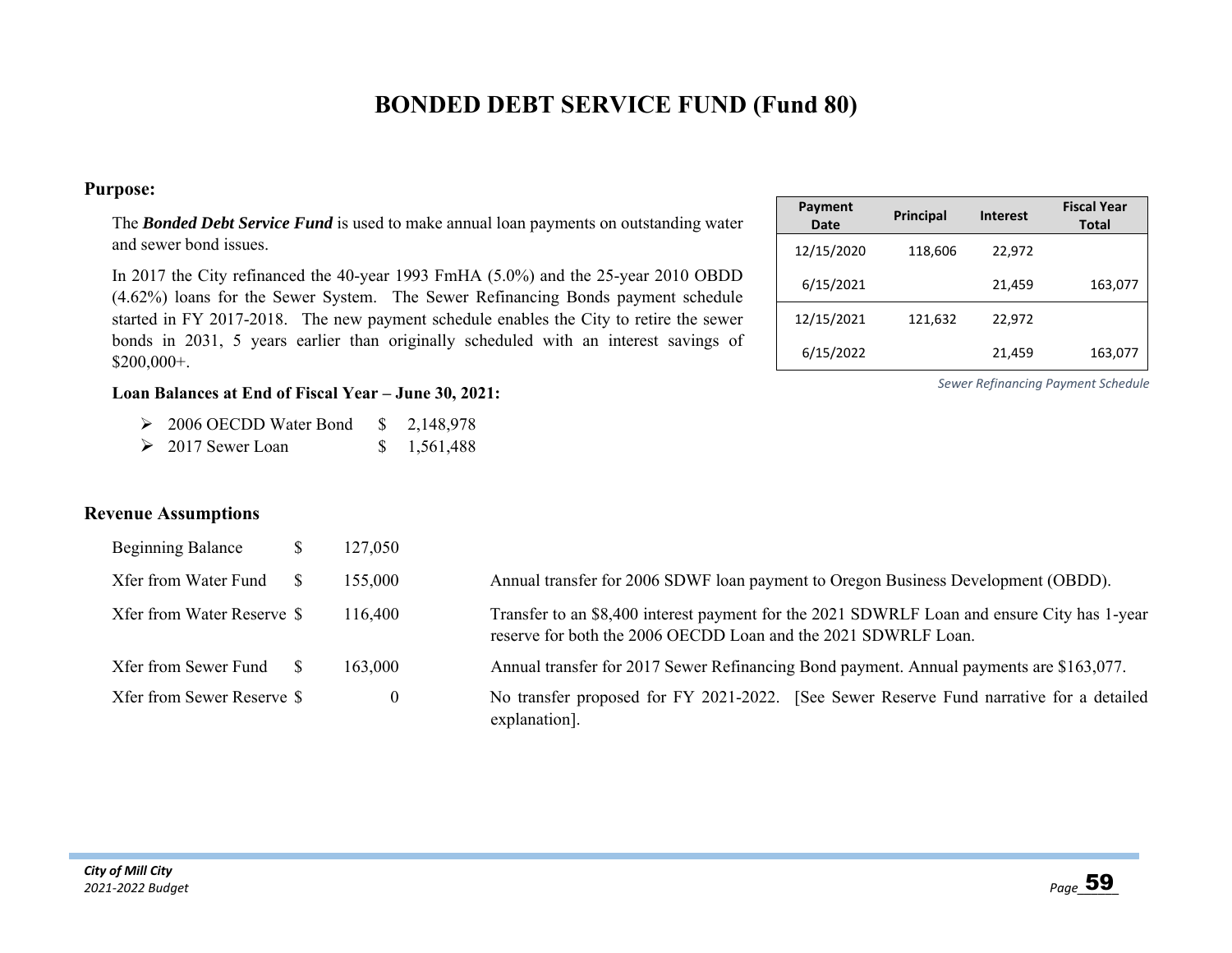# BONDED DEBT SERVICE FUND (Fund 80)

## Purpose:

The ***Bonded Debt Service Fund*** is used to make annual loan payments on outstanding water and sewer bond issues.

In 2017 the City refinanced the 40-year 1993 FmHA (5.0%) and the 25-year 2010 OBDD (4.62%) loans for the Sewer System. The Sewer Refinancing Bonds payment schedule started in FY 2017-2018. The new payment schedule enables the City to retire the sewer bonds in 2031, 5 years earlier than originally scheduled with an interest savings of $200,000+.

| Payment Date | Principal | Interest | Fiscal Year Total |
|---|---|---|---|
| 12/15/2020 | 118,606 | 22,972 | |
| 6/15/2021 | | 21,459 | 163,077 |
| 12/15/2021 | 121,632 | 22,972 | |
| 6/15/2022 | | 21,459 | 163,077 |

*Sewer Refinancing Payment Schedule*

**Loan Balances at End of Fiscal Year – June 30, 2021:**

- 2006 OECDD Water Bond $ 2,148,978
- 2017 Sewer Loan $ 1,561,488

## Revenue Assumptions

| | | | |
|---|---|---|---|
| Beginning Balance | $ | 127,050 | |
| Xfer from Water Fund | $ | 155,000 | Annual transfer for 2006 SDWF loan payment to Oregon Business Development (OBDD). |
| Xfer from Water Reserve | $ | 116,400 | Transfer to an $8,400 interest payment for the 2021 SDWRLF Loan and ensure City has 1-year reserve for both the 2006 OECDD Loan and the 2021 SDWRLF Loan. |
| Xfer from Sewer Fund | $ | 163,000 | Annual transfer for 2017 Sewer Refinancing Bond payment. Annual payments are $163,077. |
| Xfer from Sewer Reserve | $ | 0 | No transfer proposed for FY 2021-2022. [See Sewer Reserve Fund narrative for a detailed explanation]. |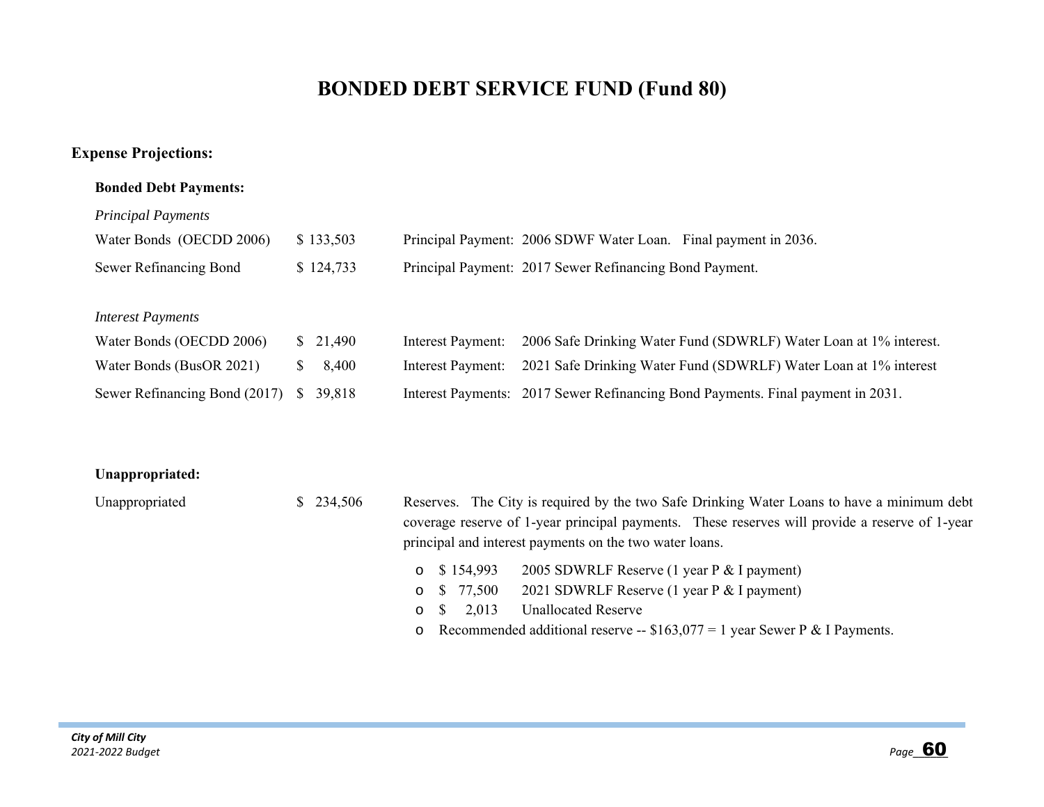# BONDED DEBT SERVICE FUND (Fund 80)

## Expense Projections:

### Bonded Debt Payments:

*Principal Payments*

| | | |
|---|---|---|
| Water Bonds (OECDD 2006) | $ 133,503 | Principal Payment: 2006 SDWF Water Loan. Final payment in 2036. |
| Sewer Refinancing Bond | $ 124,733 | Principal Payment: 2017 Sewer Refinancing Bond Payment. |

*Interest Payments*

| | | |
|---|---|---|
| Water Bonds (OECDD 2006) | $ 21,490 | Interest Payment: 2006 Safe Drinking Water Fund (SDWRLF) Water Loan at 1% interest. |
| Water Bonds (BusOR 2021) | $ 8,400 | Interest Payment: 2021 Safe Drinking Water Fund (SDWRLF) Water Loan at 1% interest |
| Sewer Refinancing Bond (2017) | $ 39,818 | Interest Payments: 2017 Sewer Refinancing Bond Payments. Final payment in 2031. |

### Unappropriated:

Unappropriated $ 234,506

Reserves. The City is required by the two Safe Drinking Water Loans to have a minimum debt coverage reserve of 1-year principal payments. These reserves will provide a reserve of 1-year principal and interest payments on the two water loans.

- $ 154,993 2005 SDWRLF Reserve (1 year P & I payment)
- $ 77,500 2021 SDWRLF Reserve (1 year P & I payment)
- $ 2,013 Unallocated Reserve
- Recommended additional reserve -- $163,077 = 1 year Sewer P & I Payments.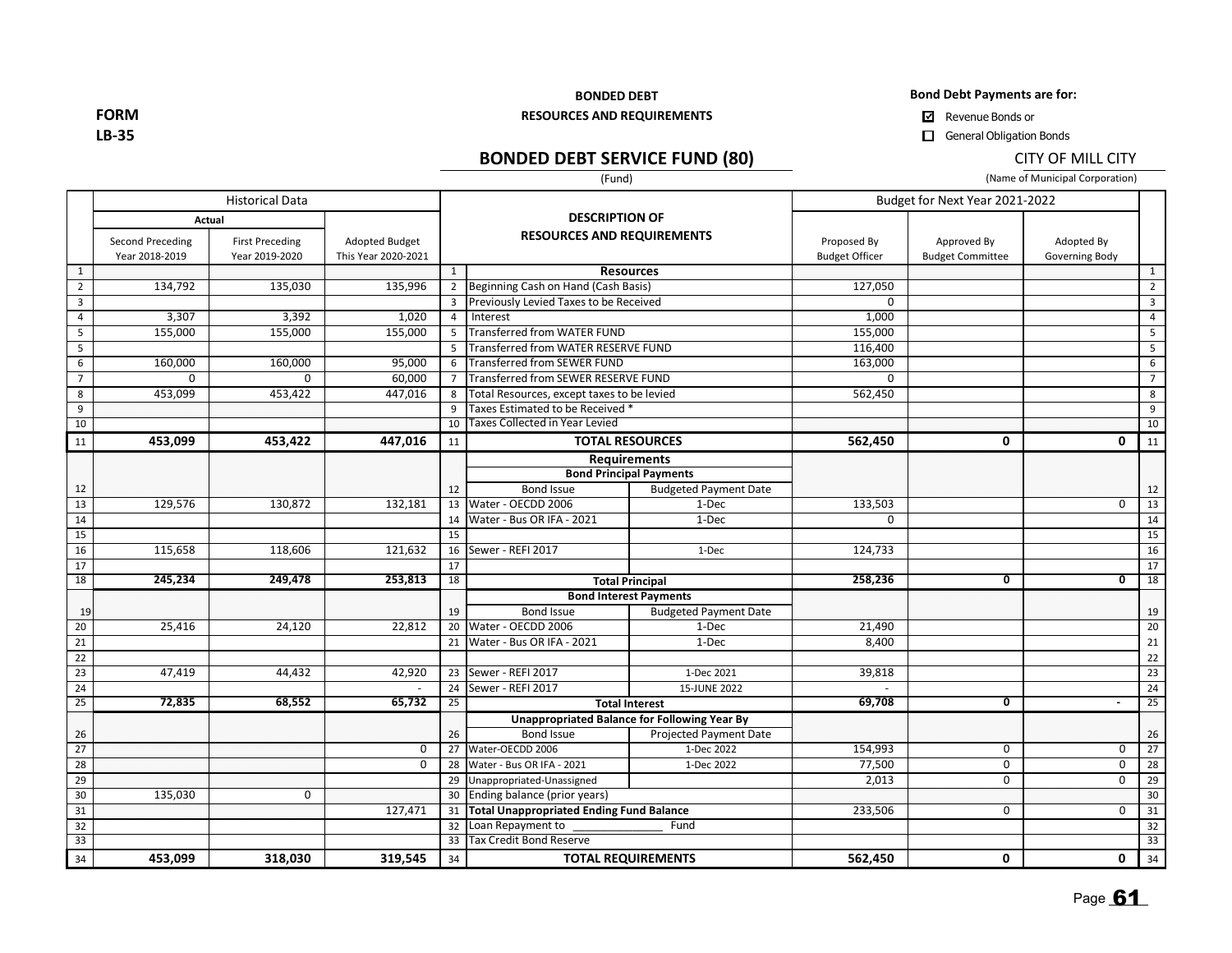**FORM LB-35**

**BONDED DEBT**
**RESOURCES AND REQUIREMENTS**

**Bond Debt Payments are for:**

☑ Revenue Bonds or
☐ General Obligation Bonds

## BONDED DEBT SERVICE FUND (80)

(Fund)

CITY OF MILL CITY
(Name of Municipal Corporation)

| | Historical Data | | | | Description of Resources and Requirements | | Budget for Next Year 2021-2022 | | | |
|---|---|---|---|---|---|---|---|---|---|---|
| | Actual | | | | | | | | | |
| | Second Preceding Year 2018-2019 | First Preceding Year 2019-2020 | Adopted Budget This Year 2020-2021 | | | | Proposed By Budget Officer | Approved By Budget Committee | Adopted By Governing Body | |
| 1 | | | | 1 | **Resources** | | | | | 1 |
| 2 | 134,792 | 135,030 | 135,996 | 2 | Beginning Cash on Hand (Cash Basis) | | 127,050 | | | 2 |
| 3 | | | | 3 | Previously Levied Taxes to be Received | | 0 | | | 3 |
| 4 | 3,307 | 3,392 | 1,020 | 4 | Interest | | 1,000 | | | 4 |
| 5 | 155,000 | 155,000 | 155,000 | 5 | Transferred from WATER FUND | | 155,000 | | | 5 |
| 5 | | | | 5 | Transferred from WATER RESERVE FUND | | 116,400 | | | 5 |
| 6 | 160,000 | 160,000 | 95,000 | 6 | Transferred from SEWER FUND | | 163,000 | | | 6 |
| 7 | 0 | 0 | 60,000 | 7 | Transferred from SEWER RESERVE FUND | | 0 | | | 7 |
| 8 | 453,099 | 453,422 | 447,016 | 8 | Total Resources, except taxes to be levied | | 562,450 | | | 8 |
| 9 | | | | 9 | Taxes Estimated to be Received * | | | | | 9 |
| 10 | | | | 10 | Taxes Collected in Year Levied | | | | | 10 |
| 11 | **453,099** | **453,422** | **447,016** | 11 | **TOTAL RESOURCES** | | **562,450** | **0** | **0** | 11 |
| | | | | | **Requirements** | | | | | |
| | | | | | **Bond Principal Payments** | | | | | |
| 12 | | | | 12 | Bond Issue | Budgeted Payment Date | | | | 12 |
| 13 | 129,576 | 130,872 | 132,181 | 13 | Water - OECDD 2006 | 1-Dec | 133,503 | | 0 | 13 |
| 14 | | | | 14 | Water - Bus OR IFA - 2021 | 1-Dec | 0 | | | 14 |
| 15 | | | | 15 | | | | | | 15 |
| 16 | 115,658 | 118,606 | 121,632 | 16 | Sewer - REFI 2017 | 1-Dec | 124,733 | | | 16 |
| 17 | | | | 17 | | | | | | 17 |
| 18 | **245,234** | **249,478** | **253,813** | 18 | **Total Principal** | | **258,236** | **0** | **0** | 18 |
| | | | | | **Bond Interest Payments** | | | | | |
| 19 | | | | 19 | Bond Issue | Budgeted Payment Date | | | | 19 |
| 20 | 25,416 | 24,120 | 22,812 | 20 | Water - OECDD 2006 | 1-Dec | 21,490 | | | 20 |
| 21 | | | | 21 | Water - Bus OR IFA - 2021 | 1-Dec | 8,400 | | | 21 |
| 22 | | | | | | | | | | 22 |
| 23 | 47,419 | 44,432 | 42,920 | 23 | Sewer - REFI 2017 | 1-Dec 2021 | 39,818 | | | 23 |
| 24 | | | - | 24 | Sewer - REFI 2017 | 15-JUNE 2022 | - | | | 24 |
| 25 | **72,835** | **68,552** | **65,732** | 25 | **Total Interest** | | **69,708** | **0** | **-** | 25 |
| | | | | | **Unappropriated Balance for Following Year By** | | | | | |
| 26 | | | | 26 | Bond Issue | Projected Payment Date | | | | 26 |
| 27 | | | 0 | 27 | Water-OECDD 2006 | 1-Dec 2022 | 154,993 | 0 | 0 | 27 |
| 28 | | | 0 | 28 | Water - Bus OR IFA - 2021 | 1-Dec 2022 | 77,500 | 0 | 0 | 28 |
| 29 | | | | 29 | Unappropriated-Unassigned | | 2,013 | 0 | 0 | 29 |
| 30 | 135,030 | 0 | | 30 | Ending balance (prior years) | | | | | 30 |
| 31 | | | 127,471 | 31 | **Total Unappropriated Ending Fund Balance** | | 233,506 | 0 | 0 | 31 |
| 32 | | | | 32 | Loan Repayment to ______________ Fund | | | | | 32 |
| 33 | | | | 33 | Tax Credit Bond Reserve | | | | | 33 |
| 34 | **453,099** | **318,030** | **319,545** | 34 | **TOTAL REQUIREMENTS** | | **562,450** | **0** | **0** | 34 |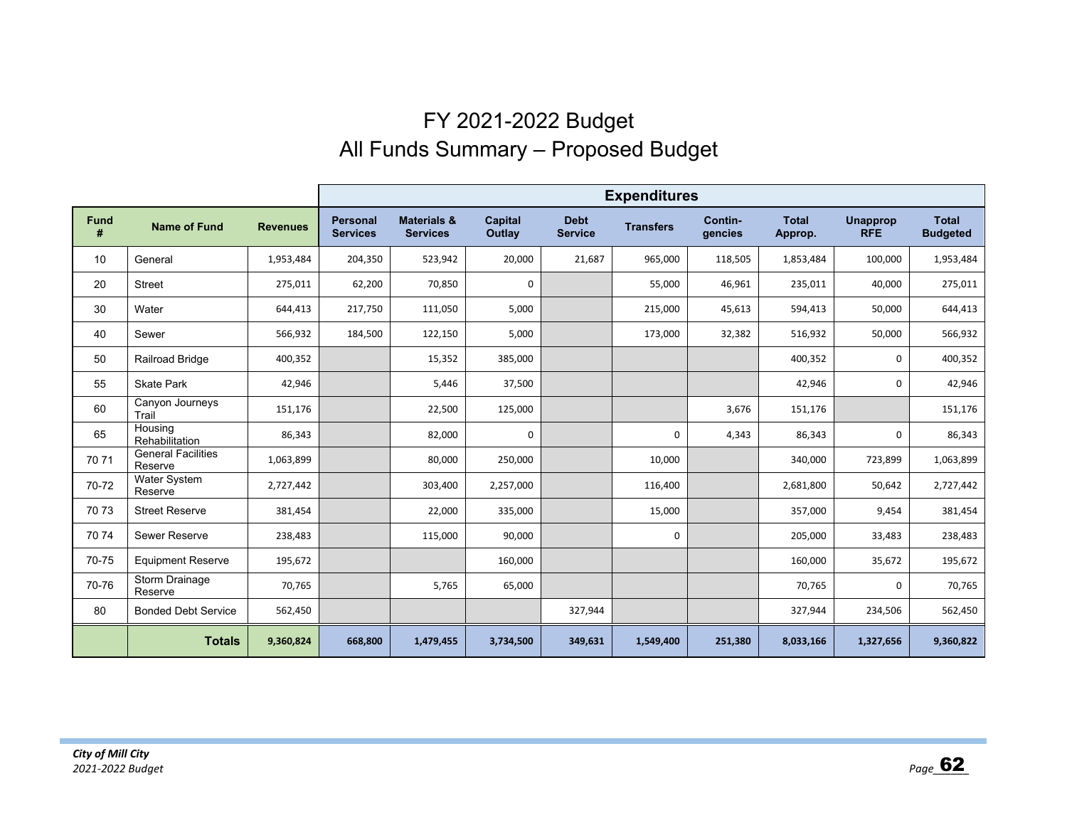# FY 2021-2022 Budget
## All Funds Summary – Proposed Budget

| | | | Expenditures | | | | | | | | |
|---|---|---|---|---|---|---|---|---|---|---|---|
| Fund # | Name of Fund | Revenues | Personal Services | Materials & Services | Capital Outlay | Debt Service | Transfers | Contin-gencies | Total Approp. | Unapprop RFE | Total Budgeted |
| 10 | General | 1,953,484 | 204,350 | 523,942 | 20,000 | 21,687 | 965,000 | 118,505 | 1,853,484 | 100,000 | 1,953,484 |
| 20 | Street | 275,011 | 62,200 | 70,850 | 0 | | 55,000 | 46,961 | 235,011 | 40,000 | 275,011 |
| 30 | Water | 644,413 | 217,750 | 111,050 | 5,000 | | 215,000 | 45,613 | 594,413 | 50,000 | 644,413 |
| 40 | Sewer | 566,932 | 184,500 | 122,150 | 5,000 | | 173,000 | 32,382 | 516,932 | 50,000 | 566,932 |
| 50 | Railroad Bridge | 400,352 | | 15,352 | 385,000 | | | | 400,352 | 0 | 400,352 |
| 55 | Skate Park | 42,946 | | 5,446 | 37,500 | | | | 42,946 | 0 | 42,946 |
| 60 | Canyon Journeys Trail | 151,176 | | 22,500 | 125,000 | | | 3,676 | 151,176 | | 151,176 |
| 65 | Housing Rehabilitation | 86,343 | | 82,000 | 0 | | 0 | 4,343 | 86,343 | 0 | 86,343 |
| 70 71 | General Facilities Reserve | 1,063,899 | | 80,000 | 250,000 | | 10,000 | | 340,000 | 723,899 | 1,063,899 |
| 70-72 | Water System Reserve | 2,727,442 | | 303,400 | 2,257,000 | | 116,400 | | 2,681,800 | 50,642 | 2,727,442 |
| 70 73 | Street Reserve | 381,454 | | 22,000 | 335,000 | | 15,000 | | 357,000 | 9,454 | 381,454 |
| 70 74 | Sewer Reserve | 238,483 | | 115,000 | 90,000 | | 0 | | 205,000 | 33,483 | 238,483 |
| 70-75 | Equipment Reserve | 195,672 | | | 160,000 | | | | 160,000 | 35,672 | 195,672 |
| 70-76 | Storm Drainage Reserve | 70,765 | | 5,765 | 65,000 | | | | 70,765 | 0 | 70,765 |
| 80 | Bonded Debt Service | 562,450 | | | | 327,944 | | | 327,944 | 234,506 | 562,450 |
| | **Totals** | **9,360,824** | **668,800** | **1,479,455** | **3,734,500** | **349,631** | **1,549,400** | **251,380** | **8,033,166** | **1,327,656** | **9,360,822** |

*City of Mill City*
*2021-2022 Budget*